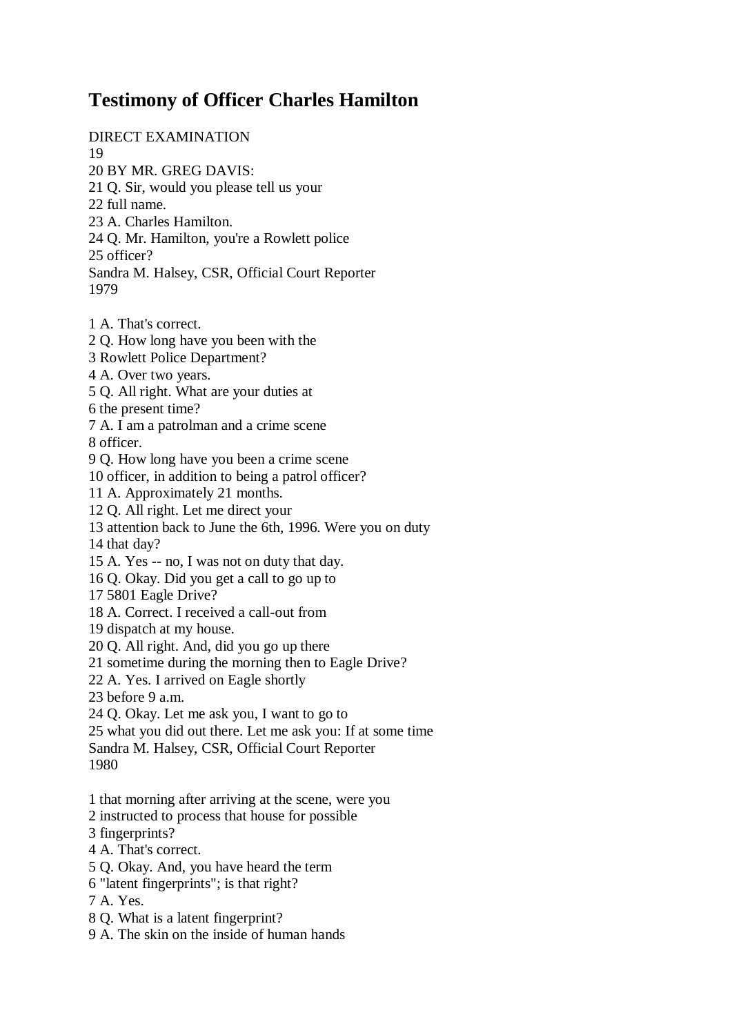# Testimony of Officer Charles Hamilton

DIRECT EXAMINATION
19
20 BY MR. GREG DAVIS:
21 Q. Sir, would you please tell us your
22 full name.
23 A. Charles Hamilton.
24 Q. Mr. Hamilton, you're a Rowlett police
25 officer?
Sandra M. Halsey, CSR, Official Court Reporter
1979

1 A. That's correct.
2 Q. How long have you been with the
3 Rowlett Police Department?
4 A. Over two years.
5 Q. All right. What are your duties at
6 the present time?
7 A. I am a patrolman and a crime scene
8 officer.
9 Q. How long have you been a crime scene
10 officer, in addition to being a patrol officer?
11 A. Approximately 21 months.
12 Q. All right. Let me direct your
13 attention back to June the 6th, 1996. Were you on duty
14 that day?
15 A. Yes -- no, I was not on duty that day.
16 Q. Okay. Did you get a call to go up to
17 5801 Eagle Drive?
18 A. Correct. I received a call-out from
19 dispatch at my house.
20 Q. All right. And, did you go up there
21 sometime during the morning then to Eagle Drive?
22 A. Yes. I arrived on Eagle shortly
23 before 9 a.m.
24 Q. Okay. Let me ask you, I want to go to
25 what you did out there. Let me ask you: If at some time
Sandra M. Halsey, CSR, Official Court Reporter
1980

1 that morning after arriving at the scene, were you
2 instructed to process that house for possible
3 fingerprints?
4 A. That's correct.
5 Q. Okay. And, you have heard the term
6 "latent fingerprints"; is that right?
7 A. Yes.
8 Q. What is a latent fingerprint?
9 A. The skin on the inside of human hands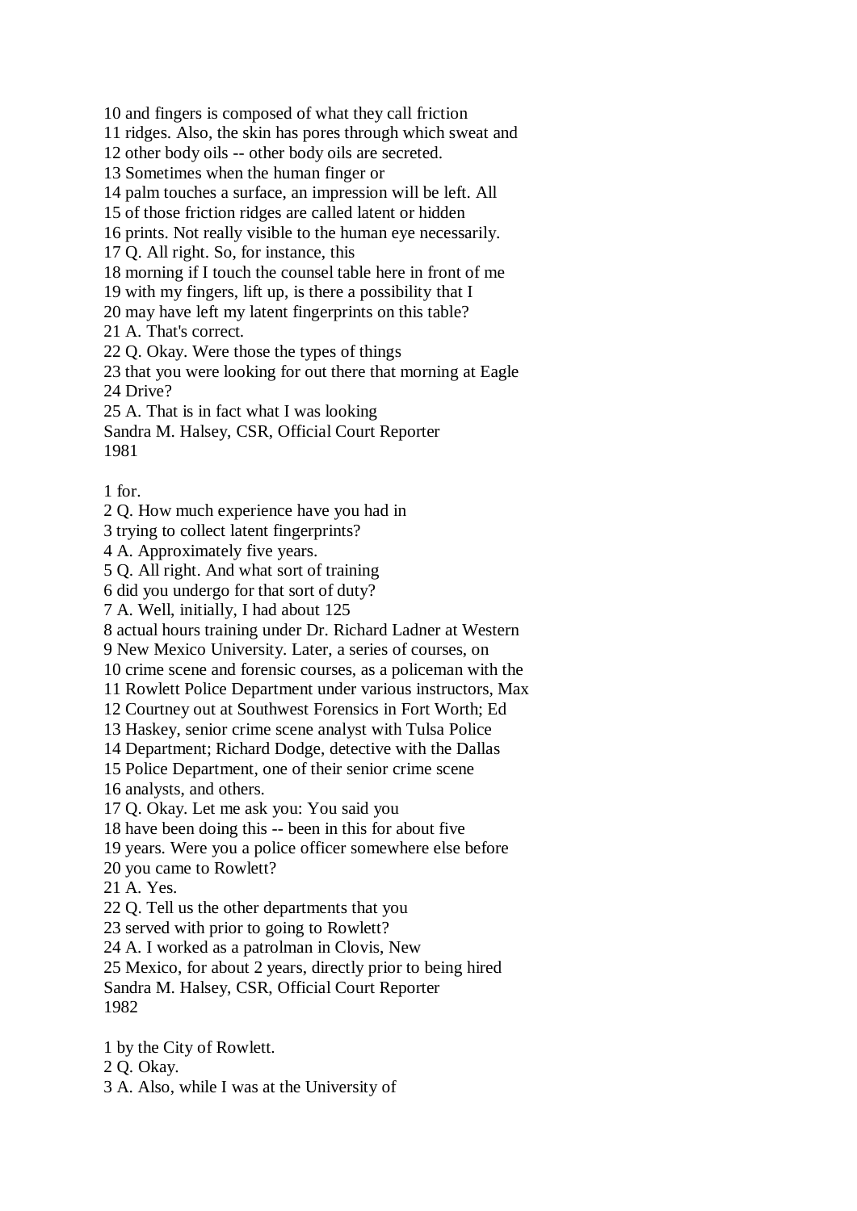10 and fingers is composed of what they call friction
11 ridges. Also, the skin has pores through which sweat and
12 other body oils -- other body oils are secreted.
13 Sometimes when the human finger or
14 palm touches a surface, an impression will be left. All
15 of those friction ridges are called latent or hidden
16 prints. Not really visible to the human eye necessarily.
17 Q. All right. So, for instance, this
18 morning if I touch the counsel table here in front of me
19 with my fingers, lift up, is there a possibility that I
20 may have left my latent fingerprints on this table?
21 A. That's correct.
22 Q. Okay. Were those the types of things
23 that you were looking for out there that morning at Eagle
24 Drive?
25 A. That is in fact what I was looking

1 for.
2 Q. How much experience have you had in
3 trying to collect latent fingerprints?
4 A. Approximately five years.
5 Q. All right. And what sort of training
6 did you undergo for that sort of duty?
7 A. Well, initially, I had about 125
8 actual hours training under Dr. Richard Ladner at Western
9 New Mexico University. Later, a series of courses, on
10 crime scene and forensic courses, as a policeman with the
11 Rowlett Police Department under various instructors, Max
12 Courtney out at Southwest Forensics in Fort Worth; Ed
13 Haskey, senior crime scene analyst with Tulsa Police
14 Department; Richard Dodge, detective with the Dallas
15 Police Department, one of their senior crime scene
16 analysts, and others.
17 Q. Okay. Let me ask you: You said you
18 have been doing this -- been in this for about five
19 years. Were you a police officer somewhere else before
20 you came to Rowlett?
21 A. Yes.
22 Q. Tell us the other departments that you
23 served with prior to going to Rowlett?
24 A. I worked as a patrolman in Clovis, New
25 Mexico, for about 2 years, directly prior to being hired

1 by the City of Rowlett.
2 Q. Okay.
3 A. Also, while I was at the University of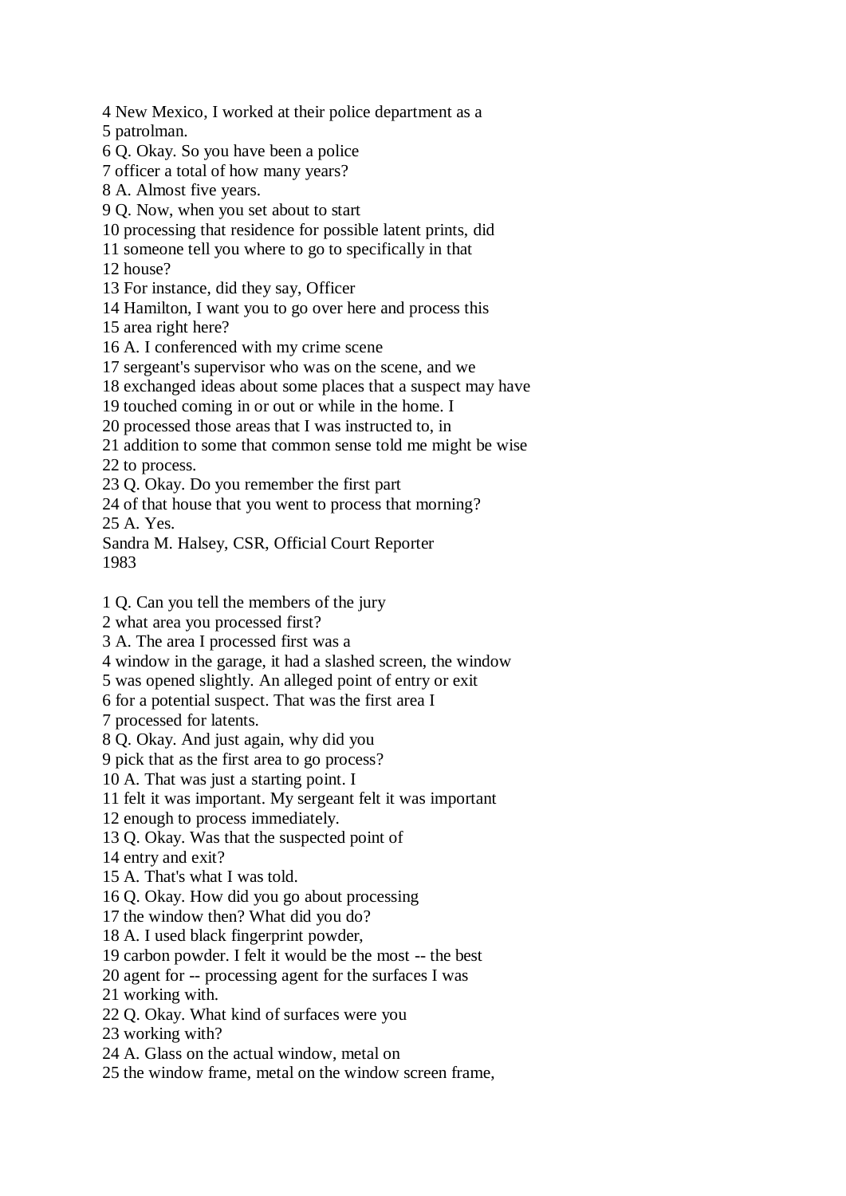4 New Mexico, I worked at their police department as a
5 patrolman.
6 Q. Okay. So you have been a police
7 officer a total of how many years?
8 A. Almost five years.
9 Q. Now, when you set about to start
10 processing that residence for possible latent prints, did
11 someone tell you where to go to specifically in that
12 house?
13 For instance, did they say, Officer
14 Hamilton, I want you to go over here and process this
15 area right here?
16 A. I conferenced with my crime scene
17 sergeant's supervisor who was on the scene, and we
18 exchanged ideas about some places that a suspect may have
19 touched coming in or out or while in the home. I
20 processed those areas that I was instructed to, in
21 addition to some that common sense told me might be wise
22 to process.
23 Q. Okay. Do you remember the first part
24 of that house that you went to process that morning?
25 A. Yes.
Sandra M. Halsey, CSR, Official Court Reporter
1983

1 Q. Can you tell the members of the jury
2 what area you processed first?
3 A. The area I processed first was a
4 window in the garage, it had a slashed screen, the window
5 was opened slightly. An alleged point of entry or exit
6 for a potential suspect. That was the first area I
7 processed for latents.
8 Q. Okay. And just again, why did you
9 pick that as the first area to go process?
10 A. That was just a starting point. I
11 felt it was important. My sergeant felt it was important
12 enough to process immediately.
13 Q. Okay. Was that the suspected point of
14 entry and exit?
15 A. That's what I was told.
16 Q. Okay. How did you go about processing
17 the window then? What did you do?
18 A. I used black fingerprint powder,
19 carbon powder. I felt it would be the most -- the best
20 agent for -- processing agent for the surfaces I was
21 working with.
22 Q. Okay. What kind of surfaces were you
23 working with?
24 A. Glass on the actual window, metal on
25 the window frame, metal on the window screen frame,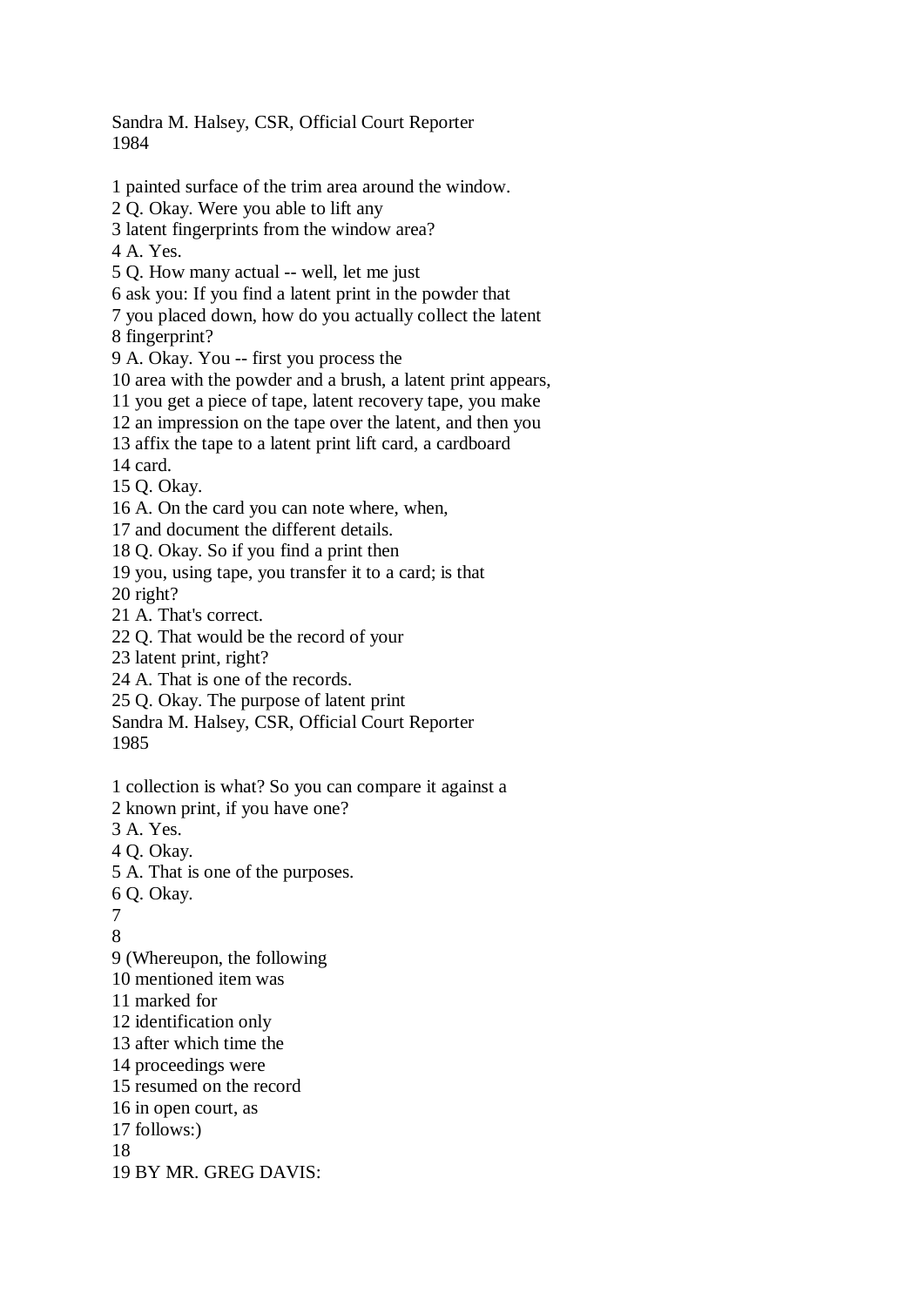1 painted surface of the trim area around the window.
2 Q. Okay. Were you able to lift any
3 latent fingerprints from the window area?
4 A. Yes.
5 Q. How many actual -- well, let me just
6 ask you: If you find a latent print in the powder that
7 you placed down, how do you actually collect the latent
8 fingerprint?
9 A. Okay. You -- first you process the
10 area with the powder and a brush, a latent print appears,
11 you get a piece of tape, latent recovery tape, you make
12 an impression on the tape over the latent, and then you
13 affix the tape to a latent print lift card, a cardboard
14 card.
15 Q. Okay.
16 A. On the card you can note where, when,
17 and document the different details.
18 Q. Okay. So if you find a print then
19 you, using tape, you transfer it to a card; is that
20 right?
21 A. That's correct.
22 Q. That would be the record of your
23 latent print, right?
24 A. That is one of the records.
25 Q. Okay. The purpose of latent print

1 collection is what? So you can compare it against a
2 known print, if you have one?
3 A. Yes.
4 Q. Okay.
5 A. That is one of the purposes.
6 Q. Okay.
7
8
9 (Whereupon, the following
10 mentioned item was
11 marked for
12 identification only
13 after which time the
14 proceedings were
15 resumed on the record
16 in open court, as
17 follows:)
18
19 BY MR. GREG DAVIS: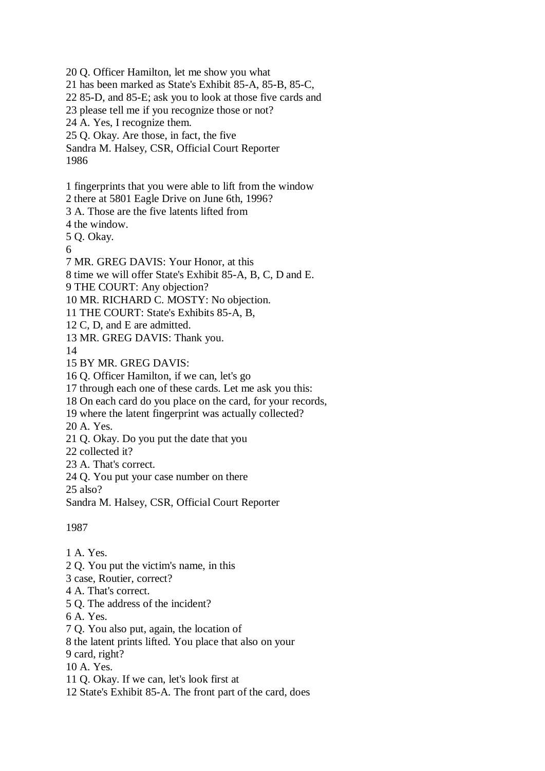20 Q. Officer Hamilton, let me show you what
21 has been marked as State's Exhibit 85-A, 85-B, 85-C,
22 85-D, and 85-E; ask you to look at those five cards and
23 please tell me if you recognize those or not?
24 A. Yes, I recognize them.
25 Q. Okay. Are those, in fact, the five

1 fingerprints that you were able to lift from the window
2 there at 5801 Eagle Drive on June 6th, 1996?
3 A. Those are the five latents lifted from
4 the window.
5 Q. Okay.
6
7 MR. GREG DAVIS: Your Honor, at this
8 time we will offer State's Exhibit 85-A, B, C, D and E.
9 THE COURT: Any objection?
10 MR. RICHARD C. MOSTY: No objection.
11 THE COURT: State's Exhibits 85-A, B,
12 C, D, and E are admitted.
13 MR. GREG DAVIS: Thank you.
14
15 BY MR. GREG DAVIS:
16 Q. Officer Hamilton, if we can, let's go
17 through each one of these cards. Let me ask you this:
18 On each card do you place on the card, for your records,
19 where the latent fingerprint was actually collected?
20 A. Yes.
21 Q. Okay. Do you put the date that you
22 collected it?
23 A. That's correct.
24 Q. You put your case number on there
25 also?

1 A. Yes.
2 Q. You put the victim's name, in this
3 case, Routier, correct?
4 A. That's correct.
5 Q. The address of the incident?
6 A. Yes.
7 Q. You also put, again, the location of
8 the latent prints lifted. You place that also on your
9 card, right?
10 A. Yes.
11 Q. Okay. If we can, let's look first at
12 State's Exhibit 85-A. The front part of the card, does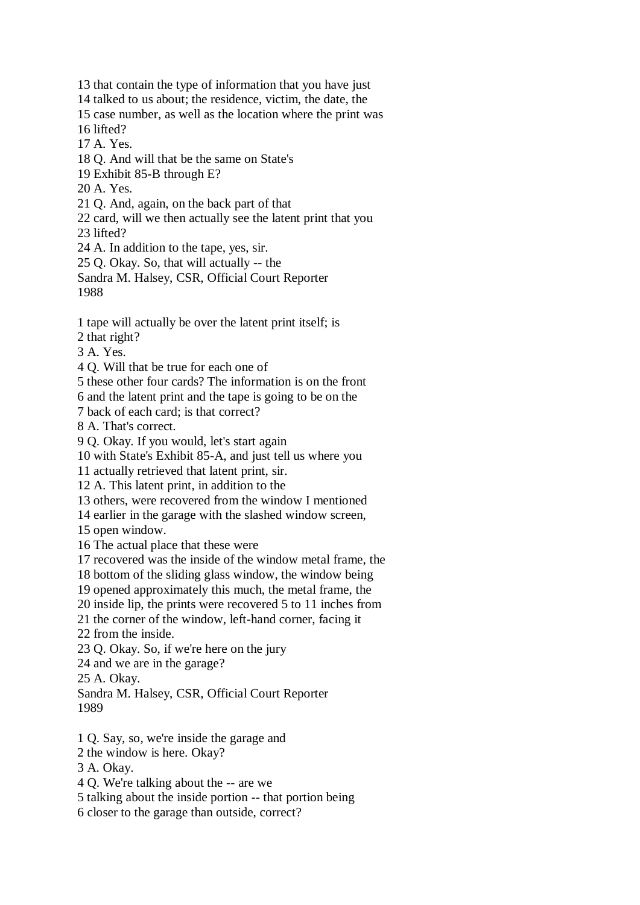13 that contain the type of information that you have just
14 talked to us about; the residence, victim, the date, the
15 case number, as well as the location where the print was
16 lifted?
17 A. Yes.
18 Q. And will that be the same on State's
19 Exhibit 85-B through E?
20 A. Yes.
21 Q. And, again, on the back part of that
22 card, will we then actually see the latent print that you
23 lifted?
24 A. In addition to the tape, yes, sir.
25 Q. Okay. So, that will actually -- the

1 tape will actually be over the latent print itself; is
2 that right?
3 A. Yes.
4 Q. Will that be true for each one of
5 these other four cards? The information is on the front
6 and the latent print and the tape is going to be on the
7 back of each card; is that correct?
8 A. That's correct.
9 Q. Okay. If you would, let's start again
10 with State's Exhibit 85-A, and just tell us where you
11 actually retrieved that latent print, sir.
12 A. This latent print, in addition to the
13 others, were recovered from the window I mentioned
14 earlier in the garage with the slashed window screen,
15 open window.
16 The actual place that these were
17 recovered was the inside of the window metal frame, the
18 bottom of the sliding glass window, the window being
19 opened approximately this much, the metal frame, the
20 inside lip, the prints were recovered 5 to 11 inches from
21 the corner of the window, left-hand corner, facing it
22 from the inside.
23 Q. Okay. So, if we're here on the jury
24 and we are in the garage?
25 A. Okay.

1 Q. Say, so, we're inside the garage and
2 the window is here. Okay?
3 A. Okay.
4 Q. We're talking about the -- are we
5 talking about the inside portion -- that portion being
6 closer to the garage than outside, correct?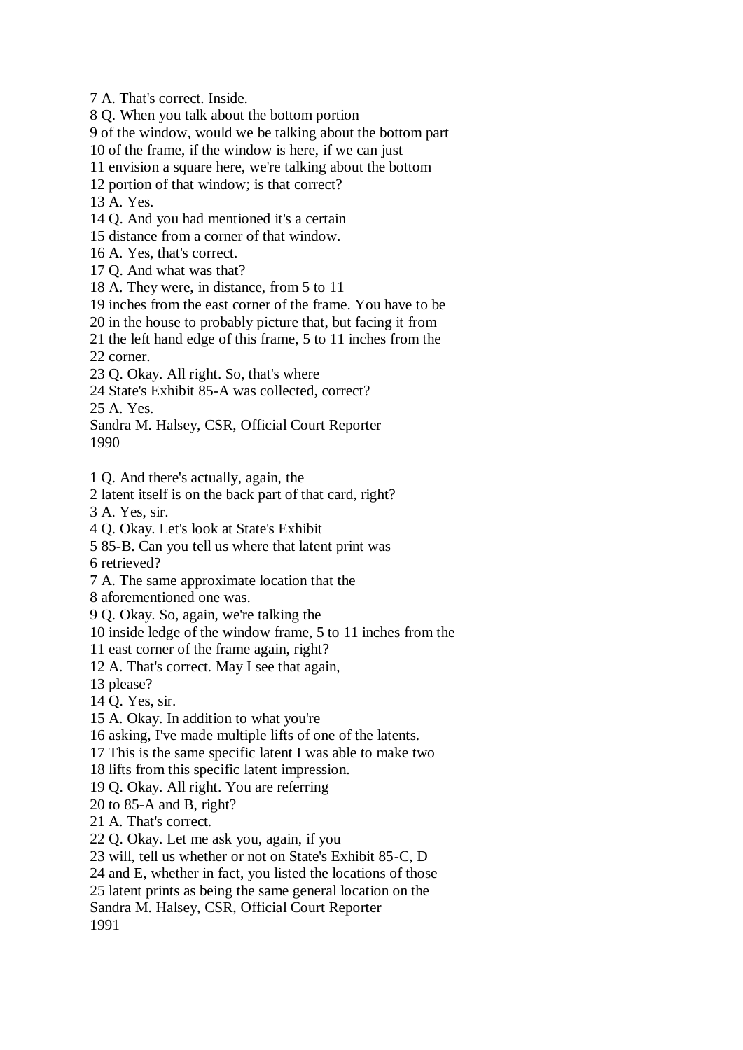7 A. That's correct. Inside.
8 Q. When you talk about the bottom portion
9 of the window, would we be talking about the bottom part
10 of the frame, if the window is here, if we can just
11 envision a square here, we're talking about the bottom
12 portion of that window; is that correct?
13 A. Yes.
14 Q. And you had mentioned it's a certain
15 distance from a corner of that window.
16 A. Yes, that's correct.
17 Q. And what was that?
18 A. They were, in distance, from 5 to 11
19 inches from the east corner of the frame. You have to be
20 in the house to probably picture that, but facing it from
21 the left hand edge of this frame, 5 to 11 inches from the
22 corner.
23 Q. Okay. All right. So, that's where
24 State's Exhibit 85-A was collected, correct?
25 A. Yes.

1 Q. And there's actually, again, the
2 latent itself is on the back part of that card, right?
3 A. Yes, sir.
4 Q. Okay. Let's look at State's Exhibit
5 85-B. Can you tell us where that latent print was
6 retrieved?
7 A. The same approximate location that the
8 aforementioned one was.
9 Q. Okay. So, again, we're talking the
10 inside ledge of the window frame, 5 to 11 inches from the
11 east corner of the frame again, right?
12 A. That's correct. May I see that again,
13 please?
14 Q. Yes, sir.
15 A. Okay. In addition to what you're
16 asking, I've made multiple lifts of one of the latents.
17 This is the same specific latent I was able to make two
18 lifts from this specific latent impression.
19 Q. Okay. All right. You are referring
20 to 85-A and B, right?
21 A. That's correct.
22 Q. Okay. Let me ask you, again, if you
23 will, tell us whether or not on State's Exhibit 85-C, D
24 and E, whether in fact, you listed the locations of those
25 latent prints as being the same general location on the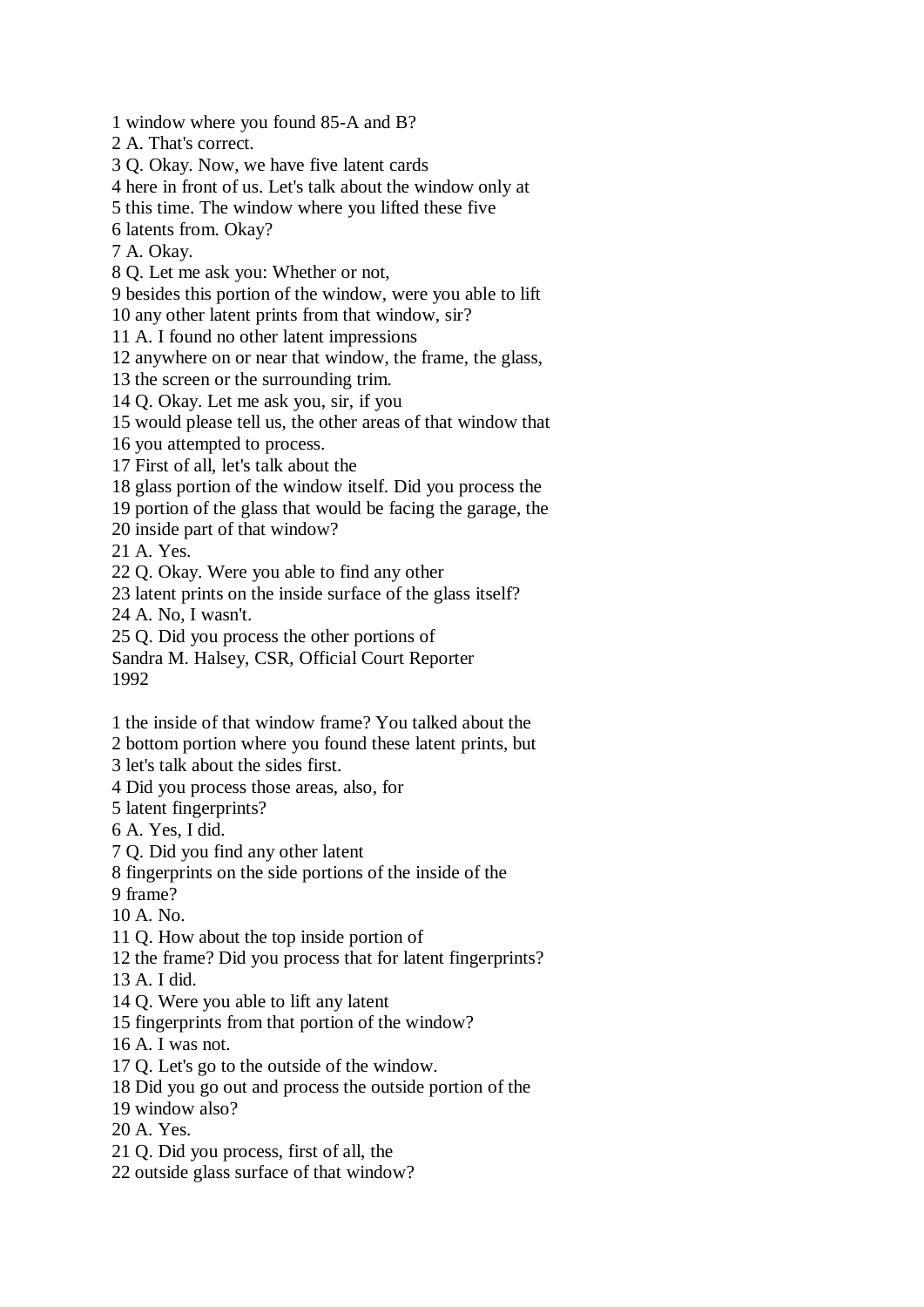1 window where you found 85-A and B?
2 A. That's correct.
3 Q. Okay. Now, we have five latent cards
4 here in front of us. Let's talk about the window only at
5 this time. The window where you lifted these five
6 latents from. Okay?
7 A. Okay.
8 Q. Let me ask you: Whether or not,
9 besides this portion of the window, were you able to lift
10 any other latent prints from that window, sir?
11 A. I found no other latent impressions
12 anywhere on or near that window, the frame, the glass,
13 the screen or the surrounding trim.
14 Q. Okay. Let me ask you, sir, if you
15 would please tell us, the other areas of that window that
16 you attempted to process.
17 First of all, let's talk about the
18 glass portion of the window itself. Did you process the
19 portion of the glass that would be facing the garage, the
20 inside part of that window?
21 A. Yes.
22 Q. Okay. Were you able to find any other
23 latent prints on the inside surface of the glass itself?
24 A. No, I wasn't.
25 Q. Did you process the other portions of

1 the inside of that window frame? You talked about the
2 bottom portion where you found these latent prints, but
3 let's talk about the sides first.
4 Did you process those areas, also, for
5 latent fingerprints?
6 A. Yes, I did.
7 Q. Did you find any other latent
8 fingerprints on the side portions of the inside of the
9 frame?
10 A. No.
11 Q. How about the top inside portion of
12 the frame? Did you process that for latent fingerprints?
13 A. I did.
14 Q. Were you able to lift any latent
15 fingerprints from that portion of the window?
16 A. I was not.
17 Q. Let's go to the outside of the window.
18 Did you go out and process the outside portion of the
19 window also?
20 A. Yes.
21 Q. Did you process, first of all, the
22 outside glass surface of that window?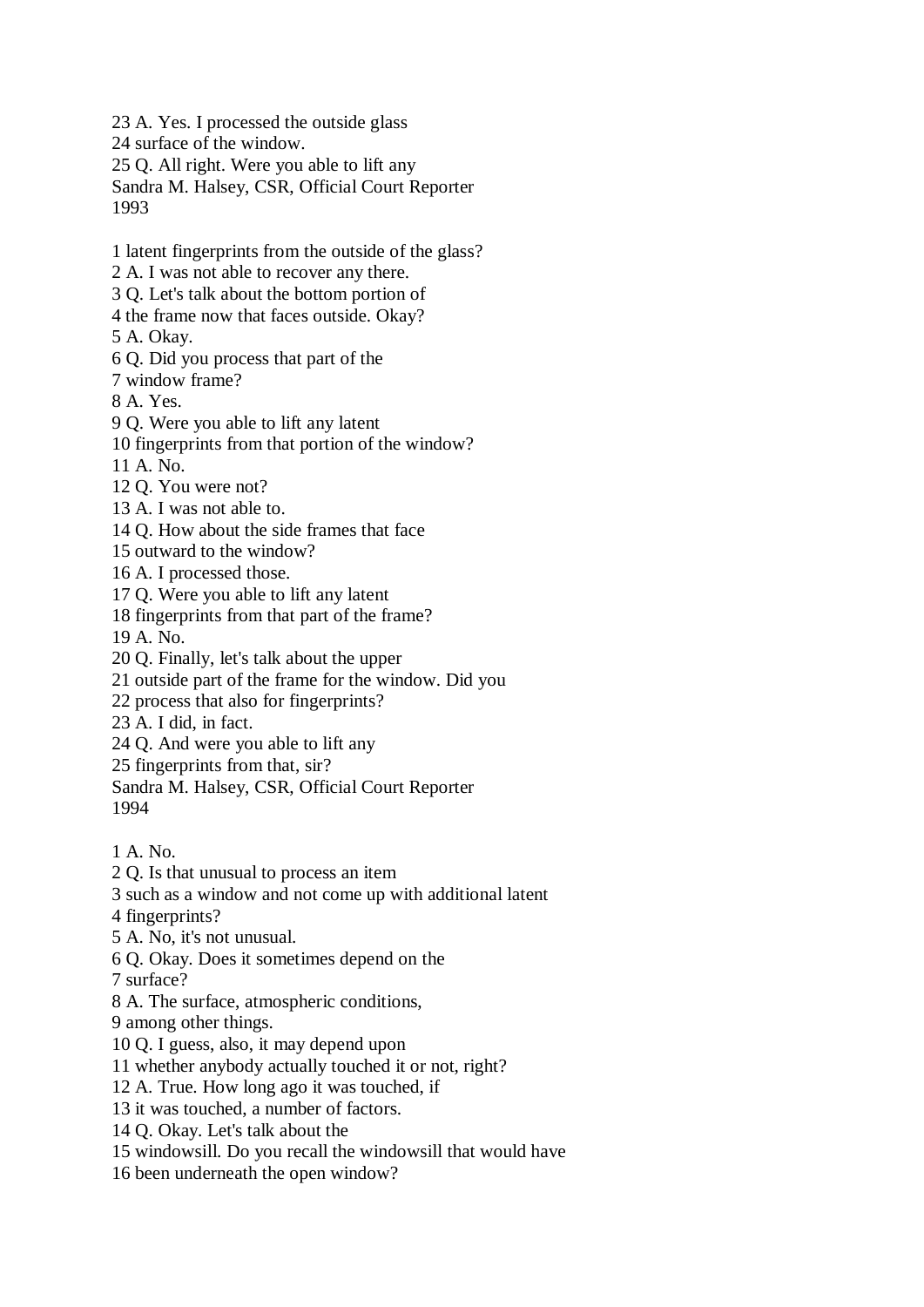23 A. Yes. I processed the outside glass
24 surface of the window.
25 Q. All right. Were you able to lift any

1 latent fingerprints from the outside of the glass?
2 A. I was not able to recover any there.
3 Q. Let's talk about the bottom portion of
4 the frame now that faces outside. Okay?
5 A. Okay.
6 Q. Did you process that part of the
7 window frame?
8 A. Yes.
9 Q. Were you able to lift any latent
10 fingerprints from that portion of the window?
11 A. No.
12 Q. You were not?
13 A. I was not able to.
14 Q. How about the side frames that face
15 outward to the window?
16 A. I processed those.
17 Q. Were you able to lift any latent
18 fingerprints from that part of the frame?
19 A. No.
20 Q. Finally, let's talk about the upper
21 outside part of the frame for the window. Did you
22 process that also for fingerprints?
23 A. I did, in fact.
24 Q. And were you able to lift any
25 fingerprints from that, sir?

1 A. No.
2 Q. Is that unusual to process an item
3 such as a window and not come up with additional latent
4 fingerprints?
5 A. No, it's not unusual.
6 Q. Okay. Does it sometimes depend on the
7 surface?
8 A. The surface, atmospheric conditions,
9 among other things.
10 Q. I guess, also, it may depend upon
11 whether anybody actually touched it or not, right?
12 A. True. How long ago it was touched, if
13 it was touched, a number of factors.
14 Q. Okay. Let's talk about the
15 windowsill. Do you recall the windowsill that would have
16 been underneath the open window?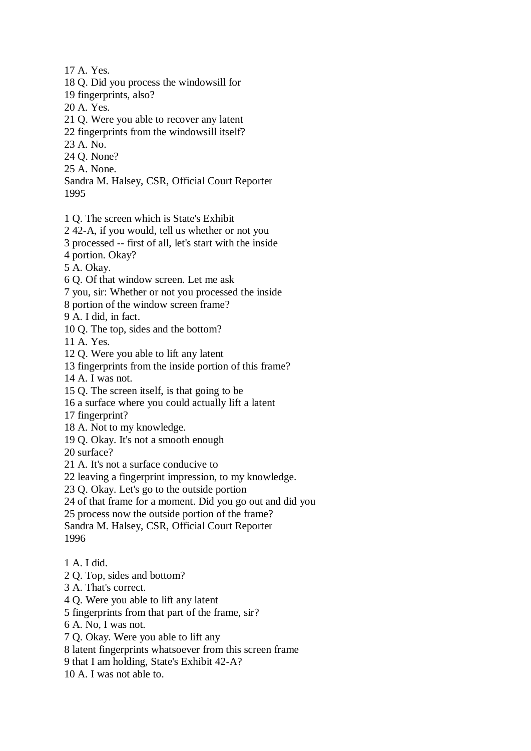17 A. Yes.
18 Q. Did you process the windowsill for
19 fingerprints, also?
20 A. Yes.
21 Q. Were you able to recover any latent
22 fingerprints from the windowsill itself?
23 A. No.
24 Q. None?
25 A. None.

1 Q. The screen which is State's Exhibit
2 42-A, if you would, tell us whether or not you
3 processed -- first of all, let's start with the inside
4 portion. Okay?
5 A. Okay.
6 Q. Of that window screen. Let me ask
7 you, sir: Whether or not you processed the inside
8 portion of the window screen frame?
9 A. I did, in fact.
10 Q. The top, sides and the bottom?
11 A. Yes.
12 Q. Were you able to lift any latent
13 fingerprints from the inside portion of this frame?
14 A. I was not.
15 Q. The screen itself, is that going to be
16 a surface where you could actually lift a latent
17 fingerprint?
18 A. Not to my knowledge.
19 Q. Okay. It's not a smooth enough
20 surface?
21 A. It's not a surface conducive to
22 leaving a fingerprint impression, to my knowledge.
23 Q. Okay. Let's go to the outside portion
24 of that frame for a moment. Did you go out and did you
25 process now the outside portion of the frame?

1 A. I did.
2 Q. Top, sides and bottom?
3 A. That's correct.
4 Q. Were you able to lift any latent
5 fingerprints from that part of the frame, sir?
6 A. No, I was not.
7 Q. Okay. Were you able to lift any
8 latent fingerprints whatsoever from this screen frame
9 that I am holding, State's Exhibit 42-A?
10 A. I was not able to.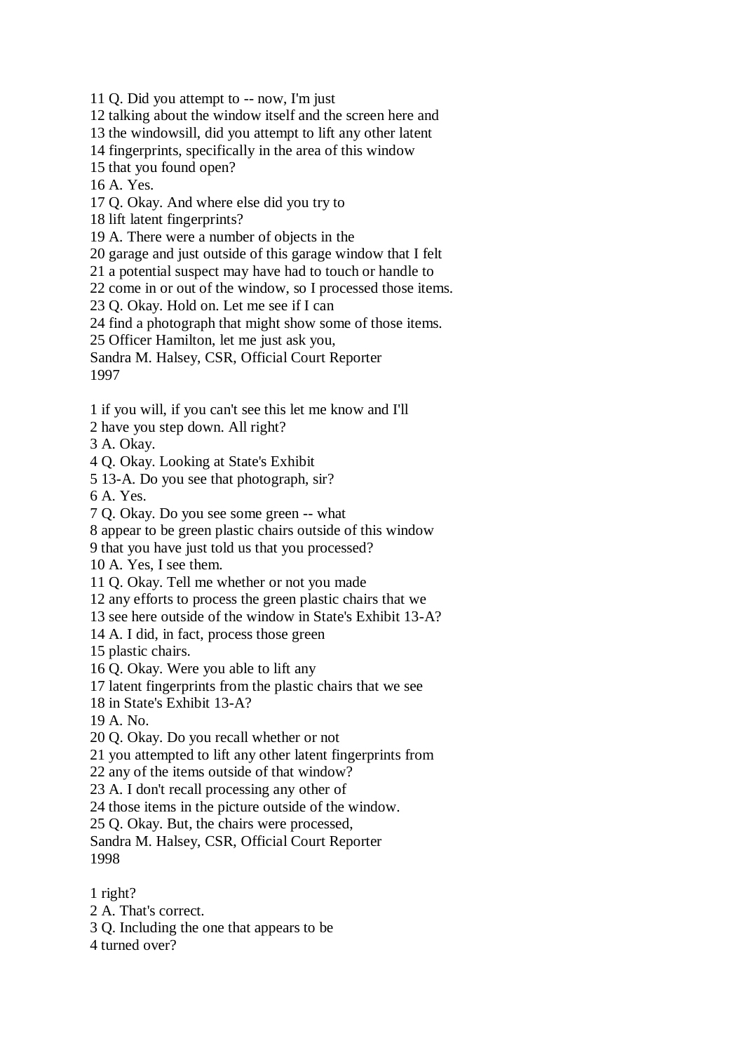11 Q. Did you attempt to -- now, I'm just
12 talking about the window itself and the screen here and
13 the windowsill, did you attempt to lift any other latent
14 fingerprints, specifically in the area of this window
15 that you found open?
16 A. Yes.
17 Q. Okay. And where else did you try to
18 lift latent fingerprints?
19 A. There were a number of objects in the
20 garage and just outside of this garage window that I felt
21 a potential suspect may have had to touch or handle to
22 come in or out of the window, so I processed those items.
23 Q. Okay. Hold on. Let me see if I can
24 find a photograph that might show some of those items.
25 Officer Hamilton, let me just ask you,
Sandra M. Halsey, CSR, Official Court Reporter
1997

1 if you will, if you can't see this let me know and I'll
2 have you step down. All right?
3 A. Okay.
4 Q. Okay. Looking at State's Exhibit
5 13-A. Do you see that photograph, sir?
6 A. Yes.
7 Q. Okay. Do you see some green -- what
8 appear to be green plastic chairs outside of this window
9 that you have just told us that you processed?
10 A. Yes, I see them.
11 Q. Okay. Tell me whether or not you made
12 any efforts to process the green plastic chairs that we
13 see here outside of the window in State's Exhibit 13-A?
14 A. I did, in fact, process those green
15 plastic chairs.
16 Q. Okay. Were you able to lift any
17 latent fingerprints from the plastic chairs that we see
18 in State's Exhibit 13-A?
19 A. No.
20 Q. Okay. Do you recall whether or not
21 you attempted to lift any other latent fingerprints from
22 any of the items outside of that window?
23 A. I don't recall processing any other of
24 those items in the picture outside of the window.
25 Q. Okay. But, the chairs were processed,
Sandra M. Halsey, CSR, Official Court Reporter
1998

1 right?
2 A. That's correct.
3 Q. Including the one that appears to be
4 turned over?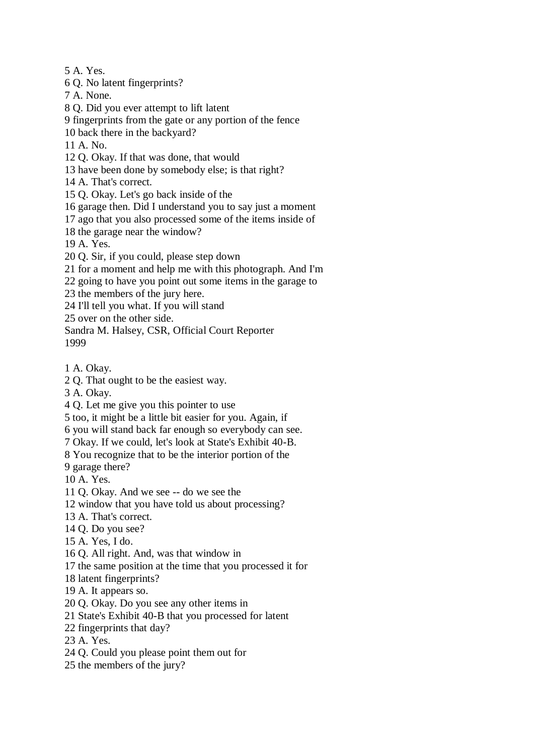5 A. Yes.
6 Q. No latent fingerprints?
7 A. None.
8 Q. Did you ever attempt to lift latent
9 fingerprints from the gate or any portion of the fence
10 back there in the backyard?
11 A. No.
12 Q. Okay. If that was done, that would
13 have been done by somebody else; is that right?
14 A. That's correct.
15 Q. Okay. Let's go back inside of the
16 garage then. Did I understand you to say just a moment
17 ago that you also processed some of the items inside of
18 the garage near the window?
19 A. Yes.
20 Q. Sir, if you could, please step down
21 for a moment and help me with this photograph. And I'm
22 going to have you point out some items in the garage to
23 the members of the jury here.
24 I'll tell you what. If you will stand
25 over on the other side.

1 A. Okay.
2 Q. That ought to be the easiest way.
3 A. Okay.
4 Q. Let me give you this pointer to use
5 too, it might be a little bit easier for you. Again, if
6 you will stand back far enough so everybody can see.
7 Okay. If we could, let's look at State's Exhibit 40-B.
8 You recognize that to be the interior portion of the
9 garage there?
10 A. Yes.
11 Q. Okay. And we see -- do we see the
12 window that you have told us about processing?
13 A. That's correct.
14 Q. Do you see?
15 A. Yes, I do.
16 Q. All right. And, was that window in
17 the same position at the time that you processed it for
18 latent fingerprints?
19 A. It appears so.
20 Q. Okay. Do you see any other items in
21 State's Exhibit 40-B that you processed for latent
22 fingerprints that day?
23 A. Yes.
24 Q. Could you please point them out for
25 the members of the jury?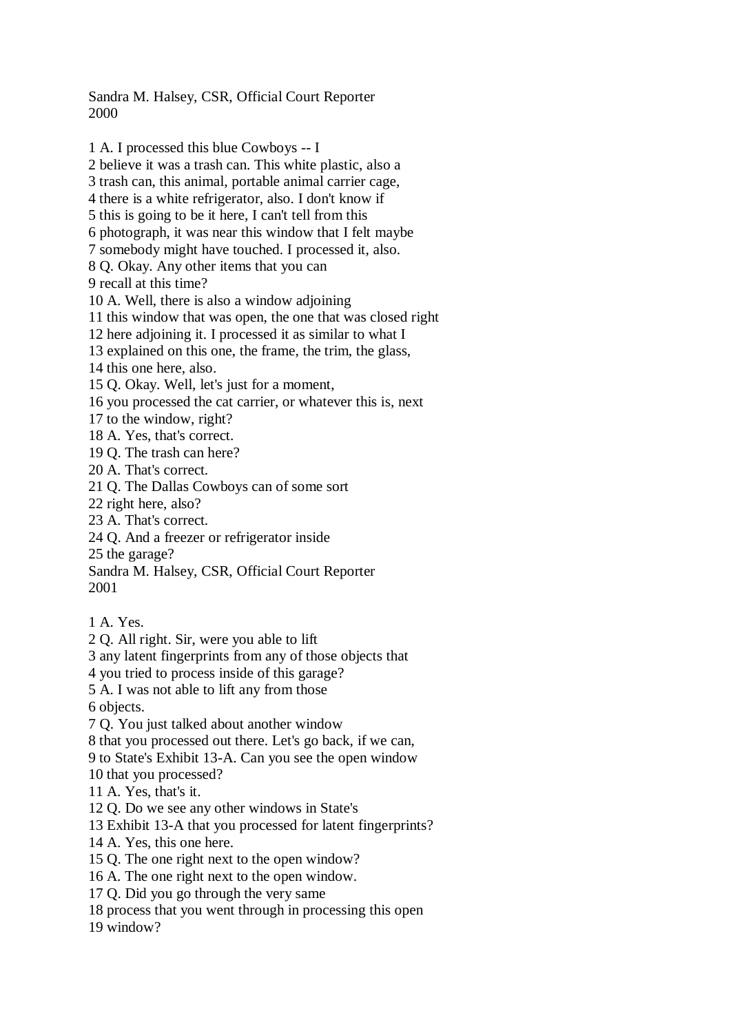1 A. I processed this blue Cowboys -- I
2 believe it was a trash can. This white plastic, also a
3 trash can, this animal, portable animal carrier cage,
4 there is a white refrigerator, also. I don't know if
5 this is going to be it here, I can't tell from this
6 photograph, it was near this window that I felt maybe
7 somebody might have touched. I processed it, also.
8 Q. Okay. Any other items that you can
9 recall at this time?
10 A. Well, there is also a window adjoining
11 this window that was open, the one that was closed right
12 here adjoining it. I processed it as similar to what I
13 explained on this one, the frame, the trim, the glass,
14 this one here, also.
15 Q. Okay. Well, let's just for a moment,
16 you processed the cat carrier, or whatever this is, next
17 to the window, right?
18 A. Yes, that's correct.
19 Q. The trash can here?
20 A. That's correct.
21 Q. The Dallas Cowboys can of some sort
22 right here, also?
23 A. That's correct.
24 Q. And a freezer or refrigerator inside
25 the garage?

1 A. Yes.
2 Q. All right. Sir, were you able to lift
3 any latent fingerprints from any of those objects that
4 you tried to process inside of this garage?
5 A. I was not able to lift any from those
6 objects.
7 Q. You just talked about another window
8 that you processed out there. Let's go back, if we can,
9 to State's Exhibit 13-A. Can you see the open window
10 that you processed?
11 A. Yes, that's it.
12 Q. Do we see any other windows in State's
13 Exhibit 13-A that you processed for latent fingerprints?
14 A. Yes, this one here.
15 Q. The one right next to the open window?
16 A. The one right next to the open window.
17 Q. Did you go through the very same
18 process that you went through in processing this open
19 window?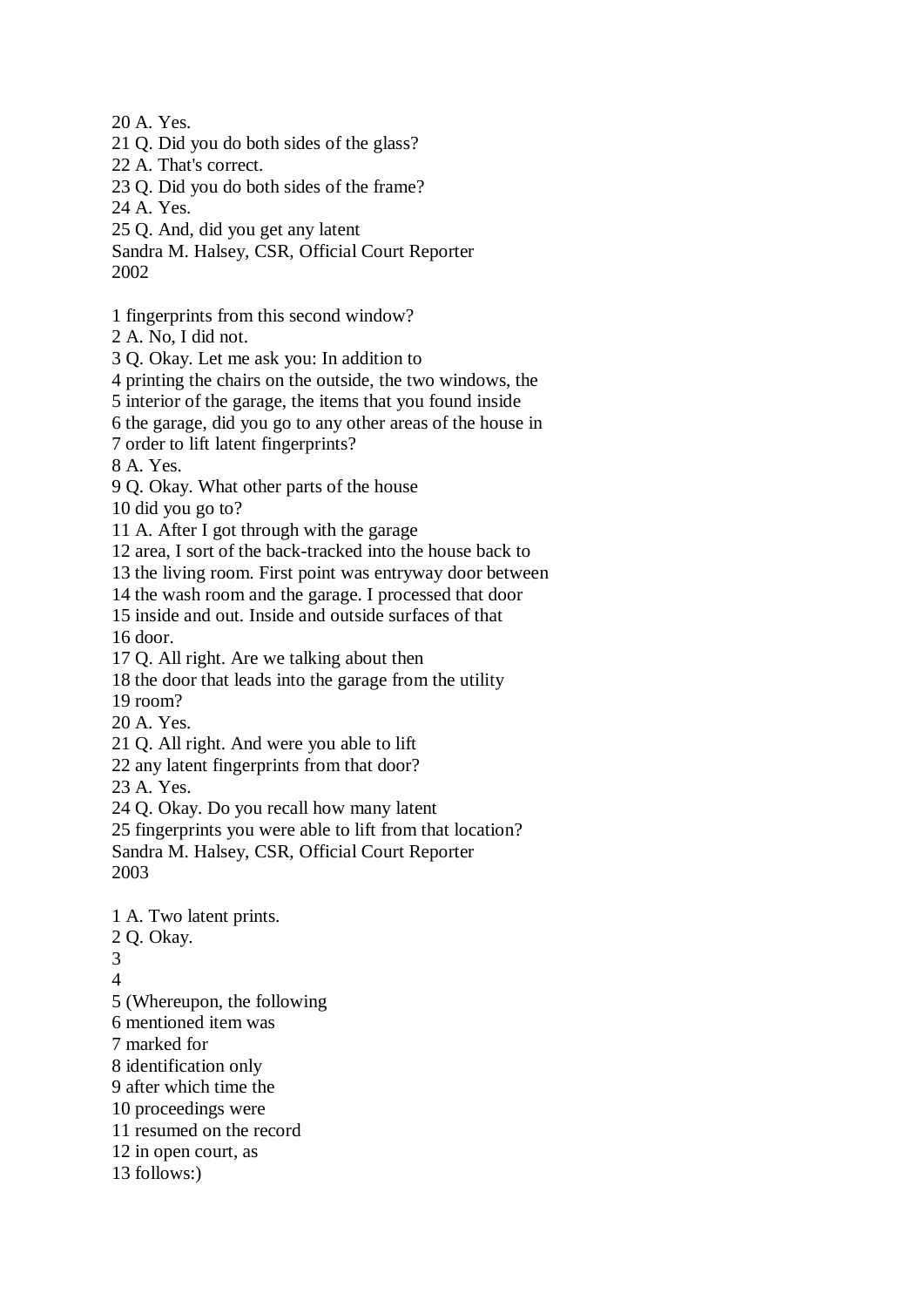20 A. Yes.
21 Q. Did you do both sides of the glass?
22 A. That's correct.
23 Q. Did you do both sides of the frame?
24 A. Yes.
25 Q. And, did you get any latent
Sandra M. Halsey, CSR, Official Court Reporter

1 fingerprints from this second window?
2 A. No, I did not.
3 Q. Okay. Let me ask you: In addition to
4 printing the chairs on the outside, the two windows, the
5 interior of the garage, the items that you found inside
6 the garage, did you go to any other areas of the house in
7 order to lift latent fingerprints?
8 A. Yes.
9 Q. Okay. What other parts of the house
10 did you go to?
11 A. After I got through with the garage
12 area, I sort of the back-tracked into the house back to
13 the living room. First point was entryway door between
14 the wash room and the garage. I processed that door
15 inside and out. Inside and outside surfaces of that
16 door.
17 Q. All right. Are we talking about then
18 the door that leads into the garage from the utility
19 room?
20 A. Yes.
21 Q. All right. And were you able to lift
22 any latent fingerprints from that door?
23 A. Yes.
24 Q. Okay. Do you recall how many latent
25 fingerprints you were able to lift from that location?
Sandra M. Halsey, CSR, Official Court Reporter

1 A. Two latent prints.
2 Q. Okay.
3
4
5 (Whereupon, the following
6 mentioned item was
7 marked for
8 identification only
9 after which time the
10 proceedings were
11 resumed on the record
12 in open court, as
13 follows:)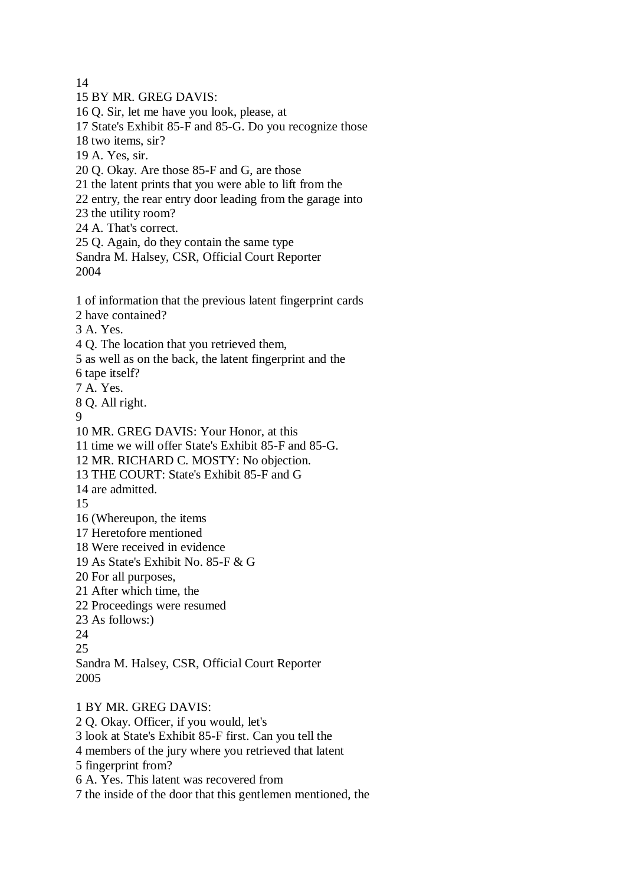14
15 BY MR. GREG DAVIS:
16 Q. Sir, let me have you look, please, at
17 State's Exhibit 85-F and 85-G. Do you recognize those
18 two items, sir?
19 A. Yes, sir.
20 Q. Okay. Are those 85-F and G, are those
21 the latent prints that you were able to lift from the
22 entry, the rear entry door leading from the garage into
23 the utility room?
24 A. That's correct.
25 Q. Again, do they contain the same type
Sandra M. Halsey, CSR, Official Court Reporter
2004

1 of information that the previous latent fingerprint cards
2 have contained?
3 A. Yes.
4 Q. The location that you retrieved them,
5 as well as on the back, the latent fingerprint and the
6 tape itself?
7 A. Yes.
8 Q. All right.
9
10 MR. GREG DAVIS: Your Honor, at this
11 time we will offer State's Exhibit 85-F and 85-G.
12 MR. RICHARD C. MOSTY: No objection.
13 THE COURT: State's Exhibit 85-F and G
14 are admitted.
15
16 (Whereupon, the items
17 Heretofore mentioned
18 Were received in evidence
19 As State's Exhibit No. 85-F & G
20 For all purposes,
21 After which time, the
22 Proceedings were resumed
23 As follows:)
24
25
Sandra M. Halsey, CSR, Official Court Reporter
2005

1 BY MR. GREG DAVIS:
2 Q. Okay. Officer, if you would, let's
3 look at State's Exhibit 85-F first. Can you tell the
4 members of the jury where you retrieved that latent
5 fingerprint from?
6 A. Yes. This latent was recovered from
7 the inside of the door that this gentlemen mentioned, the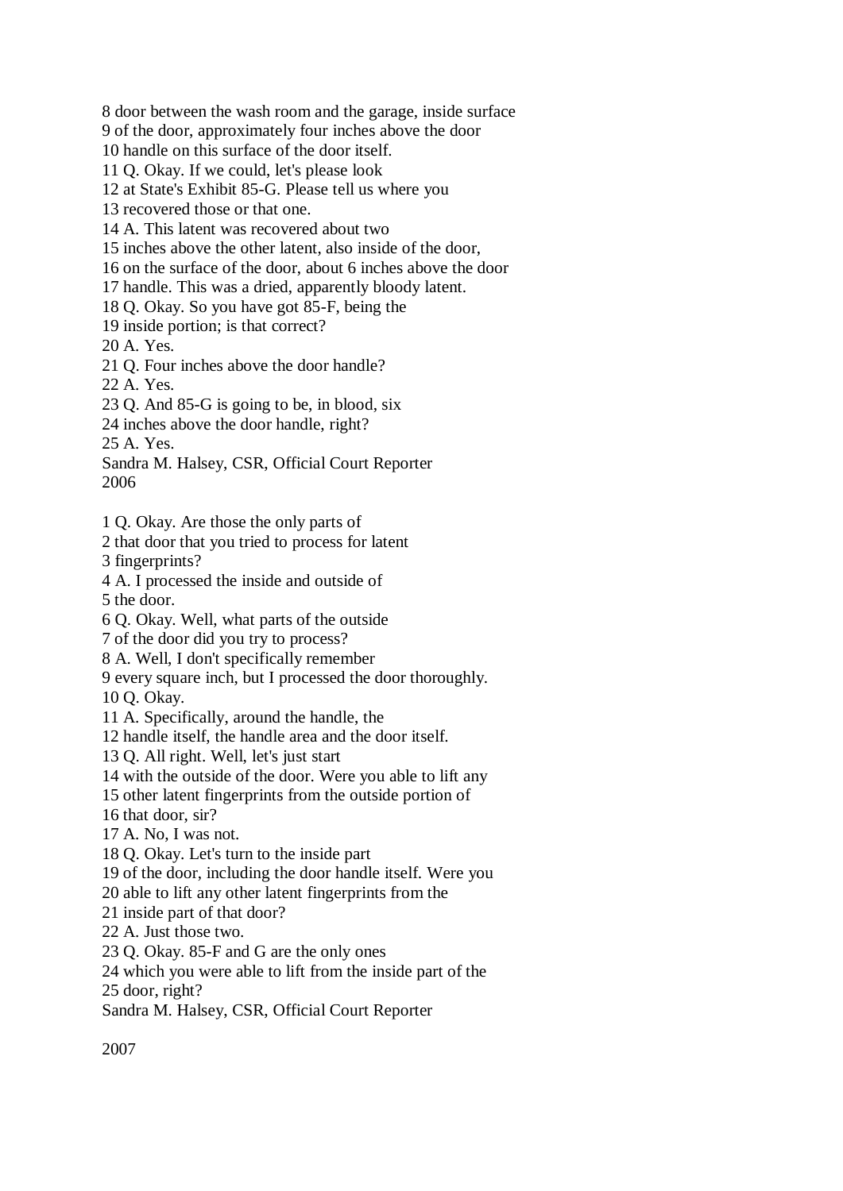8 door between the wash room and the garage, inside surface
9 of the door, approximately four inches above the door
10 handle on this surface of the door itself.
11 Q. Okay. If we could, let's please look
12 at State's Exhibit 85-G. Please tell us where you
13 recovered those or that one.
14 A. This latent was recovered about two
15 inches above the other latent, also inside of the door,
16 on the surface of the door, about 6 inches above the door
17 handle. This was a dried, apparently bloody latent.
18 Q. Okay. So you have got 85-F, being the
19 inside portion; is that correct?
20 A. Yes.
21 Q. Four inches above the door handle?
22 A. Yes.
23 Q. And 85-G is going to be, in blood, six
24 inches above the door handle, right?
25 A. Yes.

1 Q. Okay. Are those the only parts of
2 that door that you tried to process for latent
3 fingerprints?
4 A. I processed the inside and outside of
5 the door.
6 Q. Okay. Well, what parts of the outside
7 of the door did you try to process?
8 A. Well, I don't specifically remember
9 every square inch, but I processed the door thoroughly.
10 Q. Okay.
11 A. Specifically, around the handle, the
12 handle itself, the handle area and the door itself.
13 Q. All right. Well, let's just start
14 with the outside of the door. Were you able to lift any
15 other latent fingerprints from the outside portion of
16 that door, sir?
17 A. No, I was not.
18 Q. Okay. Let's turn to the inside part
19 of the door, including the door handle itself. Were you
20 able to lift any other latent fingerprints from the
21 inside part of that door?
22 A. Just those two.
23 Q. Okay. 85-F and G are the only ones
24 which you were able to lift from the inside part of the
25 door, right?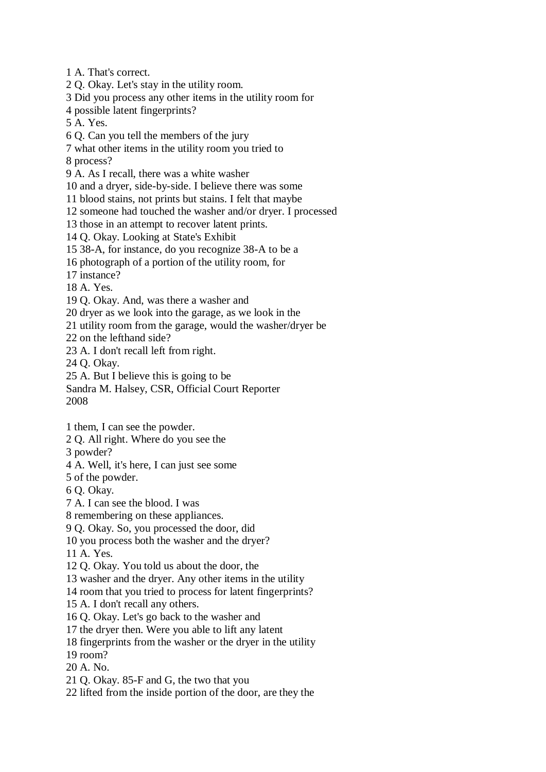1 A. That's correct.
2 Q. Okay. Let's stay in the utility room.
3 Did you process any other items in the utility room for
4 possible latent fingerprints?
5 A. Yes.
6 Q. Can you tell the members of the jury
7 what other items in the utility room you tried to
8 process?
9 A. As I recall, there was a white washer
10 and a dryer, side-by-side. I believe there was some
11 blood stains, not prints but stains. I felt that maybe
12 someone had touched the washer and/or dryer. I processed
13 those in an attempt to recover latent prints.
14 Q. Okay. Looking at State's Exhibit
15 38-A, for instance, do you recognize 38-A to be a
16 photograph of a portion of the utility room, for
17 instance?
18 A. Yes.
19 Q. Okay. And, was there a washer and
20 dryer as we look into the garage, as we look in the
21 utility room from the garage, would the washer/dryer be
22 on the lefthand side?
23 A. I don't recall left from right.
24 Q. Okay.
25 A. But I believe this is going to be
Sandra M. Halsey, CSR, Official Court Reporter
2008

1 them, I can see the powder.
2 Q. All right. Where do you see the
3 powder?
4 A. Well, it's here, I can just see some
5 of the powder.
6 Q. Okay.
7 A. I can see the blood. I was
8 remembering on these appliances.
9 Q. Okay. So, you processed the door, did
10 you process both the washer and the dryer?
11 A. Yes.
12 Q. Okay. You told us about the door, the
13 washer and the dryer. Any other items in the utility
14 room that you tried to process for latent fingerprints?
15 A. I don't recall any others.
16 Q. Okay. Let's go back to the washer and
17 the dryer then. Were you able to lift any latent
18 fingerprints from the washer or the dryer in the utility
19 room?
20 A. No.
21 Q. Okay. 85-F and G, the two that you
22 lifted from the inside portion of the door, are they the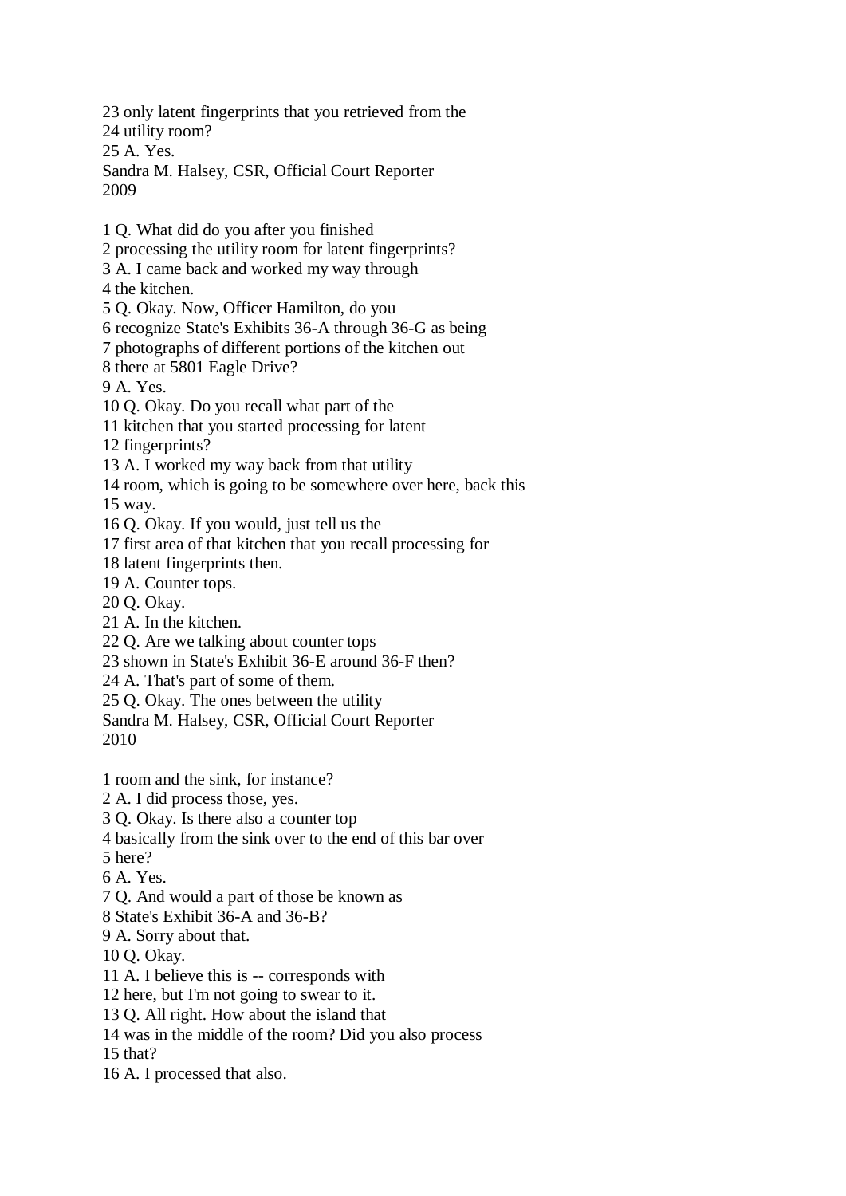23 only latent fingerprints that you retrieved from the
24 utility room?
25 A. Yes.

1 Q. What did do you after you finished
2 processing the utility room for latent fingerprints?
3 A. I came back and worked my way through
4 the kitchen.
5 Q. Okay. Now, Officer Hamilton, do you
6 recognize State's Exhibits 36-A through 36-G as being
7 photographs of different portions of the kitchen out
8 there at 5801 Eagle Drive?
9 A. Yes.
10 Q. Okay. Do you recall what part of the
11 kitchen that you started processing for latent
12 fingerprints?
13 A. I worked my way back from that utility
14 room, which is going to be somewhere over here, back this
15 way.
16 Q. Okay. If you would, just tell us the
17 first area of that kitchen that you recall processing for
18 latent fingerprints then.
19 A. Counter tops.
20 Q. Okay.
21 A. In the kitchen.
22 Q. Are we talking about counter tops
23 shown in State's Exhibit 36-E around 36-F then?
24 A. That's part of some of them.
25 Q. Okay. The ones between the utility

1 room and the sink, for instance?
2 A. I did process those, yes.
3 Q. Okay. Is there also a counter top
4 basically from the sink over to the end of this bar over
5 here?
6 A. Yes.
7 Q. And would a part of those be known as
8 State's Exhibit 36-A and 36-B?
9 A. Sorry about that.
10 Q. Okay.
11 A. I believe this is -- corresponds with
12 here, but I'm not going to swear to it.
13 Q. All right. How about the island that
14 was in the middle of the room? Did you also process
15 that?
16 A. I processed that also.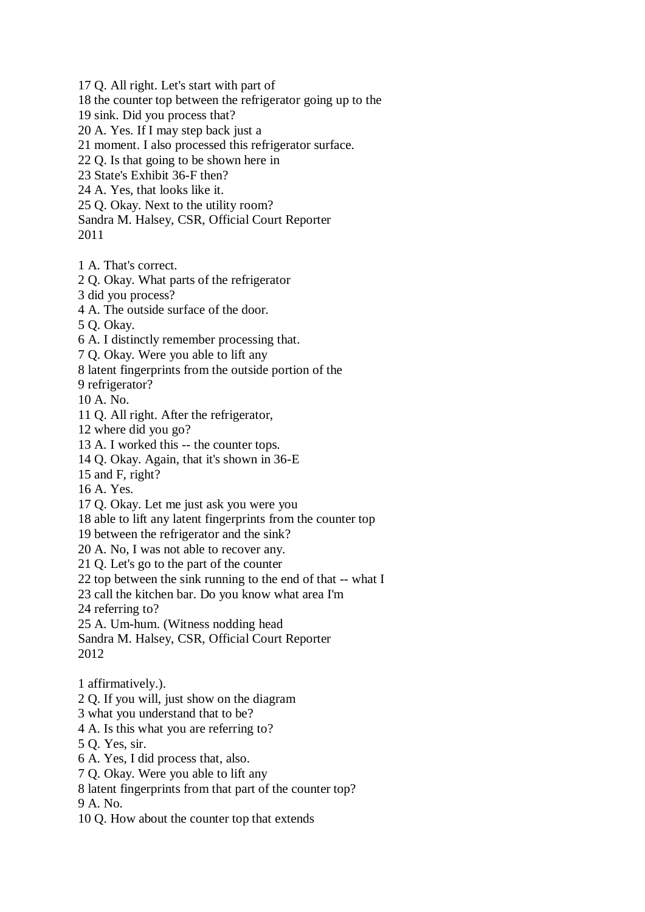17 Q. All right. Let's start with part of
18 the counter top between the refrigerator going up to the
19 sink. Did you process that?
20 A. Yes. If I may step back just a
21 moment. I also processed this refrigerator surface.
22 Q. Is that going to be shown here in
23 State's Exhibit 36-F then?
24 A. Yes, that looks like it.
25 Q. Okay. Next to the utility room?

1 A. That's correct.
2 Q. Okay. What parts of the refrigerator
3 did you process?
4 A. The outside surface of the door.
5 Q. Okay.
6 A. I distinctly remember processing that.
7 Q. Okay. Were you able to lift any
8 latent fingerprints from the outside portion of the
9 refrigerator?
10 A. No.
11 Q. All right. After the refrigerator,
12 where did you go?
13 A. I worked this -- the counter tops.
14 Q. Okay. Again, that it's shown in 36-E
15 and F, right?
16 A. Yes.
17 Q. Okay. Let me just ask you were you
18 able to lift any latent fingerprints from the counter top
19 between the refrigerator and the sink?
20 A. No, I was not able to recover any.
21 Q. Let's go to the part of the counter
22 top between the sink running to the end of that -- what I
23 call the kitchen bar. Do you know what area I'm
24 referring to?
25 A. Um-hum. (Witness nodding head

1 affirmatively.).
2 Q. If you will, just show on the diagram
3 what you understand that to be?
4 A. Is this what you are referring to?
5 Q. Yes, sir.
6 A. Yes, I did process that, also.
7 Q. Okay. Were you able to lift any
8 latent fingerprints from that part of the counter top?
9 A. No.
10 Q. How about the counter top that extends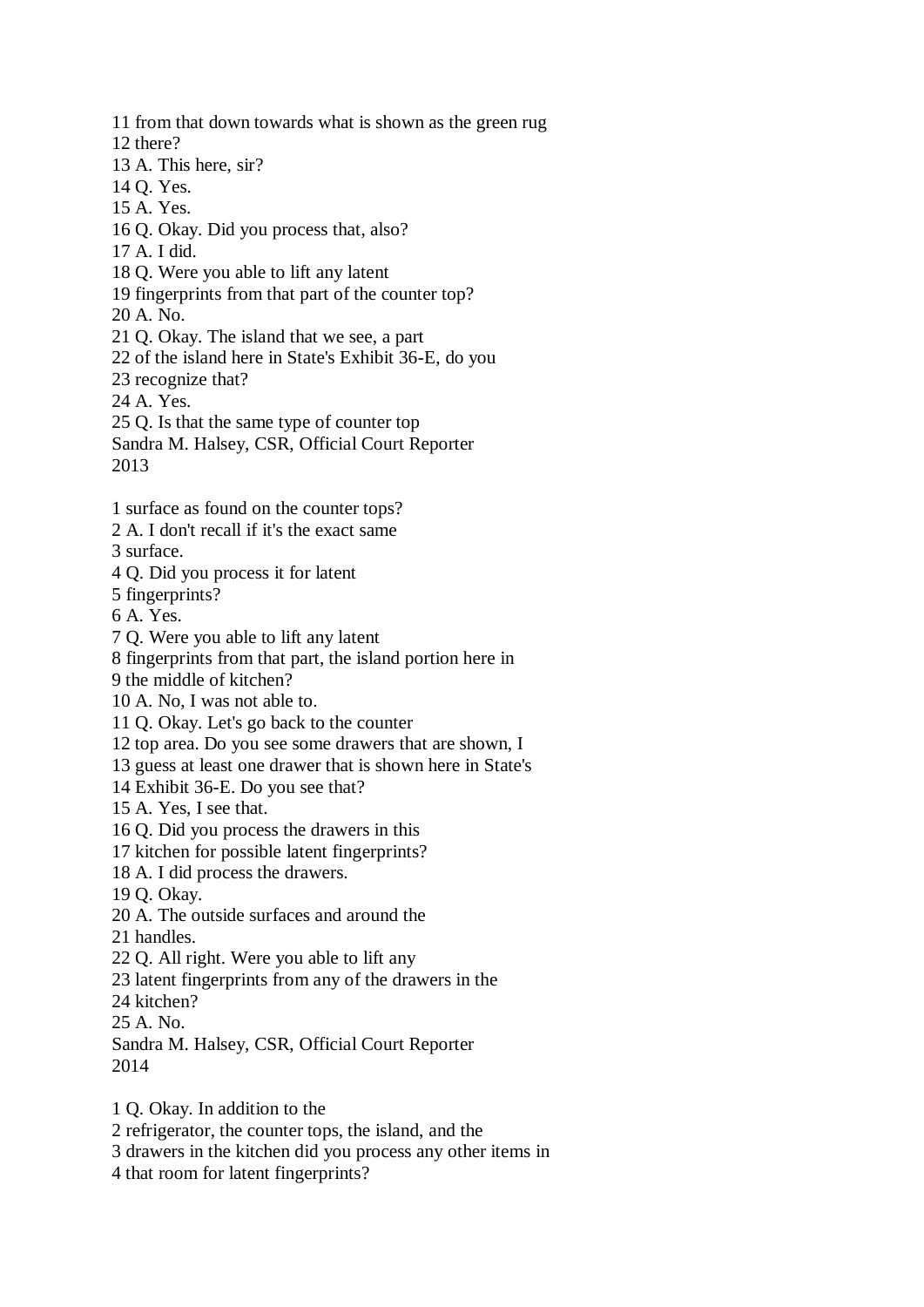11 from that down towards what is shown as the green rug
12 there?
13 A. This here, sir?
14 Q. Yes.
15 A. Yes.
16 Q. Okay. Did you process that, also?
17 A. I did.
18 Q. Were you able to lift any latent
19 fingerprints from that part of the counter top?
20 A. No.
21 Q. Okay. The island that we see, a part
22 of the island here in State's Exhibit 36-E, do you
23 recognize that?
24 A. Yes.
25 Q. Is that the same type of counter top
Sandra M. Halsey, CSR, Official Court Reporter
2013

1 surface as found on the counter tops?
2 A. I don't recall if it's the exact same
3 surface.
4 Q. Did you process it for latent
5 fingerprints?
6 A. Yes.
7 Q. Were you able to lift any latent
8 fingerprints from that part, the island portion here in
9 the middle of kitchen?
10 A. No, I was not able to.
11 Q. Okay. Let's go back to the counter
12 top area. Do you see some drawers that are shown, I
13 guess at least one drawer that is shown here in State's
14 Exhibit 36-E. Do you see that?
15 A. Yes, I see that.
16 Q. Did you process the drawers in this
17 kitchen for possible latent fingerprints?
18 A. I did process the drawers.
19 Q. Okay.
20 A. The outside surfaces and around the
21 handles.
22 Q. All right. Were you able to lift any
23 latent fingerprints from any of the drawers in the
24 kitchen?
25 A. No.
Sandra M. Halsey, CSR, Official Court Reporter
2014

1 Q. Okay. In addition to the
2 refrigerator, the counter tops, the island, and the
3 drawers in the kitchen did you process any other items in
4 that room for latent fingerprints?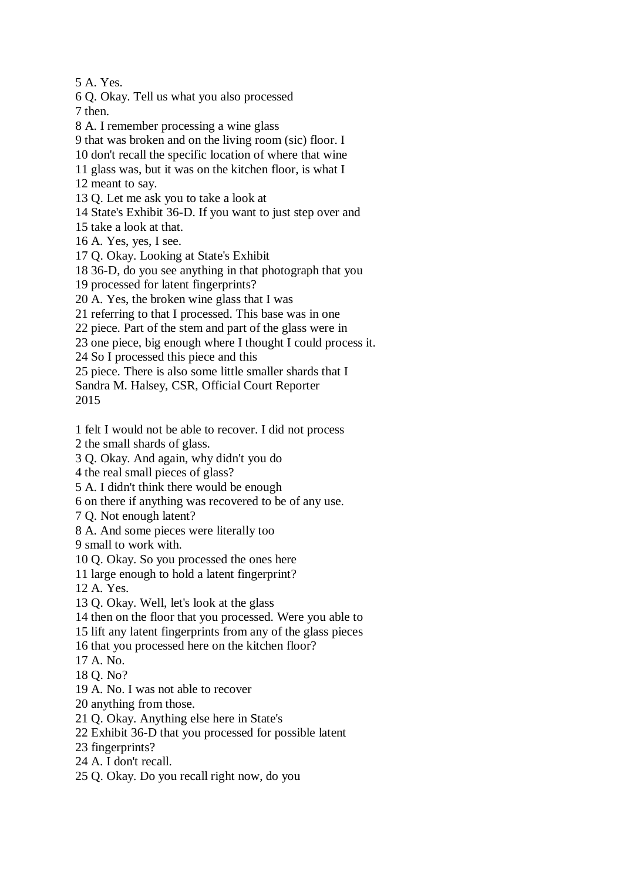5 A. Yes.
6 Q. Okay. Tell us what you also processed
7 then.
8 A. I remember processing a wine glass
9 that was broken and on the living room (sic) floor. I
10 don't recall the specific location of where that wine
11 glass was, but it was on the kitchen floor, is what I
12 meant to say.
13 Q. Let me ask you to take a look at
14 State's Exhibit 36-D. If you want to just step over and
15 take a look at that.
16 A. Yes, yes, I see.
17 Q. Okay. Looking at State's Exhibit
18 36-D, do you see anything in that photograph that you
19 processed for latent fingerprints?
20 A. Yes, the broken wine glass that I was
21 referring to that I processed. This base was in one
22 piece. Part of the stem and part of the glass were in
23 one piece, big enough where I thought I could process it.
24 So I processed this piece and this
25 piece. There is also some little smaller shards that I

1 felt I would not be able to recover. I did not process
2 the small shards of glass.
3 Q. Okay. And again, why didn't you do
4 the real small pieces of glass?
5 A. I didn't think there would be enough
6 on there if anything was recovered to be of any use.
7 Q. Not enough latent?
8 A. And some pieces were literally too
9 small to work with.
10 Q. Okay. So you processed the ones here
11 large enough to hold a latent fingerprint?
12 A. Yes.
13 Q. Okay. Well, let's look at the glass
14 then on the floor that you processed. Were you able to
15 lift any latent fingerprints from any of the glass pieces
16 that you processed here on the kitchen floor?
17 A. No.
18 Q. No?
19 A. No. I was not able to recover
20 anything from those.
21 Q. Okay. Anything else here in State's
22 Exhibit 36-D that you processed for possible latent
23 fingerprints?
24 A. I don't recall.
25 Q. Okay. Do you recall right now, do you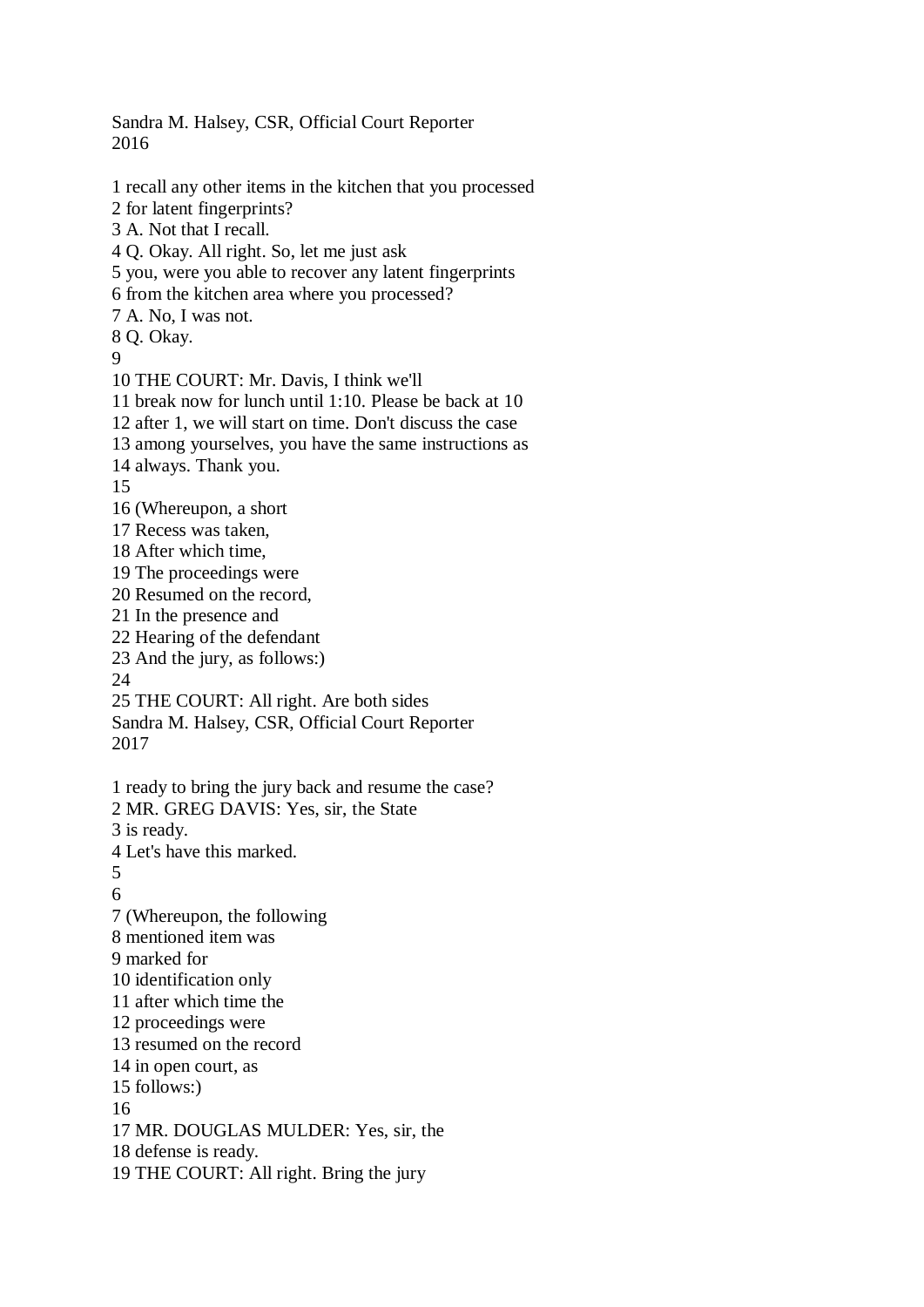1 recall any other items in the kitchen that you processed
2 for latent fingerprints?
3 A. Not that I recall.
4 Q. Okay. All right. So, let me just ask
5 you, were you able to recover any latent fingerprints
6 from the kitchen area where you processed?
7 A. No, I was not.
8 Q. Okay.
9
10 THE COURT: Mr. Davis, I think we'll
11 break now for lunch until 1:10. Please be back at 10
12 after 1, we will start on time. Don't discuss the case
13 among yourselves, you have the same instructions as
14 always. Thank you.
15
16 (Whereupon, a short
17 Recess was taken,
18 After which time,
19 The proceedings were
20 Resumed on the record,
21 In the presence and
22 Hearing of the defendant
23 And the jury, as follows:)
24
25 THE COURT: All right. Are both sides

1 ready to bring the jury back and resume the case?
2 MR. GREG DAVIS: Yes, sir, the State
3 is ready.
4 Let's have this marked.
5
6
7 (Whereupon, the following
8 mentioned item was
9 marked for
10 identification only
11 after which time the
12 proceedings were
13 resumed on the record
14 in open court, as
15 follows:)
16
17 MR. DOUGLAS MULDER: Yes, sir, the
18 defense is ready.
19 THE COURT: All right. Bring the jury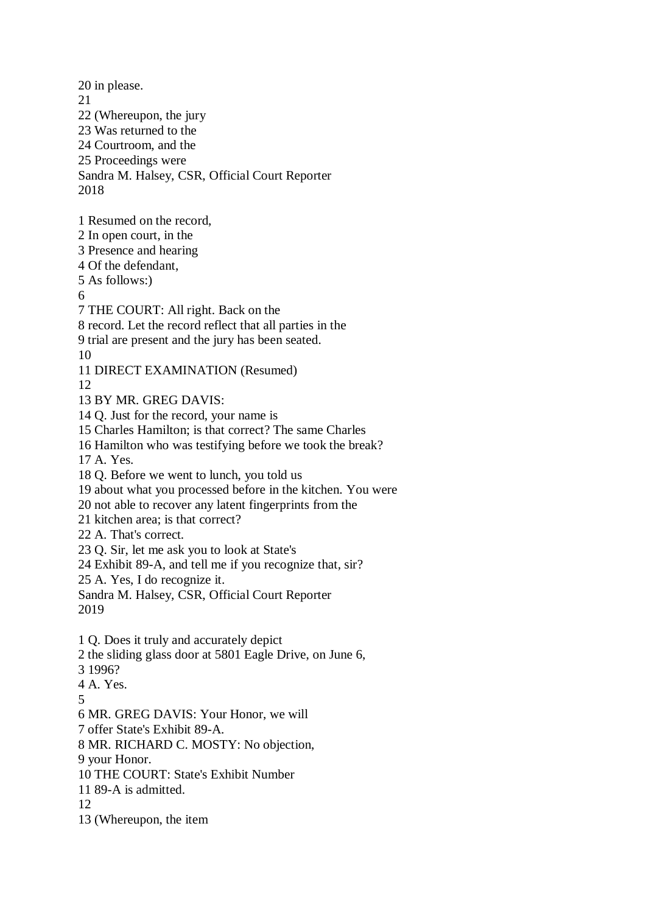20 in please.
21
22 (Whereupon, the jury
23 Was returned to the
24 Courtroom, and the
25 Proceedings were
Sandra M. Halsey, CSR, Official Court Reporter

1 Resumed on the record,
2 In open court, in the
3 Presence and hearing
4 Of the defendant,
5 As follows:)
6
7 THE COURT: All right. Back on the
8 record. Let the record reflect that all parties in the
9 trial are present and the jury has been seated.
10
11 DIRECT EXAMINATION (Resumed)
12
13 BY MR. GREG DAVIS:
14 Q. Just for the record, your name is
15 Charles Hamilton; is that correct? The same Charles
16 Hamilton who was testifying before we took the break?
17 A. Yes.
18 Q. Before we went to lunch, you told us
19 about what you processed before in the kitchen. You were
20 not able to recover any latent fingerprints from the
21 kitchen area; is that correct?
22 A. That's correct.
23 Q. Sir, let me ask you to look at State's
24 Exhibit 89-A, and tell me if you recognize that, sir?
25 A. Yes, I do recognize it.
Sandra M. Halsey, CSR, Official Court Reporter

1 Q. Does it truly and accurately depict
2 the sliding glass door at 5801 Eagle Drive, on June 6,
3 1996?
4 A. Yes.
5
6 MR. GREG DAVIS: Your Honor, we will
7 offer State's Exhibit 89-A.
8 MR. RICHARD C. MOSTY: No objection,
9 your Honor.
10 THE COURT: State's Exhibit Number
11 89-A is admitted.
12
13 (Whereupon, the item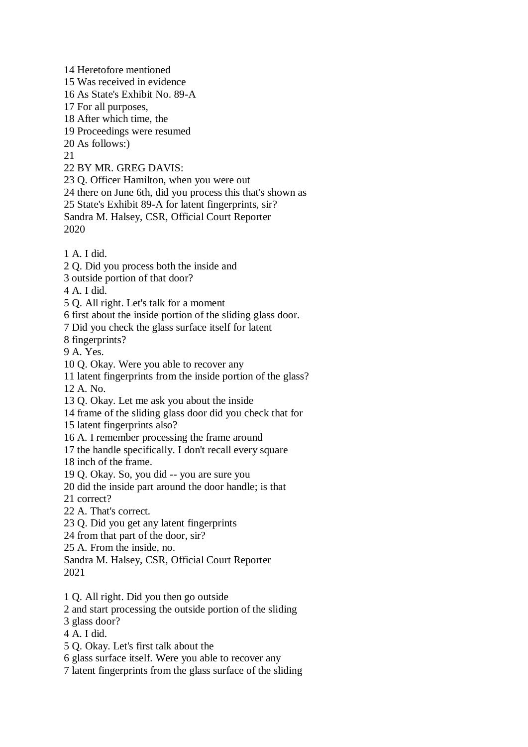14 Heretofore mentioned
15 Was received in evidence
16 As State's Exhibit No. 89-A
17 For all purposes,
18 After which time, the
19 Proceedings were resumed
20 As follows:)
21
22 BY MR. GREG DAVIS:
23 Q. Officer Hamilton, when you were out
24 there on June 6th, did you process this that's shown as
25 State's Exhibit 89-A for latent fingerprints, sir?
Sandra M. Halsey, CSR, Official Court Reporter
2020

1 A. I did.
2 Q. Did you process both the inside and
3 outside portion of that door?
4 A. I did.
5 Q. All right. Let's talk for a moment
6 first about the inside portion of the sliding glass door.
7 Did you check the glass surface itself for latent
8 fingerprints?
9 A. Yes.
10 Q. Okay. Were you able to recover any
11 latent fingerprints from the inside portion of the glass?
12 A. No.
13 Q. Okay. Let me ask you about the inside
14 frame of the sliding glass door did you check that for
15 latent fingerprints also?
16 A. I remember processing the frame around
17 the handle specifically. I don't recall every square
18 inch of the frame.
19 Q. Okay. So, you did -- you are sure you
20 did the inside part around the door handle; is that
21 correct?
22 A. That's correct.
23 Q. Did you get any latent fingerprints
24 from that part of the door, sir?
25 A. From the inside, no.
Sandra M. Halsey, CSR, Official Court Reporter
2021

1 Q. All right. Did you then go outside
2 and start processing the outside portion of the sliding
3 glass door?
4 A. I did.
5 Q. Okay. Let's first talk about the
6 glass surface itself. Were you able to recover any
7 latent fingerprints from the glass surface of the sliding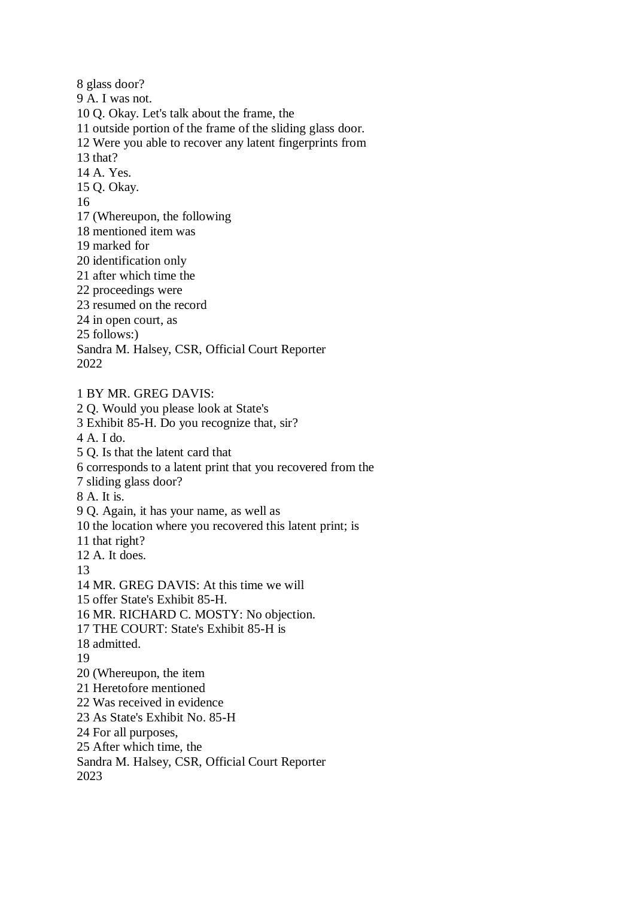8 glass door?
9 A. I was not.
10 Q. Okay. Let's talk about the frame, the
11 outside portion of the frame of the sliding glass door.
12 Were you able to recover any latent fingerprints from
13 that?
14 A. Yes.
15 Q. Okay.
16
17 (Whereupon, the following
18 mentioned item was
19 marked for
20 identification only
21 after which time the
22 proceedings were
23 resumed on the record
24 in open court, as
25 follows:)
Sandra M. Halsey, CSR, Official Court Reporter
2022

1 BY MR. GREG DAVIS:
2 Q. Would you please look at State's
3 Exhibit 85-H. Do you recognize that, sir?
4 A. I do.
5 Q. Is that the latent card that
6 corresponds to a latent print that you recovered from the
7 sliding glass door?
8 A. It is.
9 Q. Again, it has your name, as well as
10 the location where you recovered this latent print; is
11 that right?
12 A. It does.
13
14 MR. GREG DAVIS: At this time we will
15 offer State's Exhibit 85-H.
16 MR. RICHARD C. MOSTY: No objection.
17 THE COURT: State's Exhibit 85-H is
18 admitted.
19
20 (Whereupon, the item
21 Heretofore mentioned
22 Was received in evidence
23 As State's Exhibit No. 85-H
24 For all purposes,
25 After which time, the
Sandra M. Halsey, CSR, Official Court Reporter
2023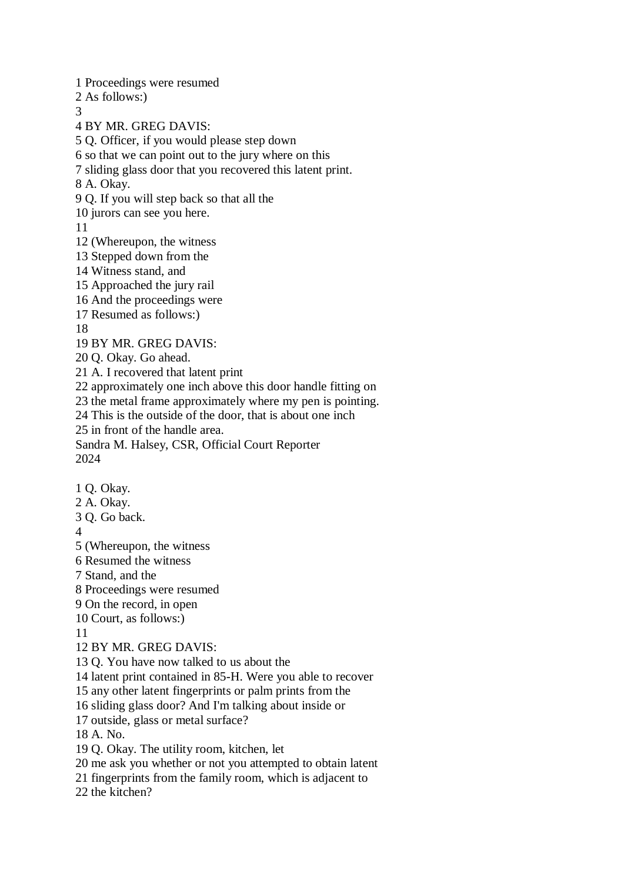1 Proceedings were resumed
2 As follows:)
3
4 BY MR. GREG DAVIS:
5 Q. Officer, if you would please step down
6 so that we can point out to the jury where on this
7 sliding glass door that you recovered this latent print.
8 A. Okay.
9 Q. If you will step back so that all the
10 jurors can see you here.
11
12 (Whereupon, the witness
13 Stepped down from the
14 Witness stand, and
15 Approached the jury rail
16 And the proceedings were
17 Resumed as follows:)
18
19 BY MR. GREG DAVIS:
20 Q. Okay. Go ahead.
21 A. I recovered that latent print
22 approximately one inch above this door handle fitting on
23 the metal frame approximately where my pen is pointing.
24 This is the outside of the door, that is about one inch
25 in front of the handle area.
Sandra M. Halsey, CSR, Official Court Reporter
2024

1 Q. Okay.
2 A. Okay.
3 Q. Go back.
4
5 (Whereupon, the witness
6 Resumed the witness
7 Stand, and the
8 Proceedings were resumed
9 On the record, in open
10 Court, as follows:)
11
12 BY MR. GREG DAVIS:
13 Q. You have now talked to us about the
14 latent print contained in 85-H. Were you able to recover
15 any other latent fingerprints or palm prints from the
16 sliding glass door? And I'm talking about inside or
17 outside, glass or metal surface?
18 A. No.
19 Q. Okay. The utility room, kitchen, let
20 me ask you whether or not you attempted to obtain latent
21 fingerprints from the family room, which is adjacent to
22 the kitchen?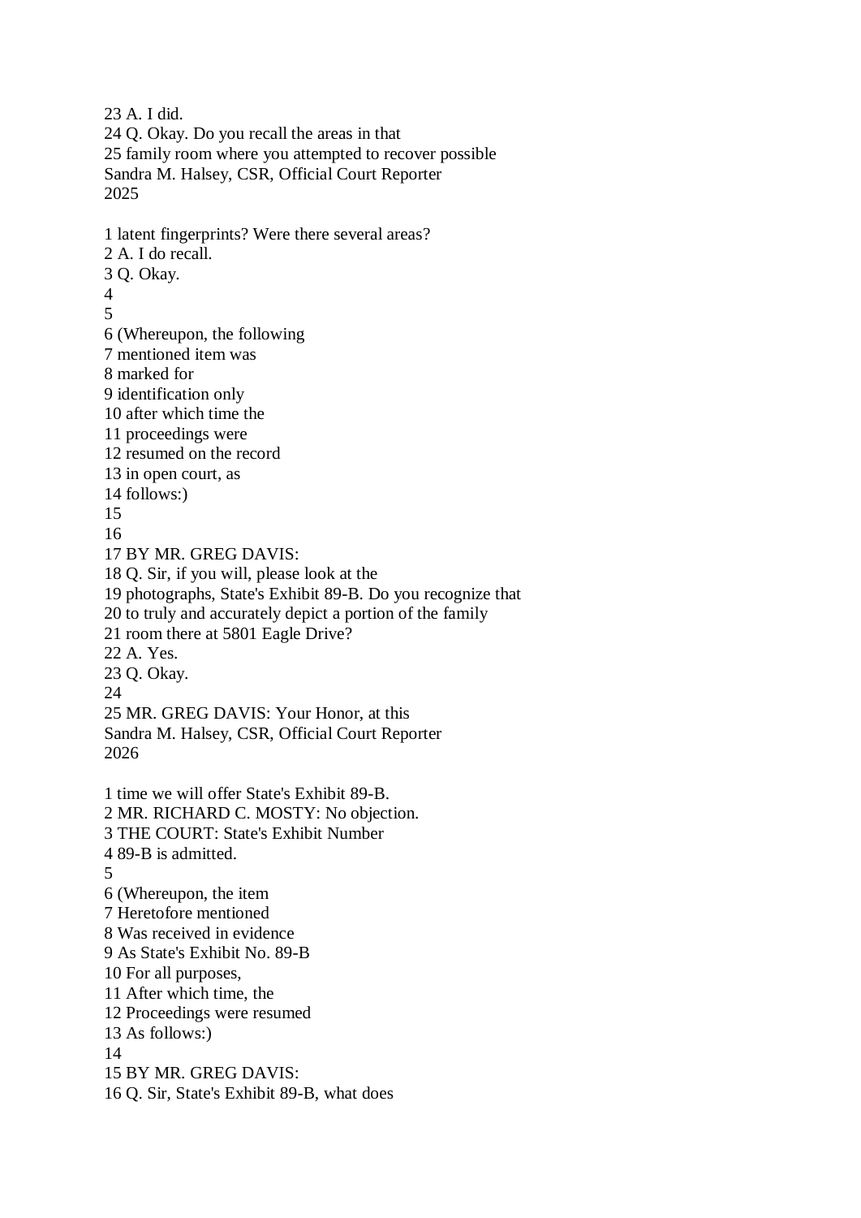23 A. I did.
24 Q. Okay. Do you recall the areas in that
25 family room where you attempted to recover possible

1 latent fingerprints? Were there several areas?
2 A. I do recall.
3 Q. Okay.
4
5
6 (Whereupon, the following
7 mentioned item was
8 marked for
9 identification only
10 after which time the
11 proceedings were
12 resumed on the record
13 in open court, as
14 follows:)
15
16
17 BY MR. GREG DAVIS:
18 Q. Sir, if you will, please look at the
19 photographs, State's Exhibit 89-B. Do you recognize that
20 to truly and accurately depict a portion of the family
21 room there at 5801 Eagle Drive?
22 A. Yes.
23 Q. Okay.
24
25 MR. GREG DAVIS: Your Honor, at this

1 time we will offer State's Exhibit 89-B.
2 MR. RICHARD C. MOSTY: No objection.
3 THE COURT: State's Exhibit Number
4 89-B is admitted.
5
6 (Whereupon, the item
7 Heretofore mentioned
8 Was received in evidence
9 As State's Exhibit No. 89-B
10 For all purposes,
11 After which time, the
12 Proceedings were resumed
13 As follows:)
14
15 BY MR. GREG DAVIS:
16 Q. Sir, State's Exhibit 89-B, what does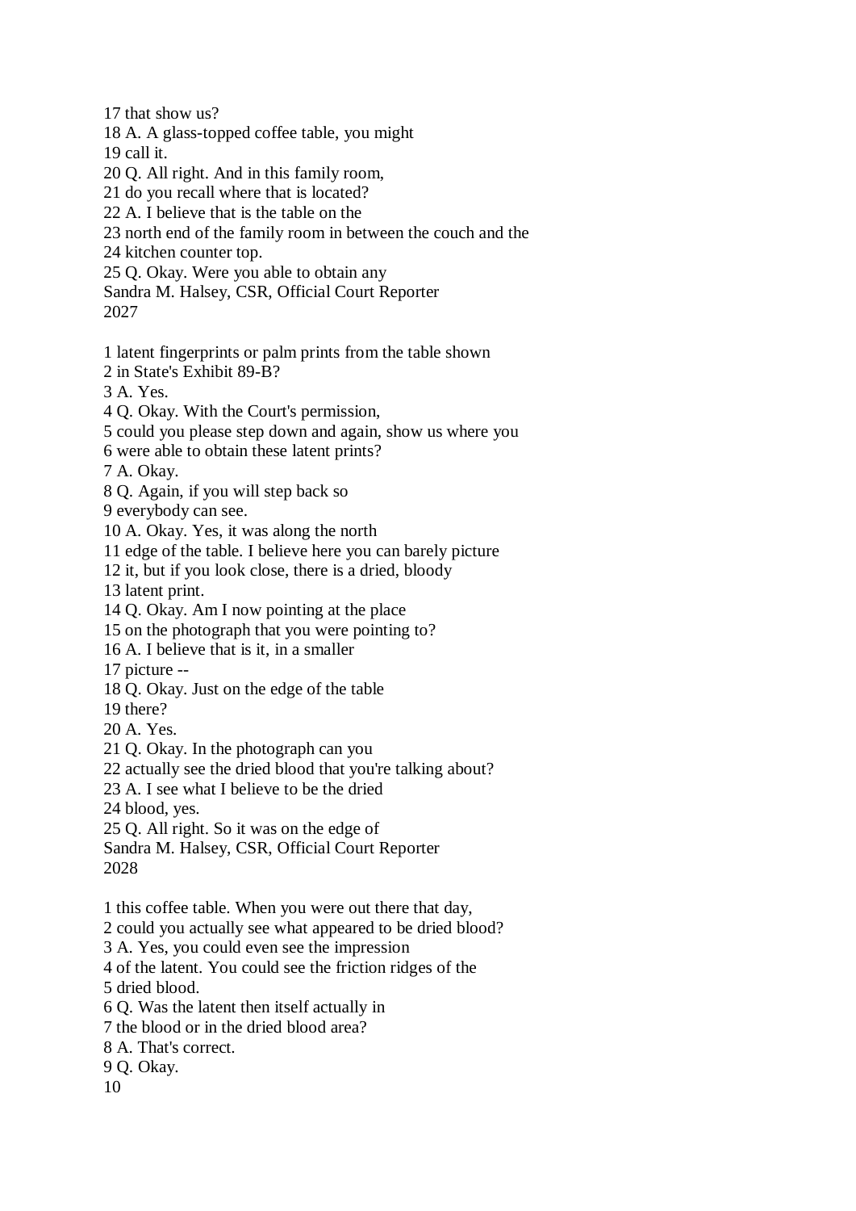17 that show us?
18 A. A glass-topped coffee table, you might
19 call it.
20 Q. All right. And in this family room,
21 do you recall where that is located?
22 A. I believe that is the table on the
23 north end of the family room in between the couch and the
24 kitchen counter top.
25 Q. Okay. Were you able to obtain any

1 latent fingerprints or palm prints from the table shown
2 in State's Exhibit 89-B?
3 A. Yes.
4 Q. Okay. With the Court's permission,
5 could you please step down and again, show us where you
6 were able to obtain these latent prints?
7 A. Okay.
8 Q. Again, if you will step back so
9 everybody can see.
10 A. Okay. Yes, it was along the north
11 edge of the table. I believe here you can barely picture
12 it, but if you look close, there is a dried, bloody
13 latent print.
14 Q. Okay. Am I now pointing at the place
15 on the photograph that you were pointing to?
16 A. I believe that is it, in a smaller
17 picture --
18 Q. Okay. Just on the edge of the table
19 there?
20 A. Yes.
21 Q. Okay. In the photograph can you
22 actually see the dried blood that you're talking about?
23 A. I see what I believe to be the dried
24 blood, yes.
25 Q. All right. So it was on the edge of

1 this coffee table. When you were out there that day,
2 could you actually see what appeared to be dried blood?
3 A. Yes, you could even see the impression
4 of the latent. You could see the friction ridges of the
5 dried blood.
6 Q. Was the latent then itself actually in
7 the blood or in the dried blood area?
8 A. That's correct.
9 Q. Okay.
10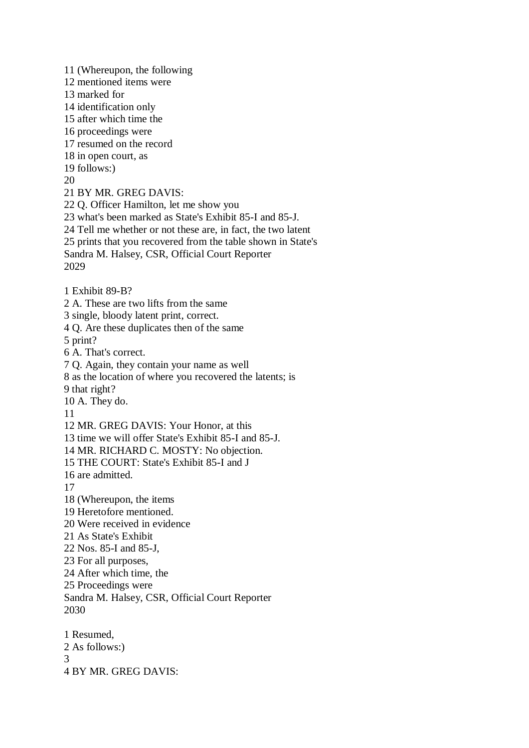11 (Whereupon, the following
12 mentioned items were
13 marked for
14 identification only
15 after which time the
16 proceedings were
17 resumed on the record
18 in open court, as
19 follows:)
20
21 BY MR. GREG DAVIS:
22 Q. Officer Hamilton, let me show you
23 what's been marked as State's Exhibit 85-I and 85-J.
24 Tell me whether or not these are, in fact, the two latent
25 prints that you recovered from the table shown in State's
Sandra M. Halsey, CSR, Official Court Reporter
2029

1 Exhibit 89-B?
2 A. These are two lifts from the same
3 single, bloody latent print, correct.
4 Q. Are these duplicates then of the same
5 print?
6 A. That's correct.
7 Q. Again, they contain your name as well
8 as the location of where you recovered the latents; is
9 that right?
10 A. They do.
11
12 MR. GREG DAVIS: Your Honor, at this
13 time we will offer State's Exhibit 85-I and 85-J.
14 MR. RICHARD C. MOSTY: No objection.
15 THE COURT: State's Exhibit 85-I and J
16 are admitted.
17
18 (Whereupon, the items
19 Heretofore mentioned.
20 Were received in evidence
21 As State's Exhibit
22 Nos. 85-I and 85-J,
23 For all purposes,
24 After which time, the
25 Proceedings were
Sandra M. Halsey, CSR, Official Court Reporter
2030

1 Resumed,
2 As follows:)
3
4 BY MR. GREG DAVIS: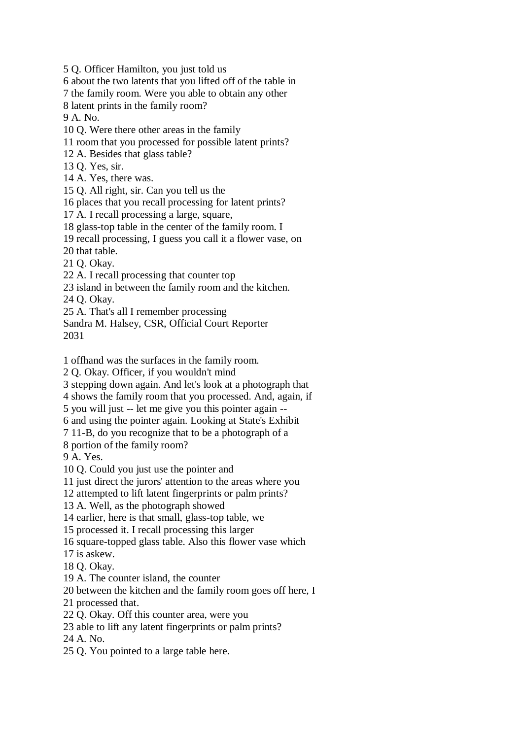5 Q. Officer Hamilton, you just told us
6 about the two latents that you lifted off of the table in
7 the family room. Were you able to obtain any other
8 latent prints in the family room?
9 A. No.
10 Q. Were there other areas in the family
11 room that you processed for possible latent prints?
12 A. Besides that glass table?
13 Q. Yes, sir.
14 A. Yes, there was.
15 Q. All right, sir. Can you tell us the
16 places that you recall processing for latent prints?
17 A. I recall processing a large, square,
18 glass-top table in the center of the family room. I
19 recall processing, I guess you call it a flower vase, on
20 that table.
21 Q. Okay.
22 A. I recall processing that counter top
23 island in between the family room and the kitchen.
24 Q. Okay.
25 A. That's all I remember processing
Sandra M. Halsey, CSR, Official Court Reporter
2031

1 offhand was the surfaces in the family room.
2 Q. Okay. Officer, if you wouldn't mind
3 stepping down again. And let's look at a photograph that
4 shows the family room that you processed. And, again, if
5 you will just -- let me give you this pointer again --
6 and using the pointer again. Looking at State's Exhibit
7 11-B, do you recognize that to be a photograph of a
8 portion of the family room?
9 A. Yes.
10 Q. Could you just use the pointer and
11 just direct the jurors' attention to the areas where you
12 attempted to lift latent fingerprints or palm prints?
13 A. Well, as the photograph showed
14 earlier, here is that small, glass-top table, we
15 processed it. I recall processing this larger
16 square-topped glass table. Also this flower vase which
17 is askew.
18 Q. Okay.
19 A. The counter island, the counter
20 between the kitchen and the family room goes off here, I
21 processed that.
22 Q. Okay. Off this counter area, were you
23 able to lift any latent fingerprints or palm prints?
24 A. No.
25 Q. You pointed to a large table here.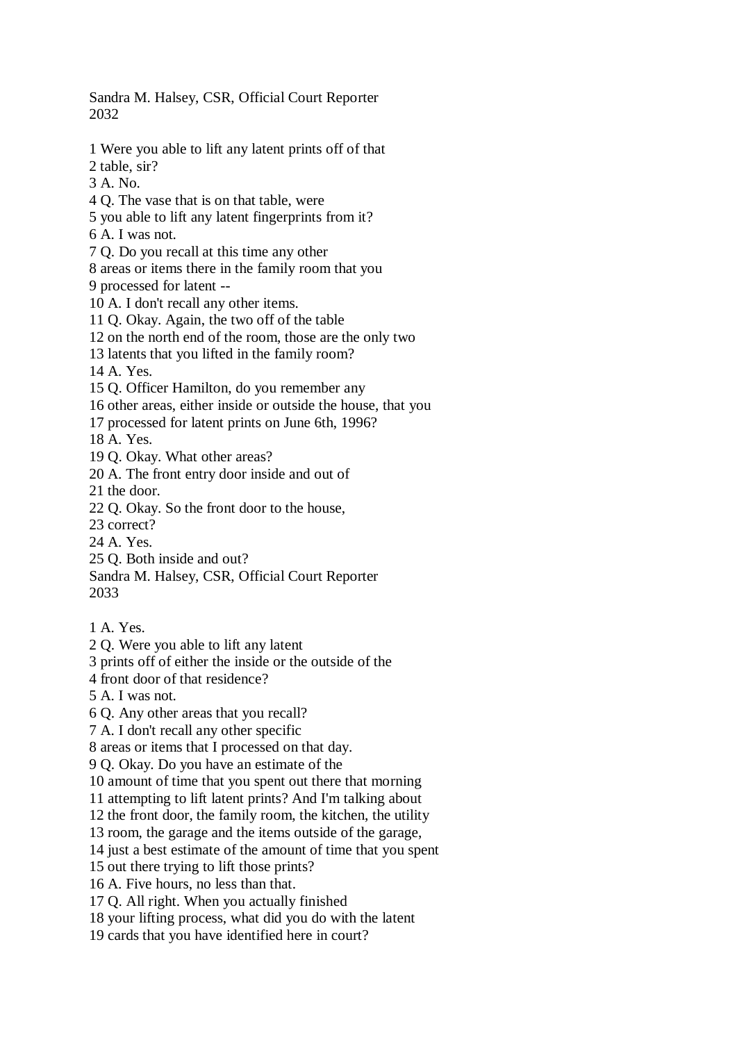1 Were you able to lift any latent prints off of that
2 table, sir?
3 A. No.
4 Q. The vase that is on that table, were
5 you able to lift any latent fingerprints from it?
6 A. I was not.
7 Q. Do you recall at this time any other
8 areas or items there in the family room that you
9 processed for latent --
10 A. I don't recall any other items.
11 Q. Okay. Again, the two off of the table
12 on the north end of the room, those are the only two
13 latents that you lifted in the family room?
14 A. Yes.
15 Q. Officer Hamilton, do you remember any
16 other areas, either inside or outside the house, that you
17 processed for latent prints on June 6th, 1996?
18 A. Yes.
19 Q. Okay. What other areas?
20 A. The front entry door inside and out of
21 the door.
22 Q. Okay. So the front door to the house,
23 correct?
24 A. Yes.
25 Q. Both inside and out?

1 A. Yes.
2 Q. Were you able to lift any latent
3 prints off of either the inside or the outside of the
4 front door of that residence?
5 A. I was not.
6 Q. Any other areas that you recall?
7 A. I don't recall any other specific
8 areas or items that I processed on that day.
9 Q. Okay. Do you have an estimate of the
10 amount of time that you spent out there that morning
11 attempting to lift latent prints? And I'm talking about
12 the front door, the family room, the kitchen, the utility
13 room, the garage and the items outside of the garage,
14 just a best estimate of the amount of time that you spent
15 out there trying to lift those prints?
16 A. Five hours, no less than that.
17 Q. All right. When you actually finished
18 your lifting process, what did you do with the latent
19 cards that you have identified here in court?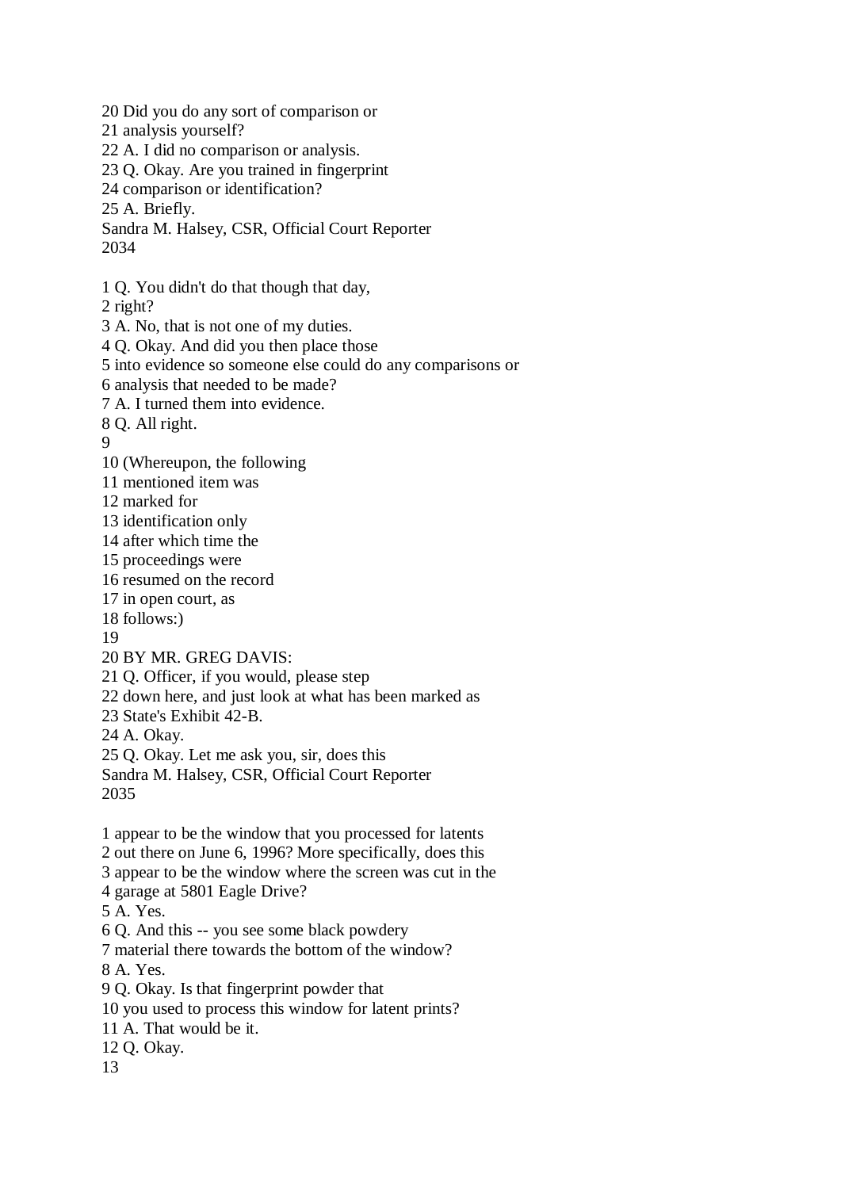20 Did you do any sort of comparison or
21 analysis yourself?
22 A. I did no comparison or analysis.
23 Q. Okay. Are you trained in fingerprint
24 comparison or identification?
25 A. Briefly.
Sandra M. Halsey, CSR, Official Court Reporter
2034

1 Q. You didn't do that though that day,
2 right?
3 A. No, that is not one of my duties.
4 Q. Okay. And did you then place those
5 into evidence so someone else could do any comparisons or
6 analysis that needed to be made?
7 A. I turned them into evidence.
8 Q. All right.
9
10 (Whereupon, the following
11 mentioned item was
12 marked for
13 identification only
14 after which time the
15 proceedings were
16 resumed on the record
17 in open court, as
18 follows:)
19
20 BY MR. GREG DAVIS:
21 Q. Officer, if you would, please step
22 down here, and just look at what has been marked as
23 State's Exhibit 42-B.
24 A. Okay.
25 Q. Okay. Let me ask you, sir, does this
Sandra M. Halsey, CSR, Official Court Reporter
2035

1 appear to be the window that you processed for latents
2 out there on June 6, 1996? More specifically, does this
3 appear to be the window where the screen was cut in the
4 garage at 5801 Eagle Drive?
5 A. Yes.
6 Q. And this -- you see some black powdery
7 material there towards the bottom of the window?
8 A. Yes.
9 Q. Okay. Is that fingerprint powder that
10 you used to process this window for latent prints?
11 A. That would be it.
12 Q. Okay.
13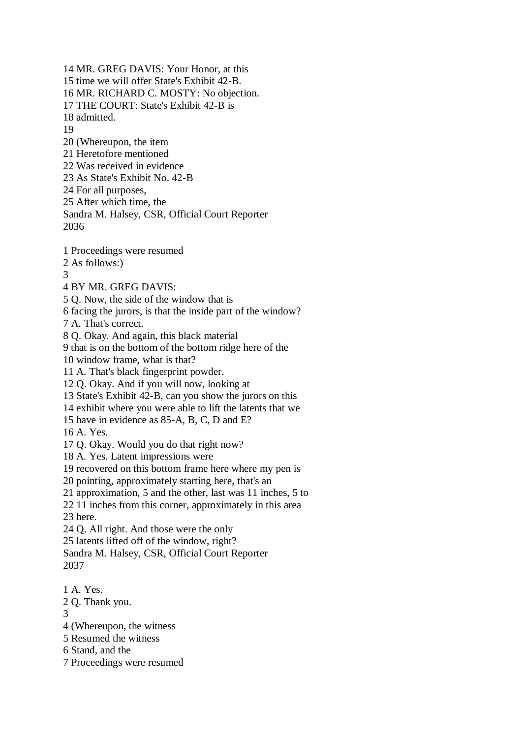14 MR. GREG DAVIS: Your Honor, at this
15 time we will offer State's Exhibit 42-B.
16 MR. RICHARD C. MOSTY: No objection.
17 THE COURT: State's Exhibit 42-B is
18 admitted.
19
20 (Whereupon, the item
21 Heretofore mentioned
22 Was received in evidence
23 As State's Exhibit No. 42-B
24 For all purposes,
25 After which time, the
Sandra M. Halsey, CSR, Official Court Reporter

1 Proceedings were resumed
2 As follows:)
3
4 BY MR. GREG DAVIS:
5 Q. Now, the side of the window that is
6 facing the jurors, is that the inside part of the window?
7 A. That's correct.
8 Q. Okay. And again, this black material
9 that is on the bottom of the bottom ridge here of the
10 window frame, what is that?
11 A. That's black fingerprint powder.
12 Q. Okay. And if you will now, looking at
13 State's Exhibit 42-B, can you show the jurors on this
14 exhibit where you were able to lift the latents that we
15 have in evidence as 85-A, B, C, D and E?
16 A. Yes.
17 Q. Okay. Would you do that right now?
18 A. Yes. Latent impressions were
19 recovered on this bottom frame here where my pen is
20 pointing, approximately starting here, that's an
21 approximation, 5 and the other, last was 11 inches, 5 to
22 11 inches from this corner, approximately in this area
23 here.
24 Q. All right. And those were the only
25 latents lifted off of the window, right?
Sandra M. Halsey, CSR, Official Court Reporter

1 A. Yes.
2 Q. Thank you.
3
4 (Whereupon, the witness
5 Resumed the witness
6 Stand, and the
7 Proceedings were resumed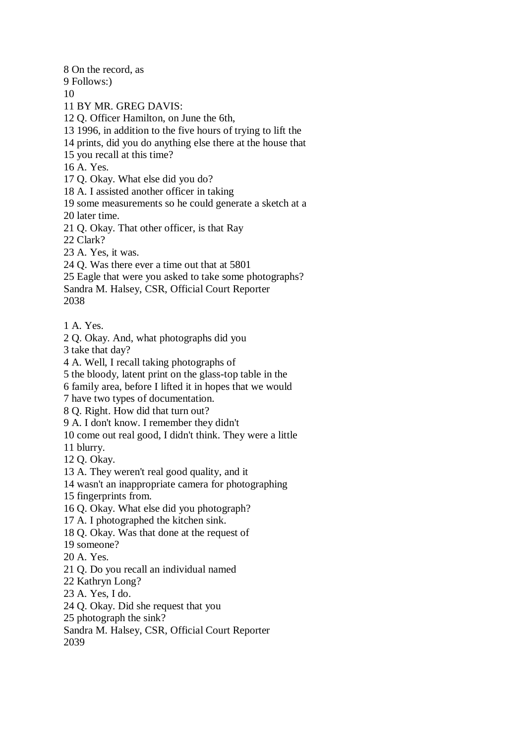8 On the record, as
9 Follows:)
10
11 BY MR. GREG DAVIS:
12 Q. Officer Hamilton, on June the 6th,
13 1996, in addition to the five hours of trying to lift the
14 prints, did you do anything else there at the house that
15 you recall at this time?
16 A. Yes.
17 Q. Okay. What else did you do?
18 A. I assisted another officer in taking
19 some measurements so he could generate a sketch at a
20 later time.
21 Q. Okay. That other officer, is that Ray
22 Clark?
23 A. Yes, it was.
24 Q. Was there ever a time out that at 5801
25 Eagle that were you asked to take some photographs?
Sandra M. Halsey, CSR, Official Court Reporter
2038

1 A. Yes.
2 Q. Okay. And, what photographs did you
3 take that day?
4 A. Well, I recall taking photographs of
5 the bloody, latent print on the glass-top table in the
6 family area, before I lifted it in hopes that we would
7 have two types of documentation.
8 Q. Right. How did that turn out?
9 A. I don't know. I remember they didn't
10 come out real good, I didn't think. They were a little
11 blurry.
12 Q. Okay.
13 A. They weren't real good quality, and it
14 wasn't an inappropriate camera for photographing
15 fingerprints from.
16 Q. Okay. What else did you photograph?
17 A. I photographed the kitchen sink.
18 Q. Okay. Was that done at the request of
19 someone?
20 A. Yes.
21 Q. Do you recall an individual named
22 Kathryn Long?
23 A. Yes, I do.
24 Q. Okay. Did she request that you
25 photograph the sink?
Sandra M. Halsey, CSR, Official Court Reporter
2039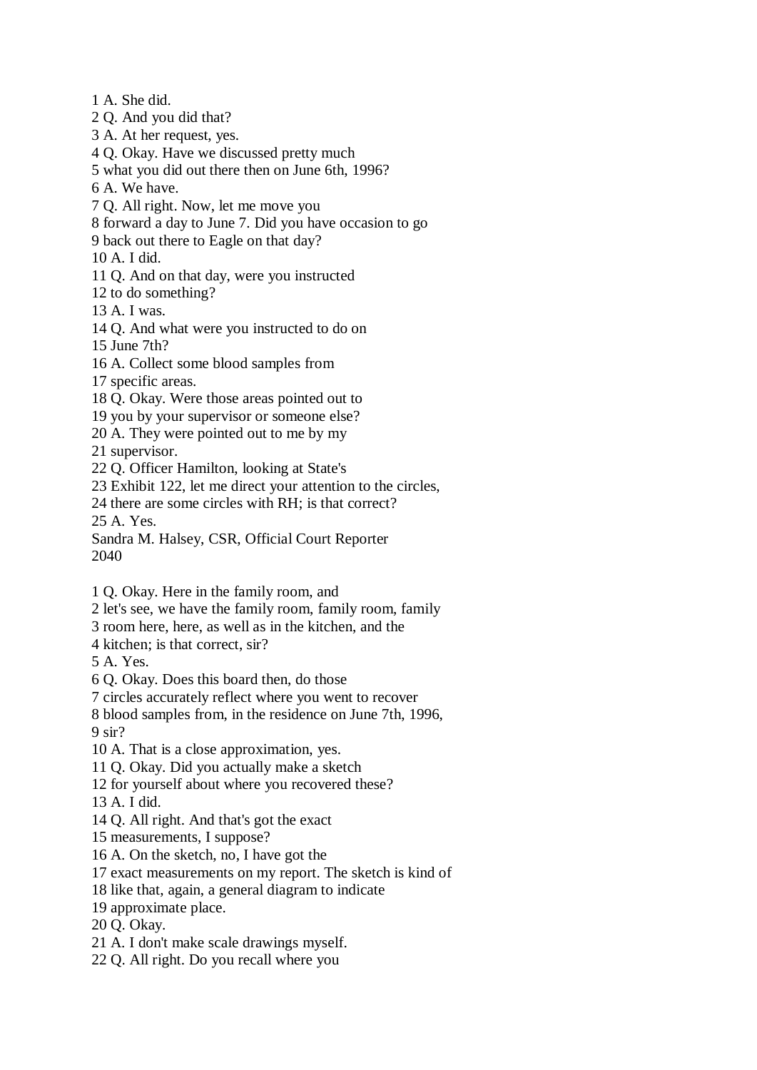1 A. She did.
2 Q. And you did that?
3 A. At her request, yes.
4 Q. Okay. Have we discussed pretty much
5 what you did out there then on June 6th, 1996?
6 A. We have.
7 Q. All right. Now, let me move you
8 forward a day to June 7. Did you have occasion to go
9 back out there to Eagle on that day?
10 A. I did.
11 Q. And on that day, were you instructed
12 to do something?
13 A. I was.
14 Q. And what were you instructed to do on
15 June 7th?
16 A. Collect some blood samples from
17 specific areas.
18 Q. Okay. Were those areas pointed out to
19 you by your supervisor or someone else?
20 A. They were pointed out to me by my
21 supervisor.
22 Q. Officer Hamilton, looking at State's
23 Exhibit 122, let me direct your attention to the circles,
24 there are some circles with RH; is that correct?
25 A. Yes.
Sandra M. Halsey, CSR, Official Court Reporter
2040

1 Q. Okay. Here in the family room, and
2 let's see, we have the family room, family room, family
3 room here, here, as well as in the kitchen, and the
4 kitchen; is that correct, sir?
5 A. Yes.
6 Q. Okay. Does this board then, do those
7 circles accurately reflect where you went to recover
8 blood samples from, in the residence on June 7th, 1996,
9 sir?
10 A. That is a close approximation, yes.
11 Q. Okay. Did you actually make a sketch
12 for yourself about where you recovered these?
13 A. I did.
14 Q. All right. And that's got the exact
15 measurements, I suppose?
16 A. On the sketch, no, I have got the
17 exact measurements on my report. The sketch is kind of
18 like that, again, a general diagram to indicate
19 approximate place.
20 Q. Okay.
21 A. I don't make scale drawings myself.
22 Q. All right. Do you recall where you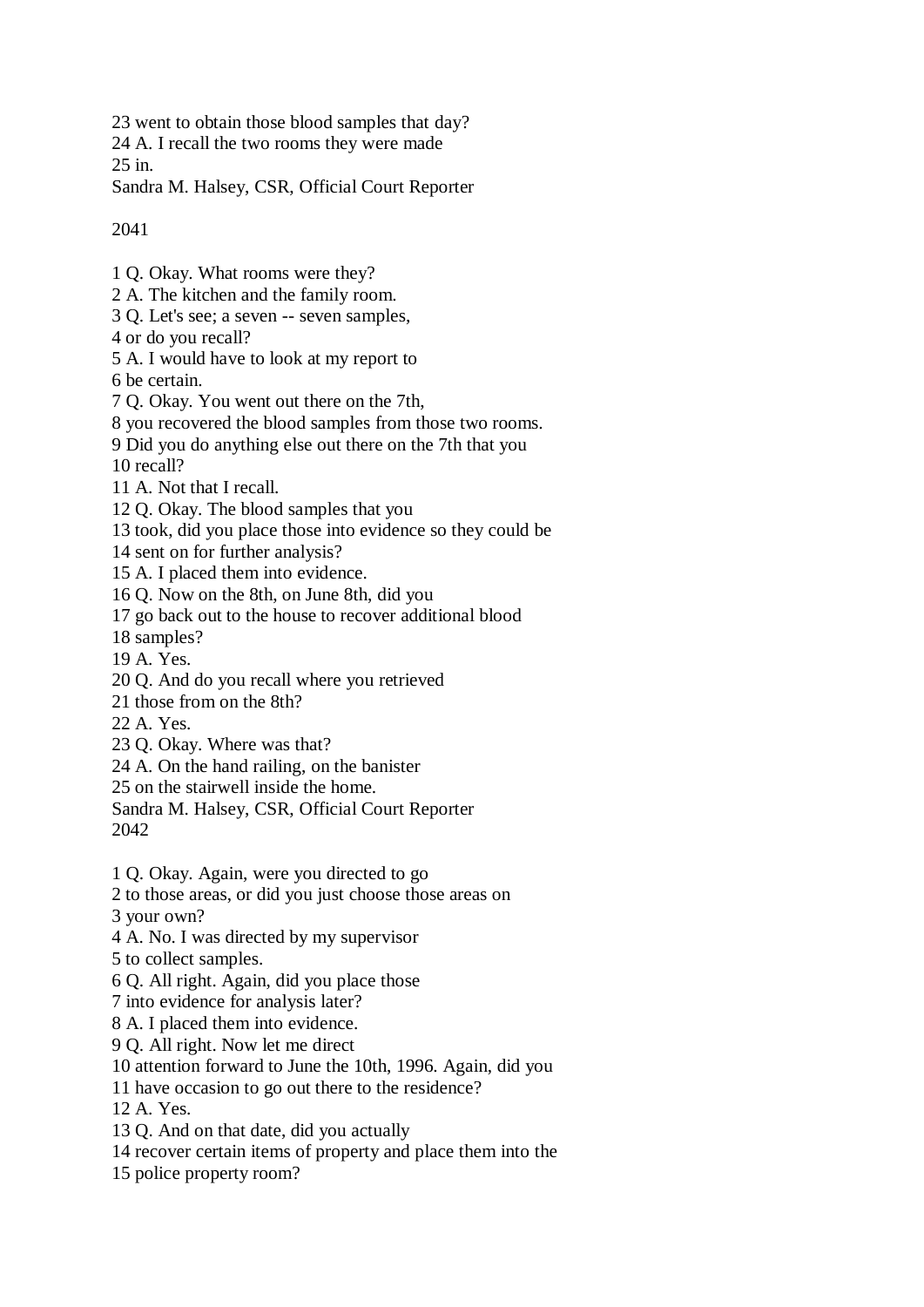23 went to obtain those blood samples that day?
24 A. I recall the two rooms they were made
25 in.
Sandra M. Halsey, CSR, Official Court Reporter

2041

1 Q. Okay. What rooms were they?
2 A. The kitchen and the family room.
3 Q. Let's see; a seven -- seven samples,
4 or do you recall?
5 A. I would have to look at my report to
6 be certain.
7 Q. Okay. You went out there on the 7th,
8 you recovered the blood samples from those two rooms.
9 Did you do anything else out there on the 7th that you
10 recall?
11 A. Not that I recall.
12 Q. Okay. The blood samples that you
13 took, did you place those into evidence so they could be
14 sent on for further analysis?
15 A. I placed them into evidence.
16 Q. Now on the 8th, on June 8th, did you
17 go back out to the house to recover additional blood
18 samples?
19 A. Yes.
20 Q. And do you recall where you retrieved
21 those from on the 8th?
22 A. Yes.
23 Q. Okay. Where was that?
24 A. On the hand railing, on the banister
25 on the stairwell inside the home.
Sandra M. Halsey, CSR, Official Court Reporter
2042

1 Q. Okay. Again, were you directed to go
2 to those areas, or did you just choose those areas on
3 your own?
4 A. No. I was directed by my supervisor
5 to collect samples.
6 Q. All right. Again, did you place those
7 into evidence for analysis later?
8 A. I placed them into evidence.
9 Q. All right. Now let me direct
10 attention forward to June the 10th, 1996. Again, did you
11 have occasion to go out there to the residence?
12 A. Yes.
13 Q. And on that date, did you actually
14 recover certain items of property and place them into the
15 police property room?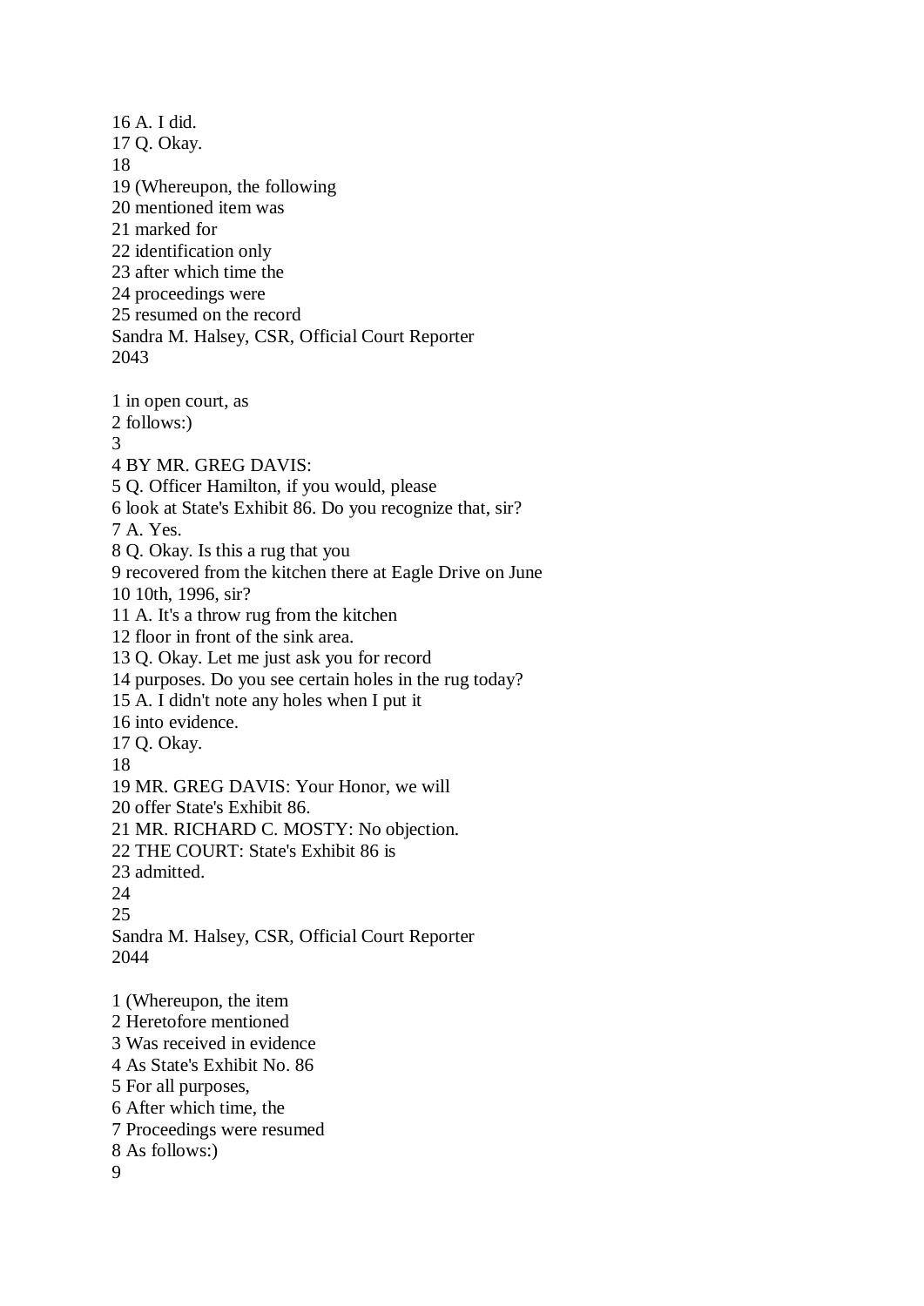16 A. I did.
17 Q. Okay.
18
19 (Whereupon, the following
20 mentioned item was
21 marked for
22 identification only
23 after which time the
24 proceedings were
25 resumed on the record
Sandra M. Halsey, CSR, Official Court Reporter

1 in open court, as
2 follows:)
3
4 BY MR. GREG DAVIS:
5 Q. Officer Hamilton, if you would, please
6 look at State's Exhibit 86. Do you recognize that, sir?
7 A. Yes.
8 Q. Okay. Is this a rug that you
9 recovered from the kitchen there at Eagle Drive on June
10 10th, 1996, sir?
11 A. It's a throw rug from the kitchen
12 floor in front of the sink area.
13 Q. Okay. Let me just ask you for record
14 purposes. Do you see certain holes in the rug today?
15 A. I didn't note any holes when I put it
16 into evidence.
17 Q. Okay.
18
19 MR. GREG DAVIS: Your Honor, we will
20 offer State's Exhibit 86.
21 MR. RICHARD C. MOSTY: No objection.
22 THE COURT: State's Exhibit 86 is
23 admitted.
24
25
Sandra M. Halsey, CSR, Official Court Reporter

1 (Whereupon, the item
2 Heretofore mentioned
3 Was received in evidence
4 As State's Exhibit No. 86
5 For all purposes,
6 After which time, the
7 Proceedings were resumed
8 As follows:)
9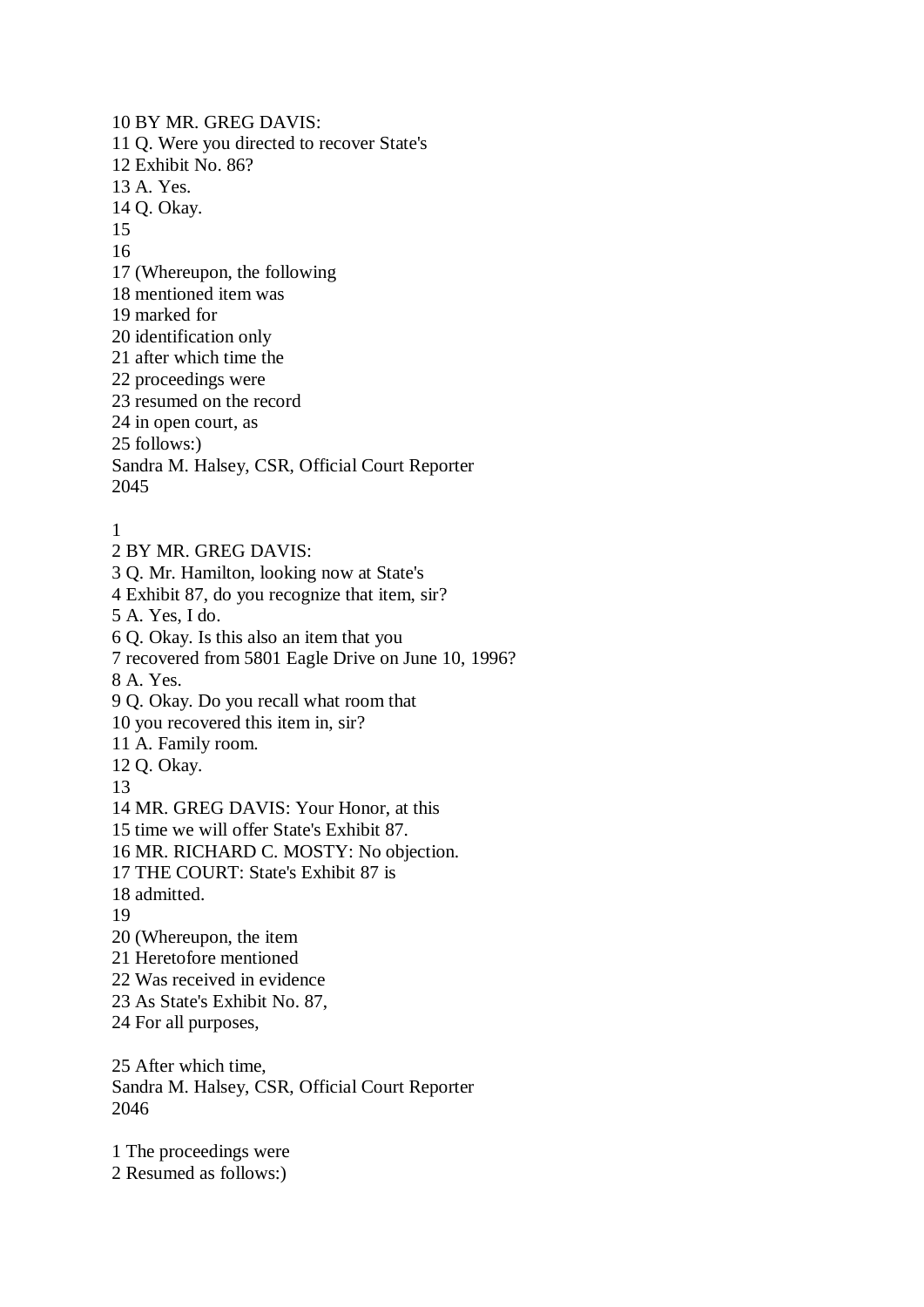10 BY MR. GREG DAVIS:
11 Q. Were you directed to recover State's
12 Exhibit No. 86?
13 A. Yes.
14 Q. Okay.
15
16
17 (Whereupon, the following
18 mentioned item was
19 marked for
20 identification only
21 after which time the
22 proceedings were
23 resumed on the record
24 in open court, as
25 follows:)
Sandra M. Halsey, CSR, Official Court Reporter
2045

1
2 BY MR. GREG DAVIS:
3 Q. Mr. Hamilton, looking now at State's
4 Exhibit 87, do you recognize that item, sir?
5 A. Yes, I do.
6 Q. Okay. Is this also an item that you
7 recovered from 5801 Eagle Drive on June 10, 1996?
8 A. Yes.
9 Q. Okay. Do you recall what room that
10 you recovered this item in, sir?
11 A. Family room.
12 Q. Okay.
13
14 MR. GREG DAVIS: Your Honor, at this
15 time we will offer State's Exhibit 87.
16 MR. RICHARD C. MOSTY: No objection.
17 THE COURT: State's Exhibit 87 is
18 admitted.
19
20 (Whereupon, the item
21 Heretofore mentioned
22 Was received in evidence
23 As State's Exhibit No. 87,
24 For all purposes,

25 After which time,
Sandra M. Halsey, CSR, Official Court Reporter
2046

1 The proceedings were
2 Resumed as follows:)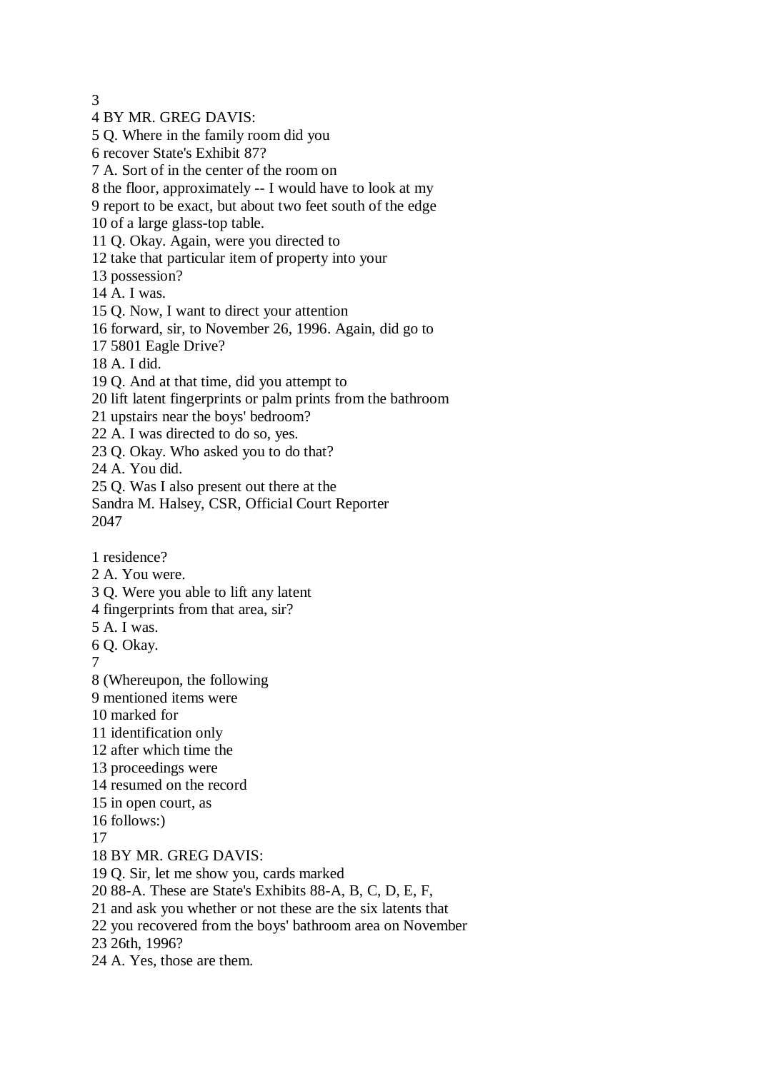3

4 BY MR. GREG DAVIS:

5 Q. Where in the family room did you

6 recover State's Exhibit 87?

7 A. Sort of in the center of the room on

8 the floor, approximately -- I would have to look at my

9 report to be exact, but about two feet south of the edge

10 of a large glass-top table.

11 Q. Okay. Again, were you directed to

12 take that particular item of property into your

13 possession?

14 A. I was.

15 Q. Now, I want to direct your attention

16 forward, sir, to November 26, 1996. Again, did go to

17 5801 Eagle Drive?

18 A. I did.

19 Q. And at that time, did you attempt to

20 lift latent fingerprints or palm prints from the bathroom

21 upstairs near the boys' bedroom?

22 A. I was directed to do so, yes.

23 Q. Okay. Who asked you to do that?

24 A. You did.

25 Q. Was I also present out there at the

Sandra M. Halsey, CSR, Official Court Reporter

1 residence?

2 A. You were.

3 Q. Were you able to lift any latent

4 fingerprints from that area, sir?

5 A. I was.

6 Q. Okay.

7

8 (Whereupon, the following

9 mentioned items were

10 marked for

11 identification only

12 after which time the

13 proceedings were

14 resumed on the record

15 in open court, as

16 follows:)

17

18 BY MR. GREG DAVIS:

19 Q. Sir, let me show you, cards marked

20 88-A. These are State's Exhibits 88-A, B, C, D, E, F,

21 and ask you whether or not these are the six latents that

22 you recovered from the boys' bathroom area on November

23 26th, 1996?

24 A. Yes, those are them.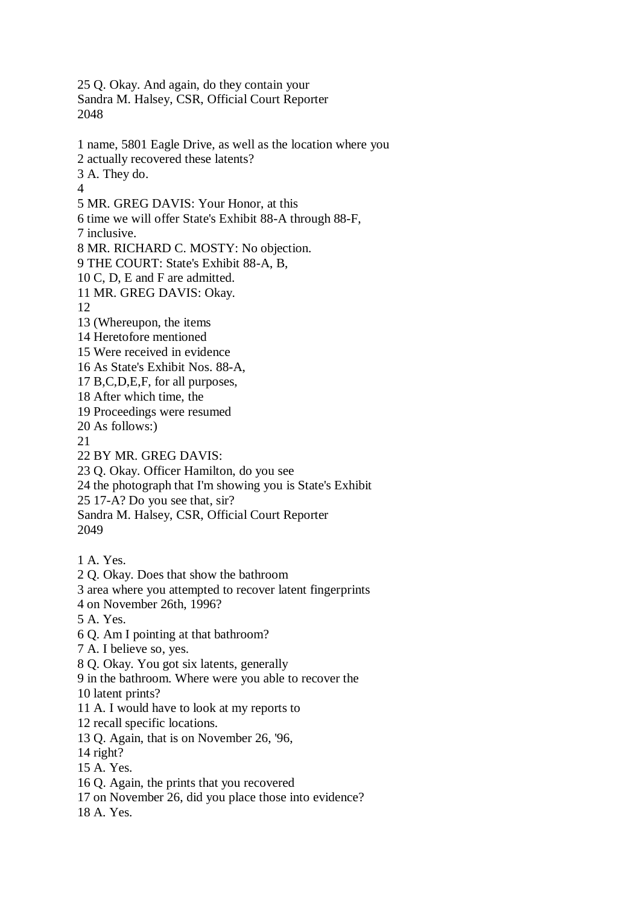25 Q. Okay. And again, do they contain your

1 name, 5801 Eagle Drive, as well as the location where you
2 actually recovered these latents?
3 A. They do.
4
5 MR. GREG DAVIS: Your Honor, at this
6 time we will offer State's Exhibit 88-A through 88-F,
7 inclusive.
8 MR. RICHARD C. MOSTY: No objection.
9 THE COURT: State's Exhibit 88-A, B,
10 C, D, E and F are admitted.
11 MR. GREG DAVIS: Okay.
12
13 (Whereupon, the items
14 Heretofore mentioned
15 Were received in evidence
16 As State's Exhibit Nos. 88-A,
17 B,C,D,E,F, for all purposes,
18 After which time, the
19 Proceedings were resumed
20 As follows:)
21
22 BY MR. GREG DAVIS:
23 Q. Okay. Officer Hamilton, do you see
24 the photograph that I'm showing you is State's Exhibit
25 17-A? Do you see that, sir?

1 A. Yes.
2 Q. Okay. Does that show the bathroom
3 area where you attempted to recover latent fingerprints
4 on November 26th, 1996?
5 A. Yes.
6 Q. Am I pointing at that bathroom?
7 A. I believe so, yes.
8 Q. Okay. You got six latents, generally
9 in the bathroom. Where were you able to recover the
10 latent prints?
11 A. I would have to look at my reports to
12 recall specific locations.
13 Q. Again, that is on November 26, '96,
14 right?
15 A. Yes.
16 Q. Again, the prints that you recovered
17 on November 26, did you place those into evidence?
18 A. Yes.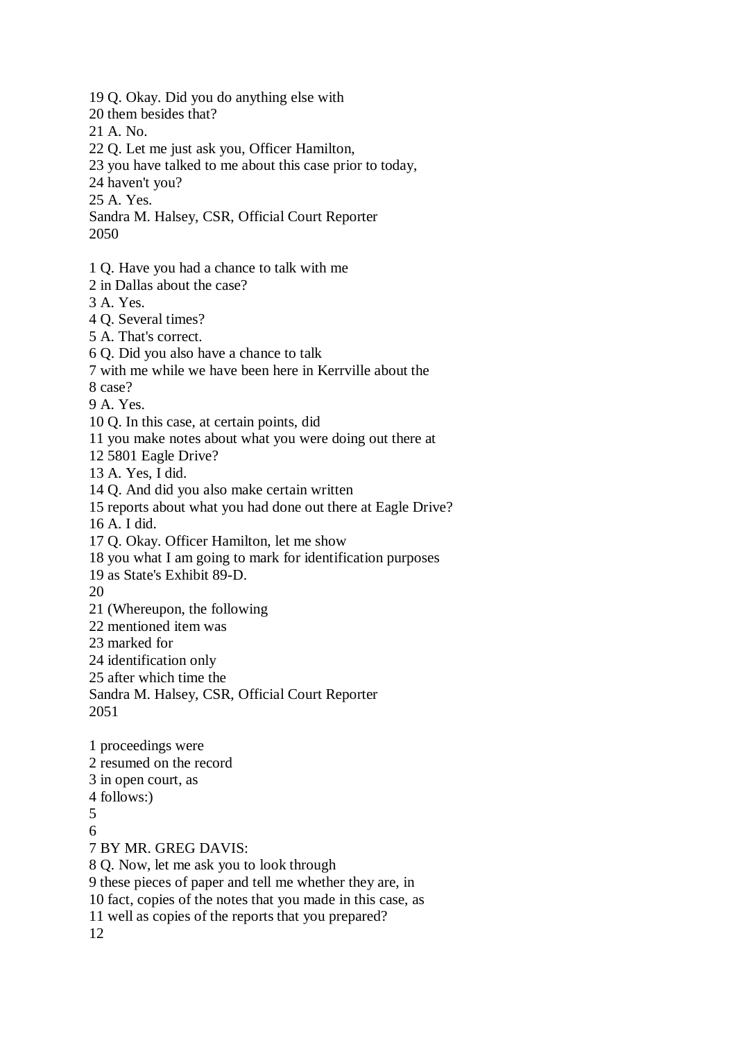19 Q. Okay. Did you do anything else with
20 them besides that?
21 A. No.
22 Q. Let me just ask you, Officer Hamilton,
23 you have talked to me about this case prior to today,
24 haven't you?
25 A. Yes.
Sandra M. Halsey, CSR, Official Court Reporter
2050

1 Q. Have you had a chance to talk with me
2 in Dallas about the case?
3 A. Yes.
4 Q. Several times?
5 A. That's correct.
6 Q. Did you also have a chance to talk
7 with me while we have been here in Kerrville about the
8 case?
9 A. Yes.
10 Q. In this case, at certain points, did
11 you make notes about what you were doing out there at
12 5801 Eagle Drive?
13 A. Yes, I did.
14 Q. And did you also make certain written
15 reports about what you had done out there at Eagle Drive?
16 A. I did.
17 Q. Okay. Officer Hamilton, let me show
18 you what I am going to mark for identification purposes
19 as State's Exhibit 89-D.
20
21 (Whereupon, the following
22 mentioned item was
23 marked for
24 identification only
25 after which time the
Sandra M. Halsey, CSR, Official Court Reporter
2051

1 proceedings were
2 resumed on the record
3 in open court, as
4 follows:)
5
6
7 BY MR. GREG DAVIS:
8 Q. Now, let me ask you to look through
9 these pieces of paper and tell me whether they are, in
10 fact, copies of the notes that you made in this case, as
11 well as copies of the reports that you prepared?
12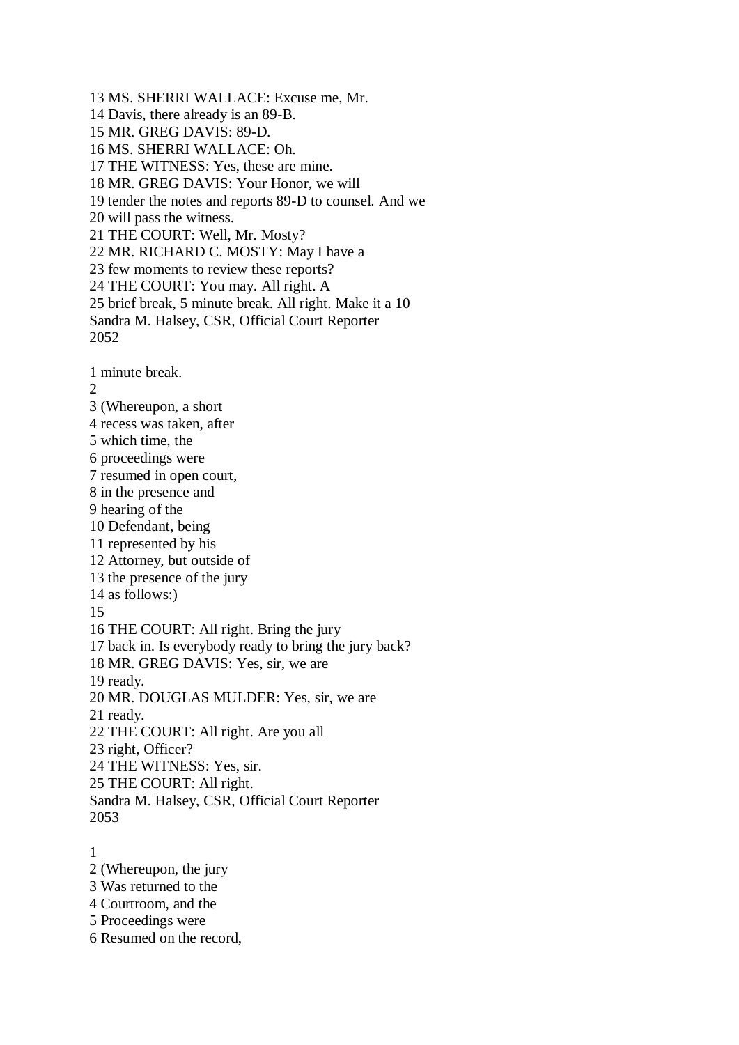13 MS. SHERRI WALLACE: Excuse me, Mr.
14 Davis, there already is an 89-B.
15 MR. GREG DAVIS: 89-D.
16 MS. SHERRI WALLACE: Oh.
17 THE WITNESS: Yes, these are mine.
18 MR. GREG DAVIS: Your Honor, we will
19 tender the notes and reports 89-D to counsel. And we
20 will pass the witness.
21 THE COURT: Well, Mr. Mosty?
22 MR. RICHARD C. MOSTY: May I have a
23 few moments to review these reports?
24 THE COURT: You may. All right. A
25 brief break, 5 minute break. All right. Make it a 10
Sandra M. Halsey, CSR, Official Court Reporter
2052

1 minute break.
2
3 (Whereupon, a short
4 recess was taken, after
5 which time, the
6 proceedings were
7 resumed in open court,
8 in the presence and
9 hearing of the
10 Defendant, being
11 represented by his
12 Attorney, but outside of
13 the presence of the jury
14 as follows:)
15
16 THE COURT: All right. Bring the jury
17 back in. Is everybody ready to bring the jury back?
18 MR. GREG DAVIS: Yes, sir, we are
19 ready.
20 MR. DOUGLAS MULDER: Yes, sir, we are
21 ready.
22 THE COURT: All right. Are you all
23 right, Officer?
24 THE WITNESS: Yes, sir.
25 THE COURT: All right.
Sandra M. Halsey, CSR, Official Court Reporter
2053

1
2 (Whereupon, the jury
3 Was returned to the
4 Courtroom, and the
5 Proceedings were
6 Resumed on the record,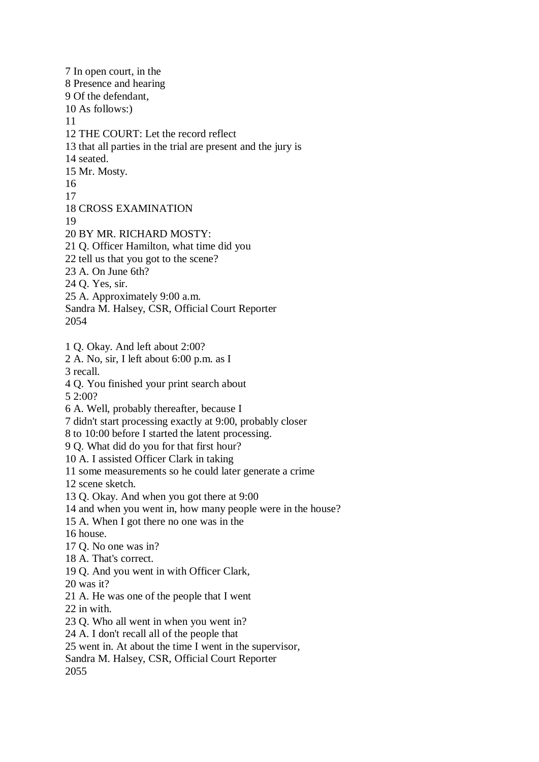7 In open court, in the
8 Presence and hearing
9 Of the defendant,
10 As follows:)
11
12 THE COURT: Let the record reflect
13 that all parties in the trial are present and the jury is
14 seated.
15 Mr. Mosty.
16
17
18 CROSS EXAMINATION
19
20 BY MR. RICHARD MOSTY:
21 Q. Officer Hamilton, what time did you
22 tell us that you got to the scene?
23 A. On June 6th?
24 Q. Yes, sir.
25 A. Approximately 9:00 a.m.
Sandra M. Halsey, CSR, Official Court Reporter
2054

1 Q. Okay. And left about 2:00?
2 A. No, sir, I left about 6:00 p.m. as I
3 recall.
4 Q. You finished your print search about
5 2:00?
6 A. Well, probably thereafter, because I
7 didn't start processing exactly at 9:00, probably closer
8 to 10:00 before I started the latent processing.
9 Q. What did do you for that first hour?
10 A. I assisted Officer Clark in taking
11 some measurements so he could later generate a crime
12 scene sketch.
13 Q. Okay. And when you got there at 9:00
14 and when you went in, how many people were in the house?
15 A. When I got there no one was in the
16 house.
17 Q. No one was in?
18 A. That's correct.
19 Q. And you went in with Officer Clark,
20 was it?
21 A. He was one of the people that I went
22 in with.
23 Q. Who all went in when you went in?
24 A. I don't recall all of the people that
25 went in. At about the time I went in the supervisor,
Sandra M. Halsey, CSR, Official Court Reporter
2055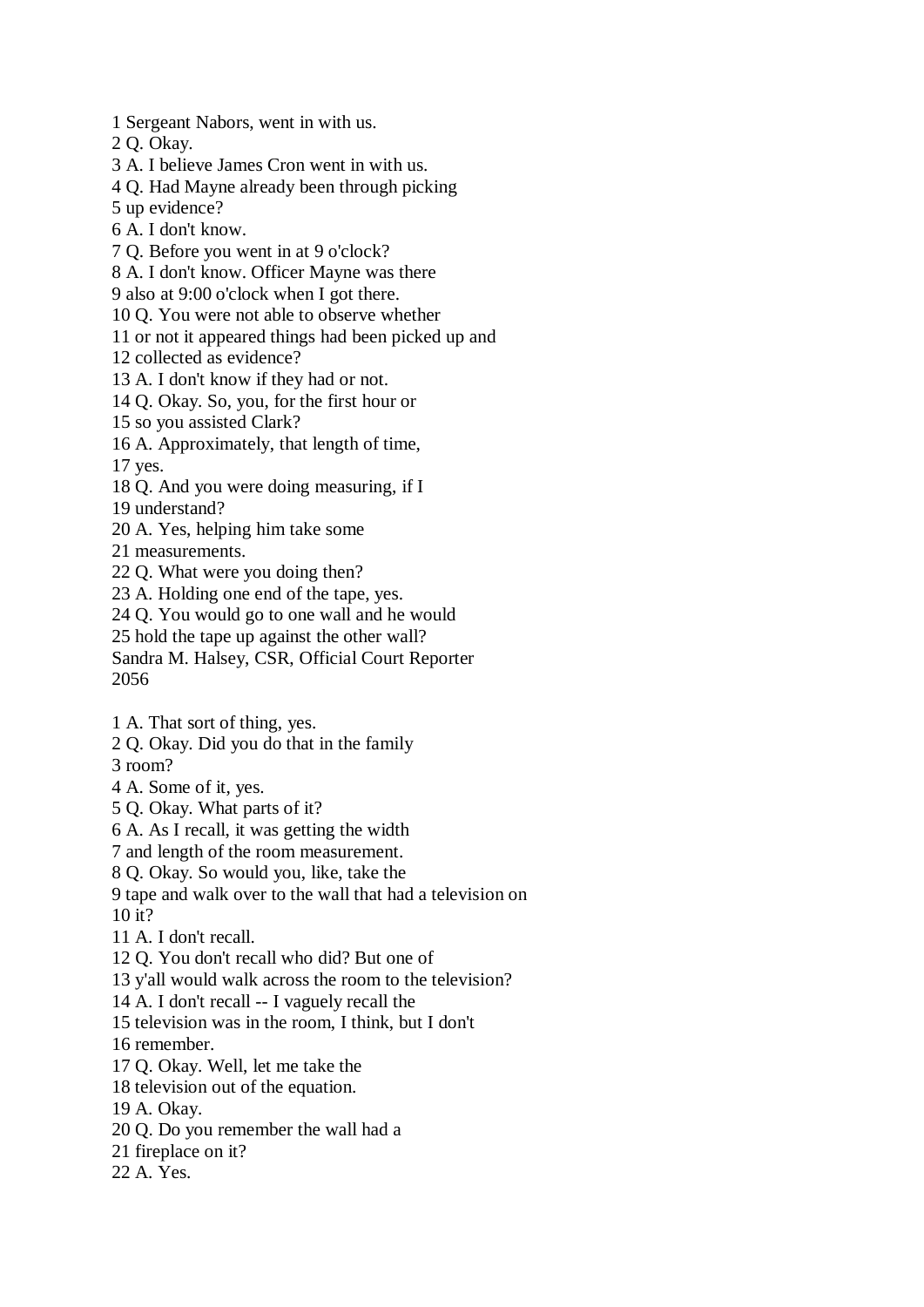1 Sergeant Nabors, went in with us.
2 Q. Okay.
3 A. I believe James Cron went in with us.
4 Q. Had Mayne already been through picking
5 up evidence?
6 A. I don't know.
7 Q. Before you went in at 9 o'clock?
8 A. I don't know. Officer Mayne was there
9 also at 9:00 o'clock when I got there.
10 Q. You were not able to observe whether
11 or not it appeared things had been picked up and
12 collected as evidence?
13 A. I don't know if they had or not.
14 Q. Okay. So, you, for the first hour or
15 so you assisted Clark?
16 A. Approximately, that length of time,
17 yes.
18 Q. And you were doing measuring, if I
19 understand?
20 A. Yes, helping him take some
21 measurements.
22 Q. What were you doing then?
23 A. Holding one end of the tape, yes.
24 Q. You would go to one wall and he would
25 hold the tape up against the other wall?
Sandra M. Halsey, CSR, Official Court Reporter
2056

1 A. That sort of thing, yes.
2 Q. Okay. Did you do that in the family
3 room?
4 A. Some of it, yes.
5 Q. Okay. What parts of it?
6 A. As I recall, it was getting the width
7 and length of the room measurement.
8 Q. Okay. So would you, like, take the
9 tape and walk over to the wall that had a television on
10 it?
11 A. I don't recall.
12 Q. You don't recall who did? But one of
13 y'all would walk across the room to the television?
14 A. I don't recall -- I vaguely recall the
15 television was in the room, I think, but I don't
16 remember.
17 Q. Okay. Well, let me take the
18 television out of the equation.
19 A. Okay.
20 Q. Do you remember the wall had a
21 fireplace on it?
22 A. Yes.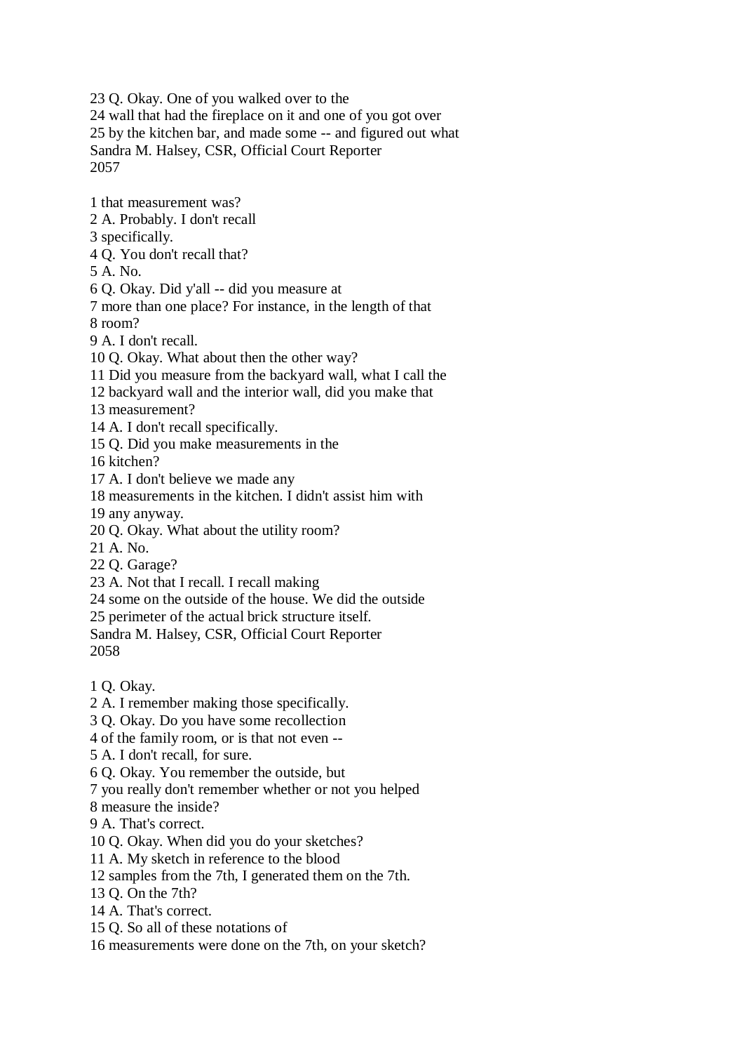23 Q. Okay. One of you walked over to the
24 wall that had the fireplace on it and one of you got over
25 by the kitchen bar, and made some -- and figured out what
Sandra M. Halsey, CSR, Official Court Reporter
2057

1 that measurement was?
2 A. Probably. I don't recall
3 specifically.
4 Q. You don't recall that?
5 A. No.
6 Q. Okay. Did y'all -- did you measure at
7 more than one place? For instance, in the length of that
8 room?
9 A. I don't recall.
10 Q. Okay. What about then the other way?
11 Did you measure from the backyard wall, what I call the
12 backyard wall and the interior wall, did you make that
13 measurement?
14 A. I don't recall specifically.
15 Q. Did you make measurements in the
16 kitchen?
17 A. I don't believe we made any
18 measurements in the kitchen. I didn't assist him with
19 any anyway.
20 Q. Okay. What about the utility room?
21 A. No.
22 Q. Garage?
23 A. Not that I recall. I recall making
24 some on the outside of the house. We did the outside
25 perimeter of the actual brick structure itself.
Sandra M. Halsey, CSR, Official Court Reporter
2058

1 Q. Okay.
2 A. I remember making those specifically.
3 Q. Okay. Do you have some recollection
4 of the family room, or is that not even --
5 A. I don't recall, for sure.
6 Q. Okay. You remember the outside, but
7 you really don't remember whether or not you helped
8 measure the inside?
9 A. That's correct.
10 Q. Okay. When did you do your sketches?
11 A. My sketch in reference to the blood
12 samples from the 7th, I generated them on the 7th.
13 Q. On the 7th?
14 A. That's correct.
15 Q. So all of these notations of
16 measurements were done on the 7th, on your sketch?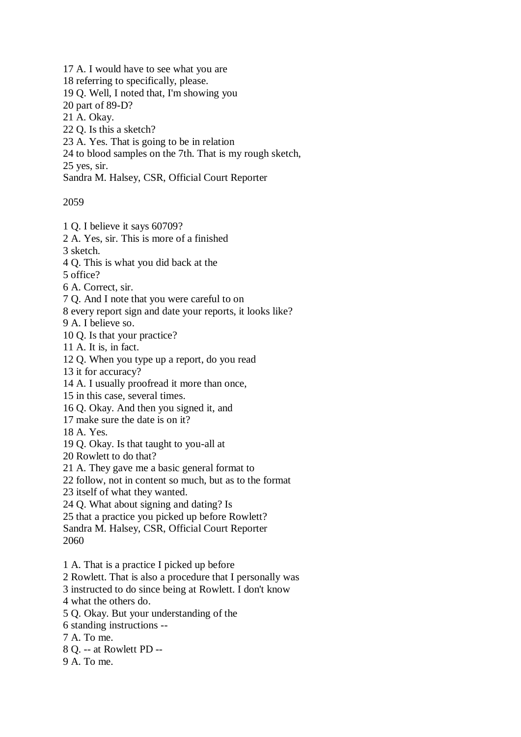17 A. I would have to see what you are
18 referring to specifically, please.
19 Q. Well, I noted that, I'm showing you
20 part of 89-D?
21 A. Okay.
22 Q. Is this a sketch?
23 A. Yes. That is going to be in relation
24 to blood samples on the 7th. That is my rough sketch,
25 yes, sir.
Sandra M. Halsey, CSR, Official Court Reporter

2059

1 Q. I believe it says 60709?
2 A. Yes, sir. This is more of a finished
3 sketch.
4 Q. This is what you did back at the
5 office?
6 A. Correct, sir.
7 Q. And I note that you were careful to on
8 every report sign and date your reports, it looks like?
9 A. I believe so.
10 Q. Is that your practice?
11 A. It is, in fact.
12 Q. When you type up a report, do you read
13 it for accuracy?
14 A. I usually proofread it more than once,
15 in this case, several times.
16 Q. Okay. And then you signed it, and
17 make sure the date is on it?
18 A. Yes.
19 Q. Okay. Is that taught to you-all at
20 Rowlett to do that?
21 A. They gave me a basic general format to
22 follow, not in content so much, but as to the format
23 itself of what they wanted.
24 Q. What about signing and dating? Is
25 that a practice you picked up before Rowlett?
Sandra M. Halsey, CSR, Official Court Reporter
2060

1 A. That is a practice I picked up before
2 Rowlett. That is also a procedure that I personally was
3 instructed to do since being at Rowlett. I don't know
4 what the others do.
5 Q. Okay. But your understanding of the
6 standing instructions --
7 A. To me.
8 Q. -- at Rowlett PD --
9 A. To me.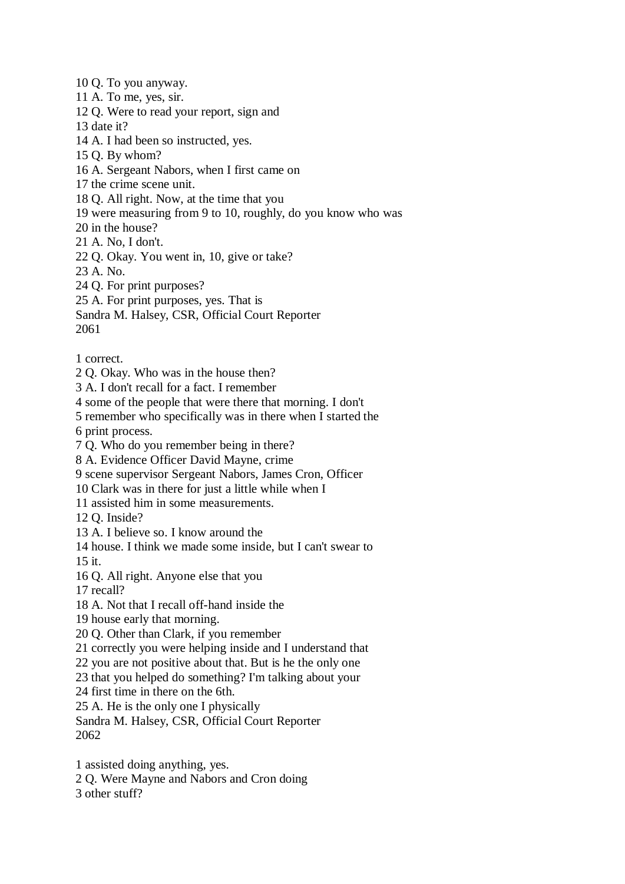10 Q. To you anyway.
11 A. To me, yes, sir.
12 Q. Were to read your report, sign and
13 date it?
14 A. I had been so instructed, yes.
15 Q. By whom?
16 A. Sergeant Nabors, when I first came on
17 the crime scene unit.
18 Q. All right. Now, at the time that you
19 were measuring from 9 to 10, roughly, do you know who was
20 in the house?
21 A. No, I don't.
22 Q. Okay. You went in, 10, give or take?
23 A. No.
24 Q. For print purposes?
25 A. For print purposes, yes. That is
Sandra M. Halsey, CSR, Official Court Reporter
2061

1 correct.
2 Q. Okay. Who was in the house then?
3 A. I don't recall for a fact. I remember
4 some of the people that were there that morning. I don't
5 remember who specifically was in there when I started the
6 print process.
7 Q. Who do you remember being in there?
8 A. Evidence Officer David Mayne, crime
9 scene supervisor Sergeant Nabors, James Cron, Officer
10 Clark was in there for just a little while when I
11 assisted him in some measurements.
12 Q. Inside?
13 A. I believe so. I know around the
14 house. I think we made some inside, but I can't swear to
15 it.
16 Q. All right. Anyone else that you
17 recall?
18 A. Not that I recall off-hand inside the
19 house early that morning.
20 Q. Other than Clark, if you remember
21 correctly you were helping inside and I understand that
22 you are not positive about that. But is he the only one
23 that you helped do something? I'm talking about your
24 first time in there on the 6th.
25 A. He is the only one I physically
Sandra M. Halsey, CSR, Official Court Reporter
2062

1 assisted doing anything, yes.
2 Q. Were Mayne and Nabors and Cron doing
3 other stuff?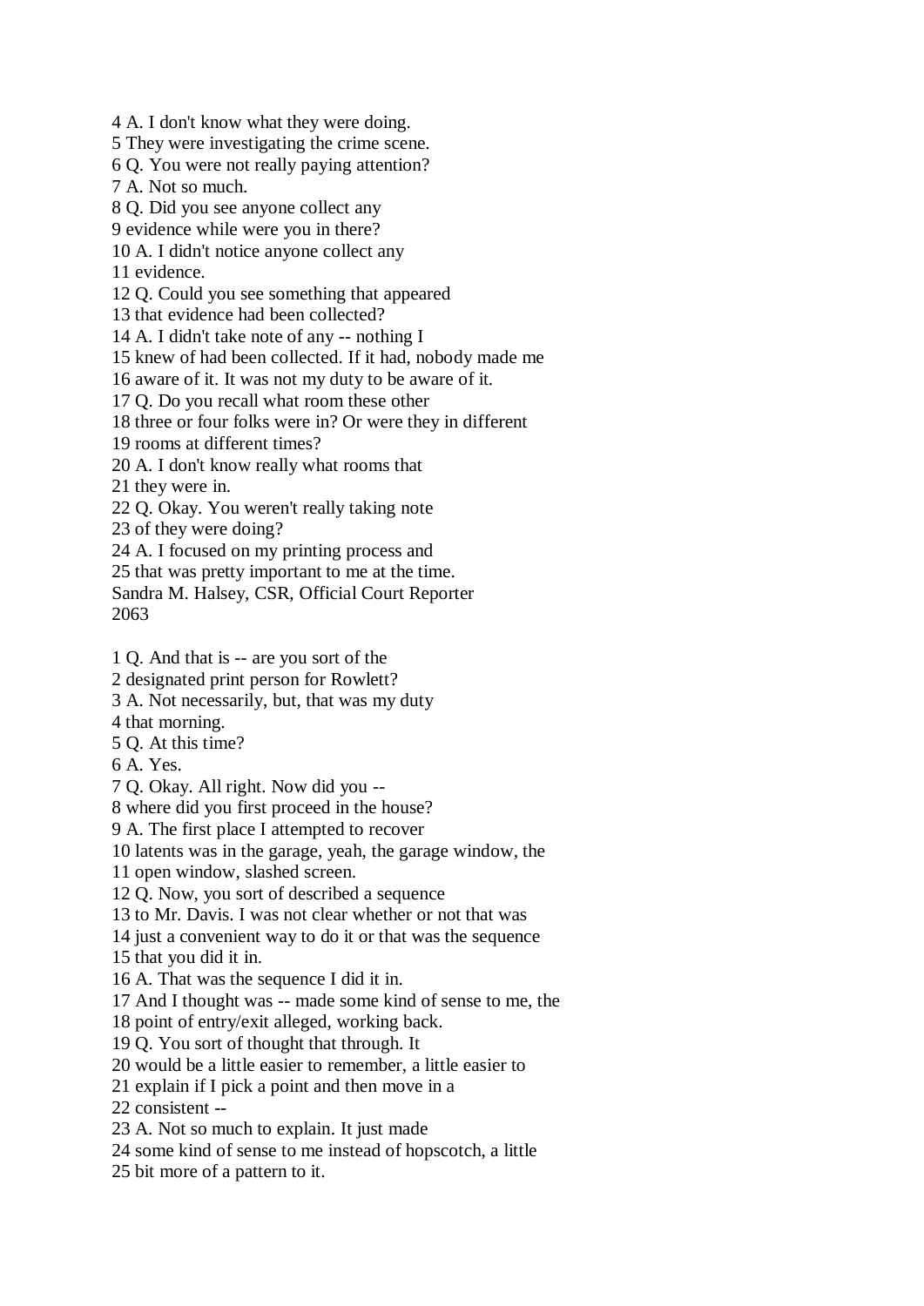4 A. I don't know what they were doing.
5 They were investigating the crime scene.
6 Q. You were not really paying attention?
7 A. Not so much.
8 Q. Did you see anyone collect any
9 evidence while were you in there?
10 A. I didn't notice anyone collect any
11 evidence.
12 Q. Could you see something that appeared
13 that evidence had been collected?
14 A. I didn't take note of any -- nothing I
15 knew of had been collected. If it had, nobody made me
16 aware of it. It was not my duty to be aware of it.
17 Q. Do you recall what room these other
18 three or four folks were in? Or were they in different
19 rooms at different times?
20 A. I don't know really what rooms that
21 they were in.
22 Q. Okay. You weren't really taking note
23 of they were doing?
24 A. I focused on my printing process and
25 that was pretty important to me at the time.
Sandra M. Halsey, CSR, Official Court Reporter
2063

1 Q. And that is -- are you sort of the
2 designated print person for Rowlett?
3 A. Not necessarily, but, that was my duty
4 that morning.
5 Q. At this time?
6 A. Yes.
7 Q. Okay. All right. Now did you --
8 where did you first proceed in the house?
9 A. The first place I attempted to recover
10 latents was in the garage, yeah, the garage window, the
11 open window, slashed screen.
12 Q. Now, you sort of described a sequence
13 to Mr. Davis. I was not clear whether or not that was
14 just a convenient way to do it or that was the sequence
15 that you did it in.
16 A. That was the sequence I did it in.
17 And I thought was -- made some kind of sense to me, the
18 point of entry/exit alleged, working back.
19 Q. You sort of thought that through. It
20 would be a little easier to remember, a little easier to
21 explain if I pick a point and then move in a
22 consistent --
23 A. Not so much to explain. It just made
24 some kind of sense to me instead of hopscotch, a little
25 bit more of a pattern to it.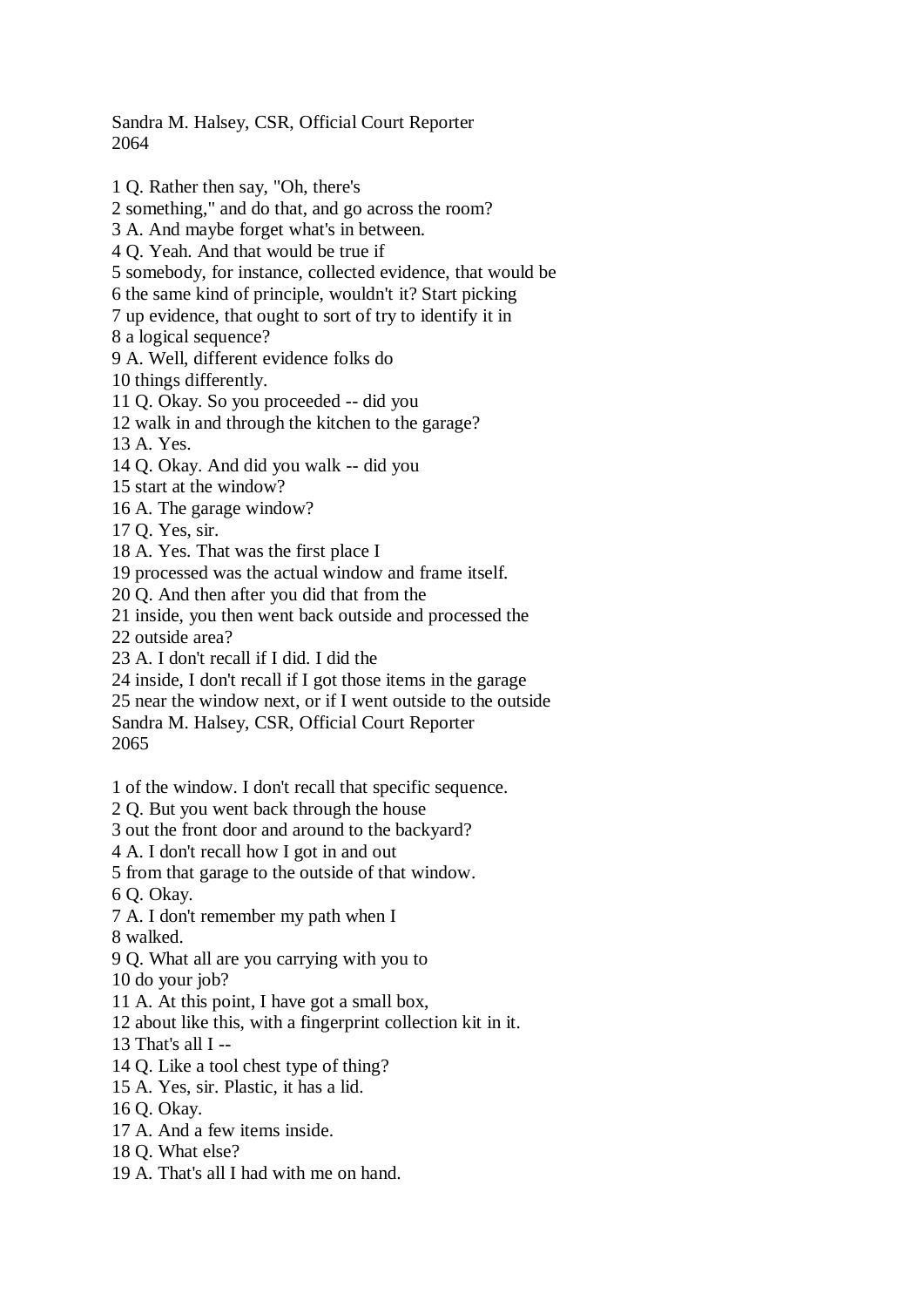1 Q. Rather then say, "Oh, there's
2 something," and do that, and go across the room?
3 A. And maybe forget what's in between.
4 Q. Yeah. And that would be true if
5 somebody, for instance, collected evidence, that would be
6 the same kind of principle, wouldn't it? Start picking
7 up evidence, that ought to sort of try to identify it in
8 a logical sequence?
9 A. Well, different evidence folks do
10 things differently.
11 Q. Okay. So you proceeded -- did you
12 walk in and through the kitchen to the garage?
13 A. Yes.
14 Q. Okay. And did you walk -- did you
15 start at the window?
16 A. The garage window?
17 Q. Yes, sir.
18 A. Yes. That was the first place I
19 processed was the actual window and frame itself.
20 Q. And then after you did that from the
21 inside, you then went back outside and processed the
22 outside area?
23 A. I don't recall if I did. I did the
24 inside, I don't recall if I got those items in the garage
25 near the window next, or if I went outside to the outside

1 of the window. I don't recall that specific sequence.
2 Q. But you went back through the house
3 out the front door and around to the backyard?
4 A. I don't recall how I got in and out
5 from that garage to the outside of that window.
6 Q. Okay.
7 A. I don't remember my path when I
8 walked.
9 Q. What all are you carrying with you to
10 do your job?
11 A. At this point, I have got a small box,
12 about like this, with a fingerprint collection kit in it.
13 That's all I --
14 Q. Like a tool chest type of thing?
15 A. Yes, sir. Plastic, it has a lid.
16 Q. Okay.
17 A. And a few items inside.
18 Q. What else?
19 A. That's all I had with me on hand.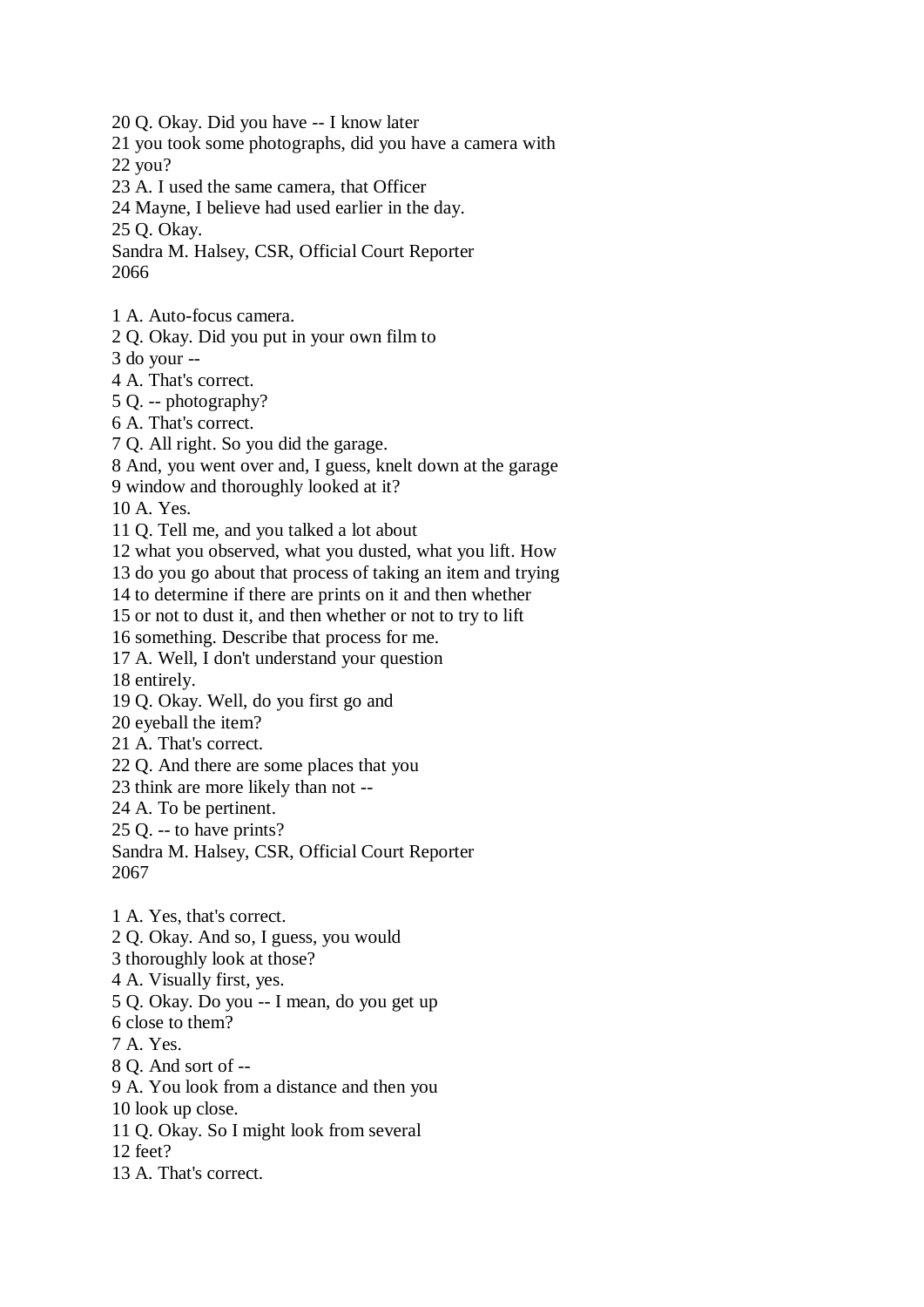20 Q. Okay. Did you have -- I know later
21 you took some photographs, did you have a camera with
22 you?
23 A. I used the same camera, that Officer
24 Mayne, I believe had used earlier in the day.
25 Q. Okay.
Sandra M. Halsey, CSR, Official Court Reporter
2066

1 A. Auto-focus camera.
2 Q. Okay. Did you put in your own film to
3 do your --
4 A. That's correct.
5 Q. -- photography?
6 A. That's correct.
7 Q. All right. So you did the garage.
8 And, you went over and, I guess, knelt down at the garage
9 window and thoroughly looked at it?
10 A. Yes.
11 Q. Tell me, and you talked a lot about
12 what you observed, what you dusted, what you lift. How
13 do you go about that process of taking an item and trying
14 to determine if there are prints on it and then whether
15 or not to dust it, and then whether or not to try to lift
16 something. Describe that process for me.
17 A. Well, I don't understand your question
18 entirely.
19 Q. Okay. Well, do you first go and
20 eyeball the item?
21 A. That's correct.
22 Q. And there are some places that you
23 think are more likely than not --
24 A. To be pertinent.
25 Q. -- to have prints?
Sandra M. Halsey, CSR, Official Court Reporter
2067

1 A. Yes, that's correct.
2 Q. Okay. And so, I guess, you would
3 thoroughly look at those?
4 A. Visually first, yes.
5 Q. Okay. Do you -- I mean, do you get up
6 close to them?
7 A. Yes.
8 Q. And sort of --
9 A. You look from a distance and then you
10 look up close.
11 Q. Okay. So I might look from several
12 feet?
13 A. That's correct.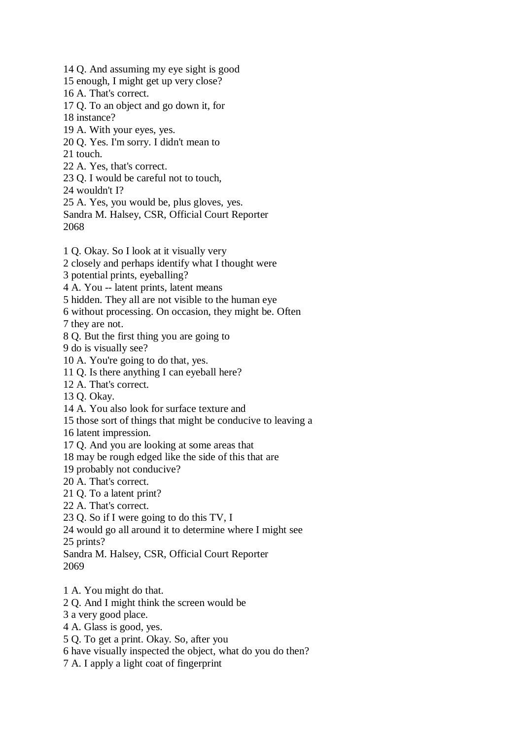14 Q. And assuming my eye sight is good
15 enough, I might get up very close?
16 A. That's correct.
17 Q. To an object and go down it, for
18 instance?
19 A. With your eyes, yes.
20 Q. Yes. I'm sorry. I didn't mean to
21 touch.
22 A. Yes, that's correct.
23 Q. I would be careful not to touch,
24 wouldn't I?
25 A. Yes, you would be, plus gloves, yes.
Sandra M. Halsey, CSR, Official Court Reporter
2068

1 Q. Okay. So I look at it visually very
2 closely and perhaps identify what I thought were
3 potential prints, eyeballing?
4 A. You -- latent prints, latent means
5 hidden. They all are not visible to the human eye
6 without processing. On occasion, they might be. Often
7 they are not.
8 Q. But the first thing you are going to
9 do is visually see?
10 A. You're going to do that, yes.
11 Q. Is there anything I can eyeball here?
12 A. That's correct.
13 Q. Okay.
14 A. You also look for surface texture and
15 those sort of things that might be conducive to leaving a
16 latent impression.
17 Q. And you are looking at some areas that
18 may be rough edged like the side of this that are
19 probably not conducive?
20 A. That's correct.
21 Q. To a latent print?
22 A. That's correct.
23 Q. So if I were going to do this TV, I
24 would go all around it to determine where I might see
25 prints?
Sandra M. Halsey, CSR, Official Court Reporter
2069

1 A. You might do that.
2 Q. And I might think the screen would be
3 a very good place.
4 A. Glass is good, yes.
5 Q. To get a print. Okay. So, after you
6 have visually inspected the object, what do you do then?
7 A. I apply a light coat of fingerprint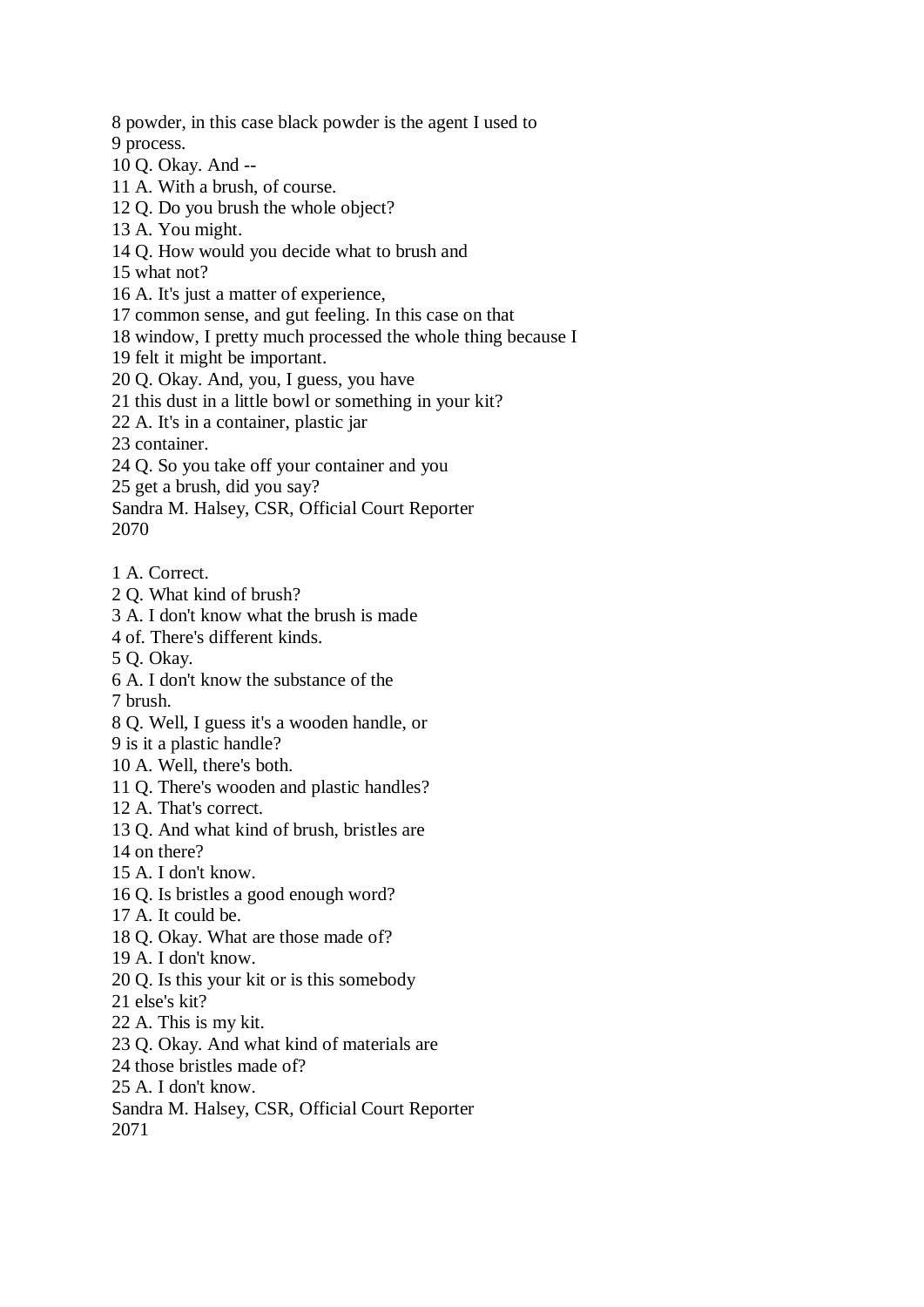8 powder, in this case black powder is the agent I used to
9 process.
10 Q. Okay. And --
11 A. With a brush, of course.
12 Q. Do you brush the whole object?
13 A. You might.
14 Q. How would you decide what to brush and
15 what not?
16 A. It's just a matter of experience,
17 common sense, and gut feeling. In this case on that
18 window, I pretty much processed the whole thing because I
19 felt it might be important.
20 Q. Okay. And, you, I guess, you have
21 this dust in a little bowl or something in your kit?
22 A. It's in a container, plastic jar
23 container.
24 Q. So you take off your container and you
25 get a brush, did you say?
Sandra M. Halsey, CSR, Official Court Reporter
2070

1 A. Correct.
2 Q. What kind of brush?
3 A. I don't know what the brush is made
4 of. There's different kinds.
5 Q. Okay.
6 A. I don't know the substance of the
7 brush.
8 Q. Well, I guess it's a wooden handle, or
9 is it a plastic handle?
10 A. Well, there's both.
11 Q. There's wooden and plastic handles?
12 A. That's correct.
13 Q. And what kind of brush, bristles are
14 on there?
15 A. I don't know.
16 Q. Is bristles a good enough word?
17 A. It could be.
18 Q. Okay. What are those made of?
19 A. I don't know.
20 Q. Is this your kit or is this somebody
21 else's kit?
22 A. This is my kit.
23 Q. Okay. And what kind of materials are
24 those bristles made of?
25 A. I don't know.
Sandra M. Halsey, CSR, Official Court Reporter
2071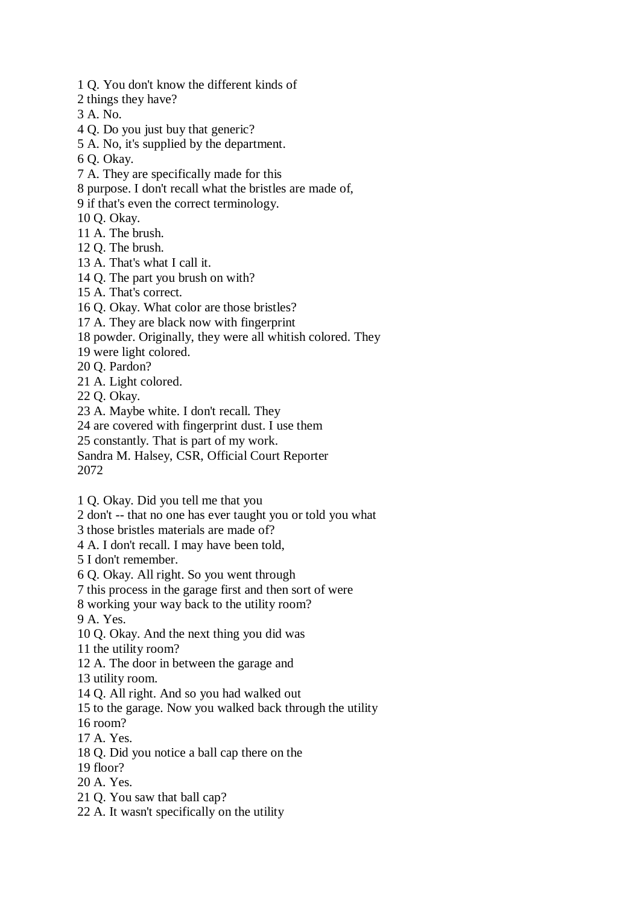1 Q. You don't know the different kinds of
2 things they have?
3 A. No.
4 Q. Do you just buy that generic?
5 A. No, it's supplied by the department.
6 Q. Okay.
7 A. They are specifically made for this
8 purpose. I don't recall what the bristles are made of,
9 if that's even the correct terminology.
10 Q. Okay.
11 A. The brush.
12 Q. The brush.
13 A. That's what I call it.
14 Q. The part you brush on with?
15 A. That's correct.
16 Q. Okay. What color are those bristles?
17 A. They are black now with fingerprint
18 powder. Originally, they were all whitish colored. They
19 were light colored.
20 Q. Pardon?
21 A. Light colored.
22 Q. Okay.
23 A. Maybe white. I don't recall. They
24 are covered with fingerprint dust. I use them
25 constantly. That is part of my work.
Sandra M. Halsey, CSR, Official Court Reporter

1 Q. Okay. Did you tell me that you
2 don't -- that no one has ever taught you or told you what
3 those bristles materials are made of?
4 A. I don't recall. I may have been told,
5 I don't remember.
6 Q. Okay. All right. So you went through
7 this process in the garage first and then sort of were
8 working your way back to the utility room?
9 A. Yes.
10 Q. Okay. And the next thing you did was
11 the utility room?
12 A. The door in between the garage and
13 utility room.
14 Q. All right. And so you had walked out
15 to the garage. Now you walked back through the utility
16 room?
17 A. Yes.
18 Q. Did you notice a ball cap there on the
19 floor?
20 A. Yes.
21 Q. You saw that ball cap?
22 A. It wasn't specifically on the utility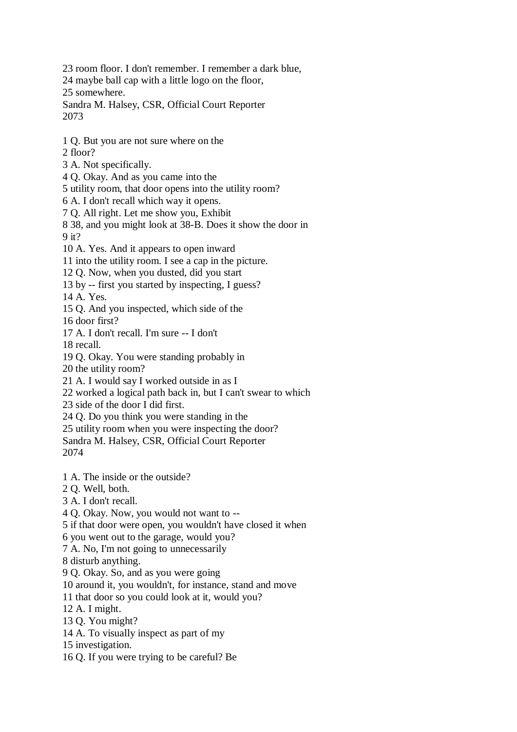23 room floor. I don't remember. I remember a dark blue,
24 maybe ball cap with a little logo on the floor,
25 somewhere.
Sandra M. Halsey, CSR, Official Court Reporter
2073

1 Q. But you are not sure where on the
2 floor?
3 A. Not specifically.
4 Q. Okay. And as you came into the
5 utility room, that door opens into the utility room?
6 A. I don't recall which way it opens.
7 Q. All right. Let me show you, Exhibit
8 38, and you might look at 38-B. Does it show the door in
9 it?
10 A. Yes. And it appears to open inward
11 into the utility room. I see a cap in the picture.
12 Q. Now, when you dusted, did you start
13 by -- first you started by inspecting, I guess?
14 A. Yes.
15 Q. And you inspected, which side of the
16 door first?
17 A. I don't recall. I'm sure -- I don't
18 recall.
19 Q. Okay. You were standing probably in
20 the utility room?
21 A. I would say I worked outside in as I
22 worked a logical path back in, but I can't swear to which
23 side of the door I did first.
24 Q. Do you think you were standing in the
25 utility room when you were inspecting the door?
Sandra M. Halsey, CSR, Official Court Reporter
2074

1 A. The inside or the outside?
2 Q. Well, both.
3 A. I don't recall.
4 Q. Okay. Now, you would not want to --
5 if that door were open, you wouldn't have closed it when
6 you went out to the garage, would you?
7 A. No, I'm not going to unnecessarily
8 disturb anything.
9 Q. Okay. So, and as you were going
10 around it, you wouldn't, for instance, stand and move
11 that door so you could look at it, would you?
12 A. I might.
13 Q. You might?
14 A. To visually inspect as part of my
15 investigation.
16 Q. If you were trying to be careful? Be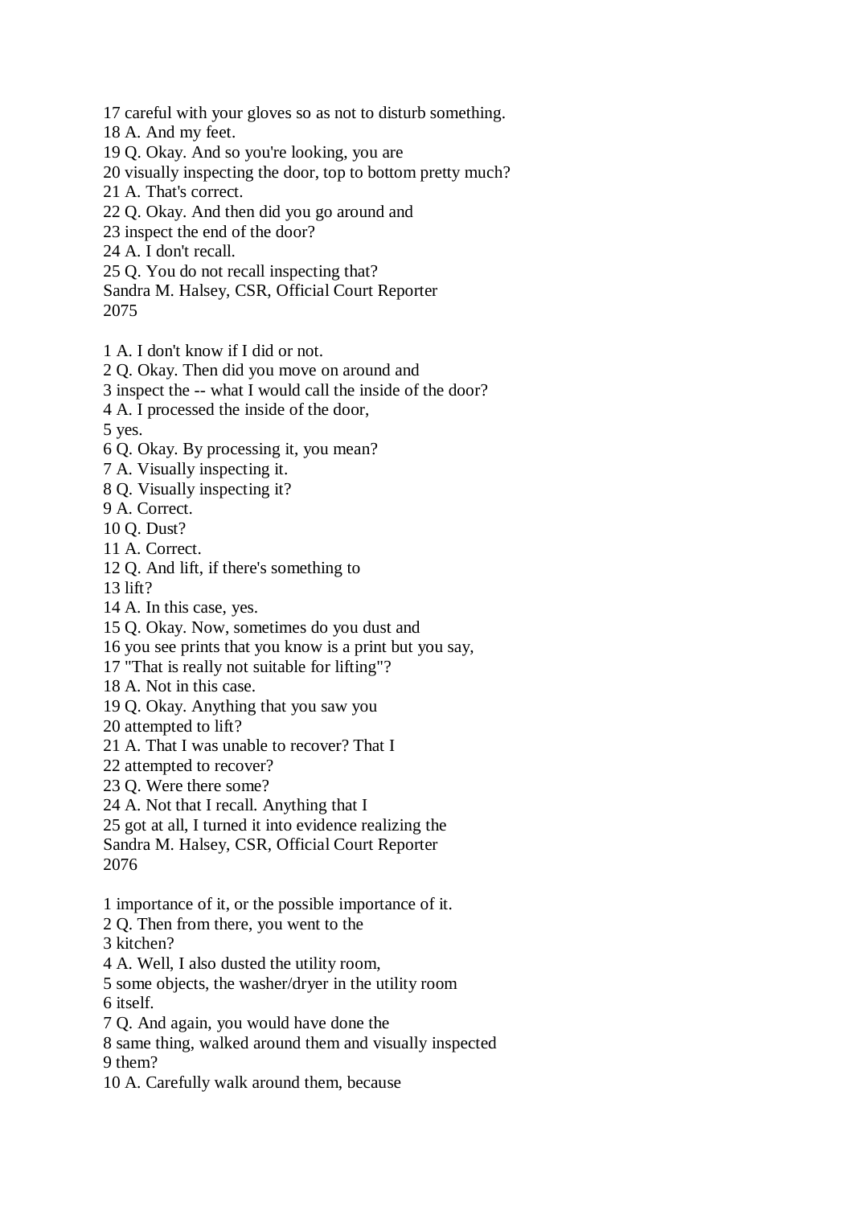17 careful with your gloves so as not to disturb something.
18 A. And my feet.
19 Q. Okay. And so you're looking, you are
20 visually inspecting the door, top to bottom pretty much?
21 A. That's correct.
22 Q. Okay. And then did you go around and
23 inspect the end of the door?
24 A. I don't recall.
25 Q. You do not recall inspecting that?
Sandra M. Halsey, CSR, Official Court Reporter
2075

1 A. I don't know if I did or not.
2 Q. Okay. Then did you move on around and
3 inspect the -- what I would call the inside of the door?
4 A. I processed the inside of the door,
5 yes.
6 Q. Okay. By processing it, you mean?
7 A. Visually inspecting it.
8 Q. Visually inspecting it?
9 A. Correct.
10 Q. Dust?
11 A. Correct.
12 Q. And lift, if there's something to
13 lift?
14 A. In this case, yes.
15 Q. Okay. Now, sometimes do you dust and
16 you see prints that you know is a print but you say,
17 "That is really not suitable for lifting"?
18 A. Not in this case.
19 Q. Okay. Anything that you saw you
20 attempted to lift?
21 A. That I was unable to recover? That I
22 attempted to recover?
23 Q. Were there some?
24 A. Not that I recall. Anything that I
25 got at all, I turned it into evidence realizing the
Sandra M. Halsey, CSR, Official Court Reporter
2076

1 importance of it, or the possible importance of it.
2 Q. Then from there, you went to the
3 kitchen?
4 A. Well, I also dusted the utility room,
5 some objects, the washer/dryer in the utility room
6 itself.
7 Q. And again, you would have done the
8 same thing, walked around them and visually inspected
9 them?
10 A. Carefully walk around them, because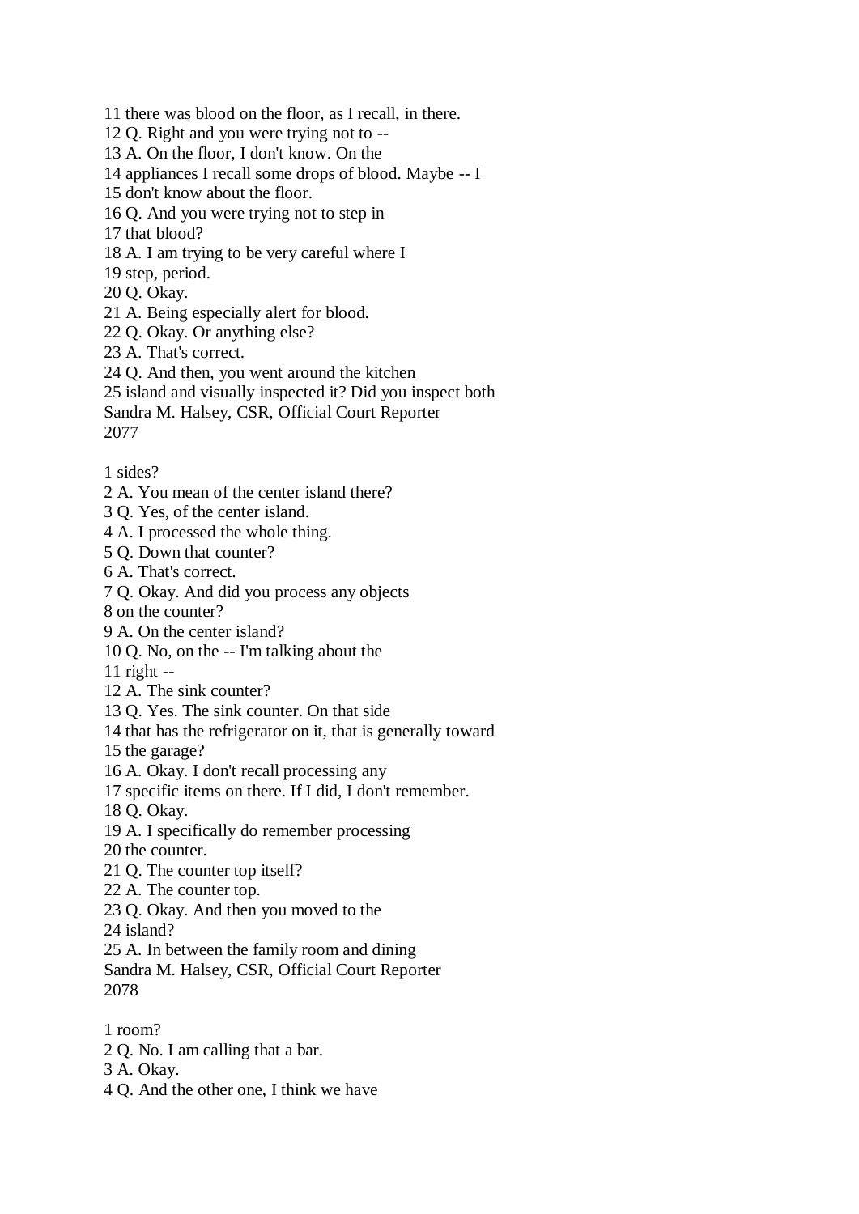11 there was blood on the floor, as I recall, in there.
12 Q. Right and you were trying not to --
13 A. On the floor, I don't know. On the
14 appliances I recall some drops of blood. Maybe -- I
15 don't know about the floor.
16 Q. And you were trying not to step in
17 that blood?
18 A. I am trying to be very careful where I
19 step, period.
20 Q. Okay.
21 A. Being especially alert for blood.
22 Q. Okay. Or anything else?
23 A. That's correct.
24 Q. And then, you went around the kitchen
25 island and visually inspected it? Did you inspect both
Sandra M. Halsey, CSR, Official Court Reporter
2077

1 sides?
2 A. You mean of the center island there?
3 Q. Yes, of the center island.
4 A. I processed the whole thing.
5 Q. Down that counter?
6 A. That's correct.
7 Q. Okay. And did you process any objects
8 on the counter?
9 A. On the center island?
10 Q. No, on the -- I'm talking about the
11 right --
12 A. The sink counter?
13 Q. Yes. The sink counter. On that side
14 that has the refrigerator on it, that is generally toward
15 the garage?
16 A. Okay. I don't recall processing any
17 specific items on there. If I did, I don't remember.
18 Q. Okay.
19 A. I specifically do remember processing
20 the counter.
21 Q. The counter top itself?
22 A. The counter top.
23 Q. Okay. And then you moved to the
24 island?
25 A. In between the family room and dining
Sandra M. Halsey, CSR, Official Court Reporter
2078

1 room?
2 Q. No. I am calling that a bar.
3 A. Okay.
4 Q. And the other one, I think we have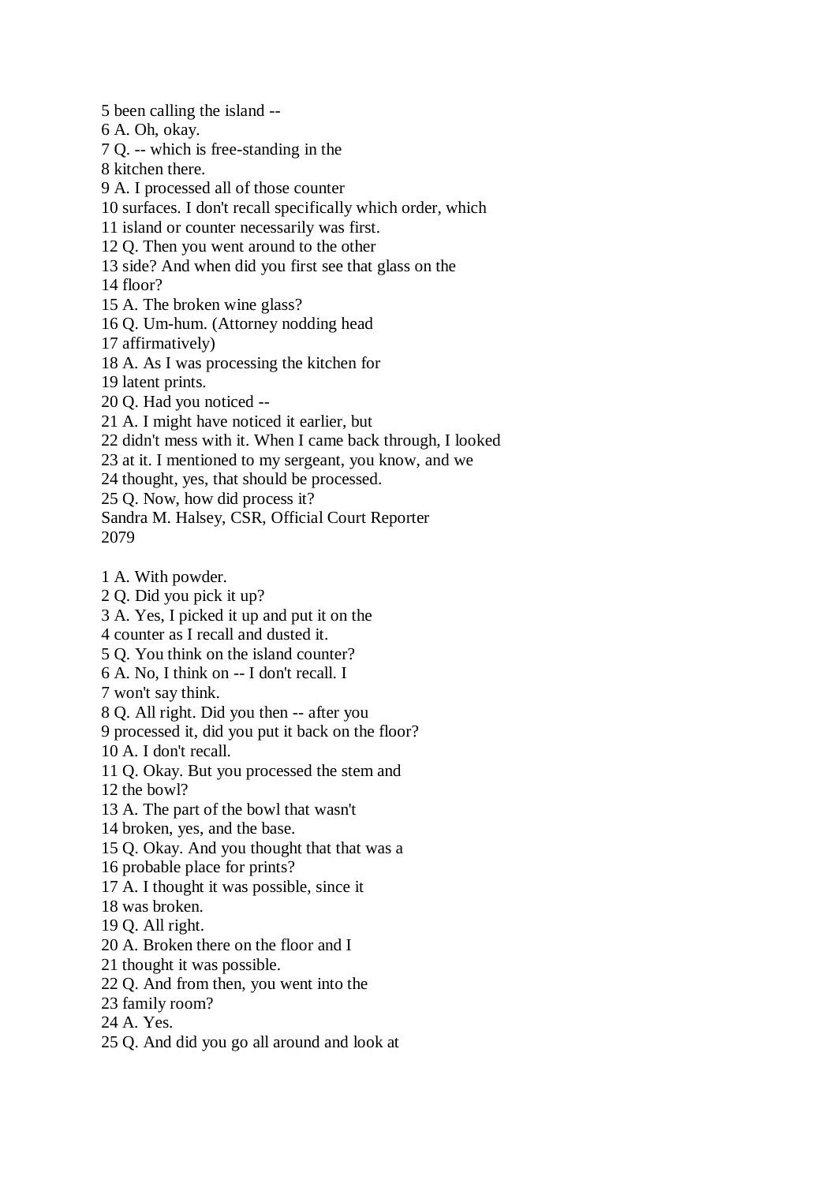5 been calling the island --
6 A. Oh, okay.
7 Q. -- which is free-standing in the
8 kitchen there.
9 A. I processed all of those counter
10 surfaces. I don't recall specifically which order, which
11 island or counter necessarily was first.
12 Q. Then you went around to the other
13 side? And when did you first see that glass on the
14 floor?
15 A. The broken wine glass?
16 Q. Um-hum. (Attorney nodding head
17 affirmatively)
18 A. As I was processing the kitchen for
19 latent prints.
20 Q. Had you noticed --
21 A. I might have noticed it earlier, but
22 didn't mess with it. When I came back through, I looked
23 at it. I mentioned to my sergeant, you know, and we
24 thought, yes, that should be processed.
25 Q. Now, how did process it?
Sandra M. Halsey, CSR, Official Court Reporter
2079

1 A. With powder.
2 Q. Did you pick it up?
3 A. Yes, I picked it up and put it on the
4 counter as I recall and dusted it.
5 Q. You think on the island counter?
6 A. No, I think on -- I don't recall. I
7 won't say think.
8 Q. All right. Did you then -- after you
9 processed it, did you put it back on the floor?
10 A. I don't recall.
11 Q. Okay. But you processed the stem and
12 the bowl?
13 A. The part of the bowl that wasn't
14 broken, yes, and the base.
15 Q. Okay. And you thought that that was a
16 probable place for prints?
17 A. I thought it was possible, since it
18 was broken.
19 Q. All right.
20 A. Broken there on the floor and I
21 thought it was possible.
22 Q. And from then, you went into the
23 family room?
24 A. Yes.
25 Q. And did you go all around and look at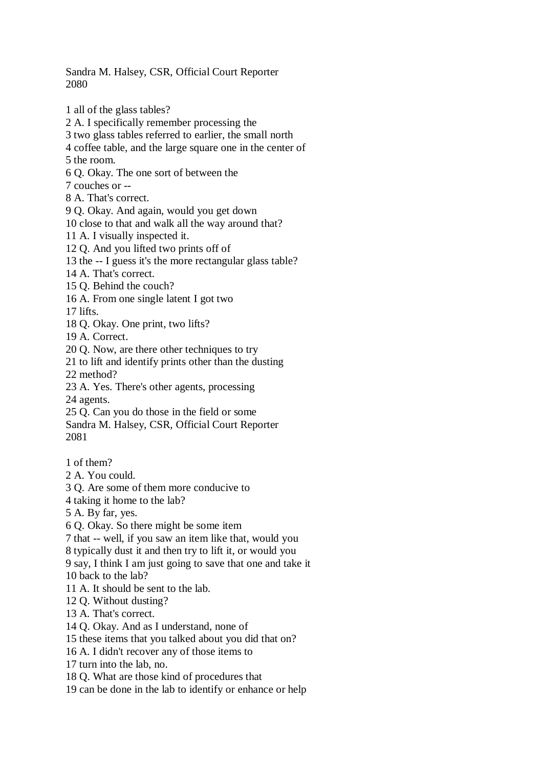1 all of the glass tables?
2 A. I specifically remember processing the
3 two glass tables referred to earlier, the small north
4 coffee table, and the large square one in the center of
5 the room.
6 Q. Okay. The one sort of between the
7 couches or --
8 A. That's correct.
9 Q. Okay. And again, would you get down
10 close to that and walk all the way around that?
11 A. I visually inspected it.
12 Q. And you lifted two prints off of
13 the -- I guess it's the more rectangular glass table?
14 A. That's correct.
15 Q. Behind the couch?
16 A. From one single latent I got two
17 lifts.
18 Q. Okay. One print, two lifts?
19 A. Correct.
20 Q. Now, are there other techniques to try
21 to lift and identify prints other than the dusting
22 method?
23 A. Yes. There's other agents, processing
24 agents.
25 Q. Can you do those in the field or some

1 of them?
2 A. You could.
3 Q. Are some of them more conducive to
4 taking it home to the lab?
5 A. By far, yes.
6 Q. Okay. So there might be some item
7 that -- well, if you saw an item like that, would you
8 typically dust it and then try to lift it, or would you
9 say, I think I am just going to save that one and take it
10 back to the lab?
11 A. It should be sent to the lab.
12 Q. Without dusting?
13 A. That's correct.
14 Q. Okay. And as I understand, none of
15 these items that you talked about you did that on?
16 A. I didn't recover any of those items to
17 turn into the lab, no.
18 Q. What are those kind of procedures that
19 can be done in the lab to identify or enhance or help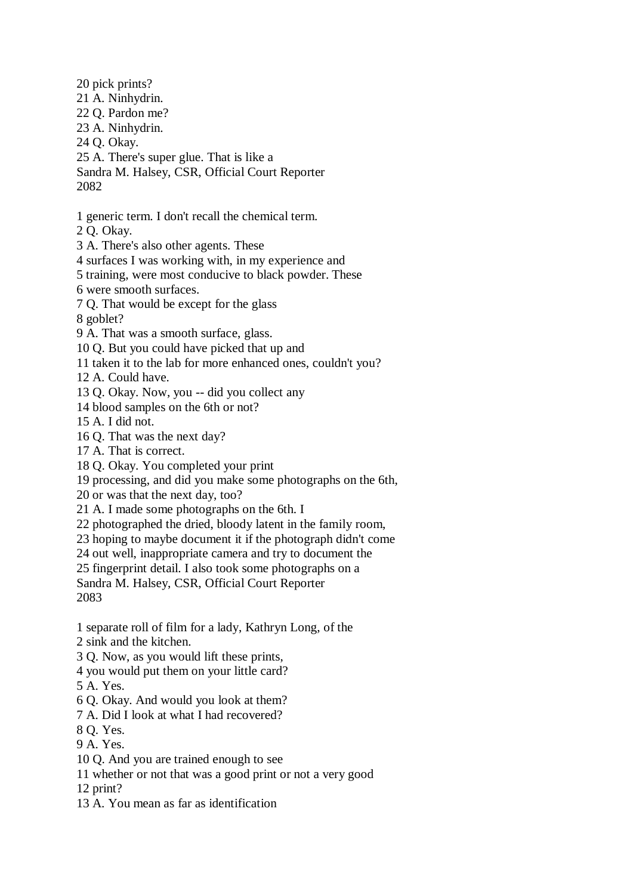20 pick prints?
21 A. Ninhydrin.
22 Q. Pardon me?
23 A. Ninhydrin.
24 Q. Okay.
25 A. There's super glue. That is like a

1 generic term. I don't recall the chemical term.
2 Q. Okay.
3 A. There's also other agents. These
4 surfaces I was working with, in my experience and
5 training, were most conducive to black powder. These
6 were smooth surfaces.
7 Q. That would be except for the glass
8 goblet?
9 A. That was a smooth surface, glass.
10 Q. But you could have picked that up and
11 taken it to the lab for more enhanced ones, couldn't you?
12 A. Could have.
13 Q. Okay. Now, you -- did you collect any
14 blood samples on the 6th or not?
15 A. I did not.
16 Q. That was the next day?
17 A. That is correct.
18 Q. Okay. You completed your print
19 processing, and did you make some photographs on the 6th,
20 or was that the next day, too?
21 A. I made some photographs on the 6th. I
22 photographed the dried, bloody latent in the family room,
23 hoping to maybe document it if the photograph didn't come
24 out well, inappropriate camera and try to document the
25 fingerprint detail. I also took some photographs on a

1 separate roll of film for a lady, Kathryn Long, of the
2 sink and the kitchen.
3 Q. Now, as you would lift these prints,
4 you would put them on your little card?
5 A. Yes.
6 Q. Okay. And would you look at them?
7 A. Did I look at what I had recovered?
8 Q. Yes.
9 A. Yes.
10 Q. And you are trained enough to see
11 whether or not that was a good print or not a very good
12 print?
13 A. You mean as far as identification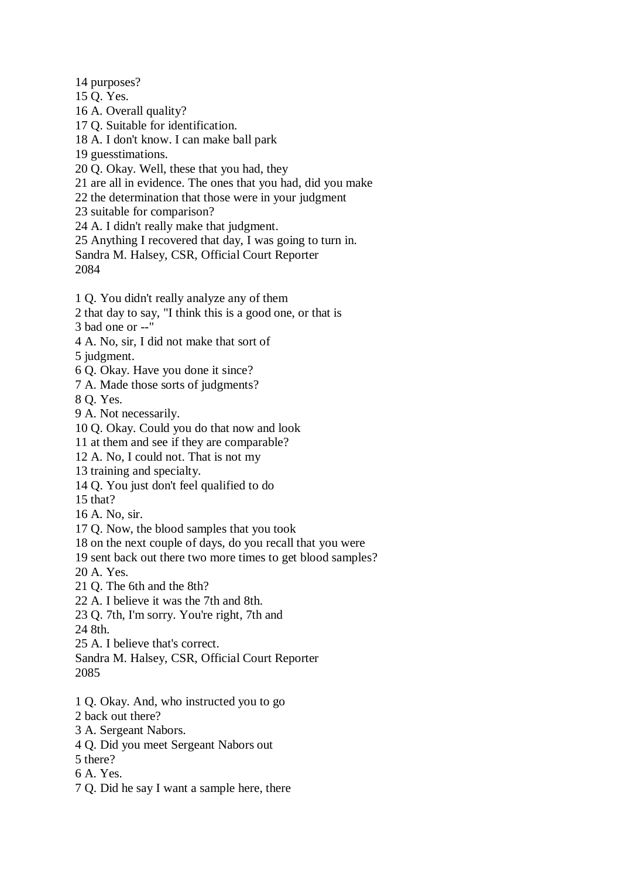14 purposes?
15 Q. Yes.
16 A. Overall quality?
17 Q. Suitable for identification.
18 A. I don't know. I can make ball park
19 guesstimations.
20 Q. Okay. Well, these that you had, they
21 are all in evidence. The ones that you had, did you make
22 the determination that those were in your judgment
23 suitable for comparison?
24 A. I didn't really make that judgment.
25 Anything I recovered that day, I was going to turn in.
Sandra M. Halsey, CSR, Official Court Reporter
2084

1 Q. You didn't really analyze any of them
2 that day to say, "I think this is a good one, or that is
3 bad one or --"
4 A. No, sir, I did not make that sort of
5 judgment.
6 Q. Okay. Have you done it since?
7 A. Made those sorts of judgments?
8 Q. Yes.
9 A. Not necessarily.
10 Q. Okay. Could you do that now and look
11 at them and see if they are comparable?
12 A. No, I could not. That is not my
13 training and specialty.
14 Q. You just don't feel qualified to do
15 that?
16 A. No, sir.
17 Q. Now, the blood samples that you took
18 on the next couple of days, do you recall that you were
19 sent back out there two more times to get blood samples?
20 A. Yes.
21 Q. The 6th and the 8th?
22 A. I believe it was the 7th and 8th.
23 Q. 7th, I'm sorry. You're right, 7th and
24 8th.
25 A. I believe that's correct.
Sandra M. Halsey, CSR, Official Court Reporter
2085

1 Q. Okay. And, who instructed you to go
2 back out there?
3 A. Sergeant Nabors.
4 Q. Did you meet Sergeant Nabors out
5 there?
6 A. Yes.
7 Q. Did he say I want a sample here, there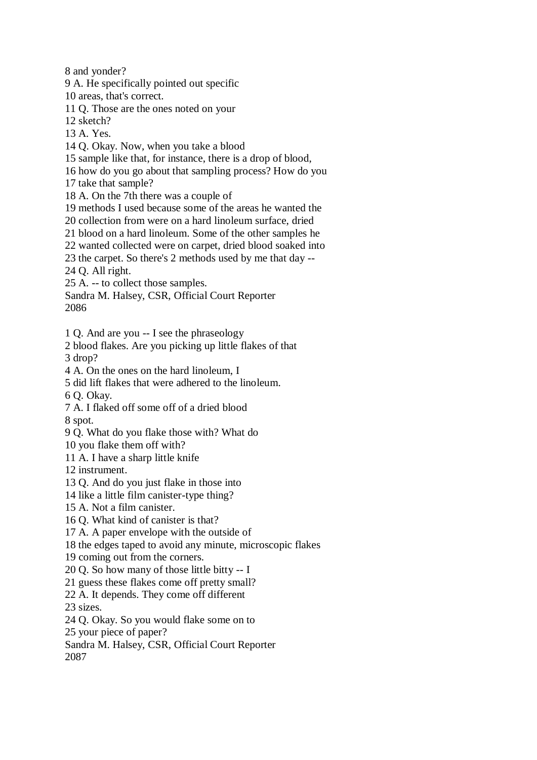8 and yonder?
9 A. He specifically pointed out specific
10 areas, that's correct.
11 Q. Those are the ones noted on your
12 sketch?
13 A. Yes.
14 Q. Okay. Now, when you take a blood
15 sample like that, for instance, there is a drop of blood,
16 how do you go about that sampling process? How do you
17 take that sample?
18 A. On the 7th there was a couple of
19 methods I used because some of the areas he wanted the
20 collection from were on a hard linoleum surface, dried
21 blood on a hard linoleum. Some of the other samples he
22 wanted collected were on carpet, dried blood soaked into
23 the carpet. So there's 2 methods used by me that day --
24 Q. All right.
25 A. -- to collect those samples.
Sandra M. Halsey, CSR, Official Court Reporter
2086

1 Q. And are you -- I see the phraseology
2 blood flakes. Are you picking up little flakes of that
3 drop?
4 A. On the ones on the hard linoleum, I
5 did lift flakes that were adhered to the linoleum.
6 Q. Okay.
7 A. I flaked off some off of a dried blood
8 spot.
9 Q. What do you flake those with? What do
10 you flake them off with?
11 A. I have a sharp little knife
12 instrument.
13 Q. And do you just flake in those into
14 like a little film canister-type thing?
15 A. Not a film canister.
16 Q. What kind of canister is that?
17 A. A paper envelope with the outside of
18 the edges taped to avoid any minute, microscopic flakes
19 coming out from the corners.
20 Q. So how many of those little bitty -- I
21 guess these flakes come off pretty small?
22 A. It depends. They come off different
23 sizes.
24 Q. Okay. So you would flake some on to
25 your piece of paper?
Sandra M. Halsey, CSR, Official Court Reporter
2087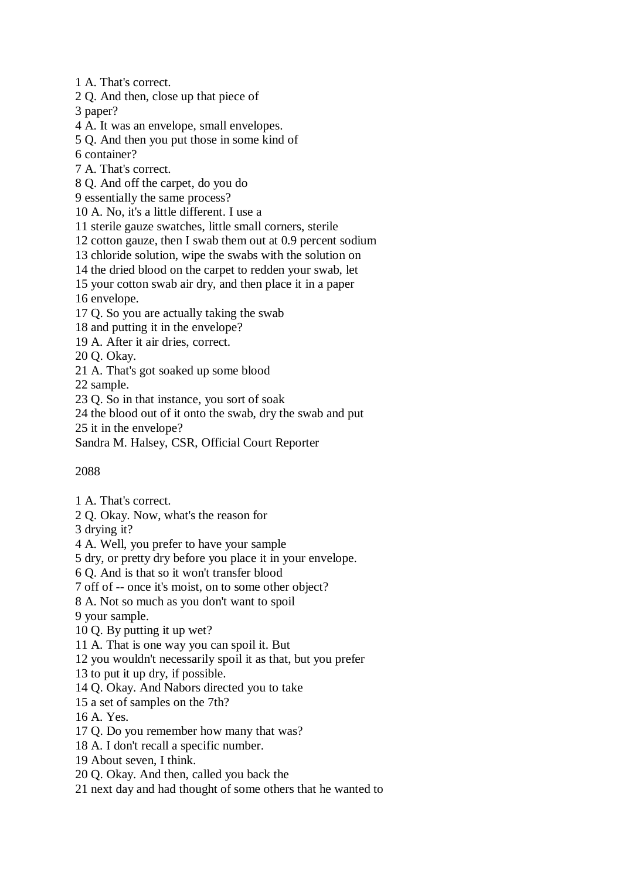1 A. That's correct.
2 Q. And then, close up that piece of
3 paper?
4 A. It was an envelope, small envelopes.
5 Q. And then you put those in some kind of
6 container?
7 A. That's correct.
8 Q. And off the carpet, do you do
9 essentially the same process?
10 A. No, it's a little different. I use a
11 sterile gauze swatches, little small corners, sterile
12 cotton gauze, then I swab them out at 0.9 percent sodium
13 chloride solution, wipe the swabs with the solution on
14 the dried blood on the carpet to redden your swab, let
15 your cotton swab air dry, and then place it in a paper
16 envelope.
17 Q. So you are actually taking the swab
18 and putting it in the envelope?
19 A. After it air dries, correct.
20 Q. Okay.
21 A. That's got soaked up some blood
22 sample.
23 Q. So in that instance, you sort of soak
24 the blood out of it onto the swab, dry the swab and put
25 it in the envelope?

1 A. That's correct.
2 Q. Okay. Now, what's the reason for
3 drying it?
4 A. Well, you prefer to have your sample
5 dry, or pretty dry before you place it in your envelope.
6 Q. And is that so it won't transfer blood
7 off of -- once it's moist, on to some other object?
8 A. Not so much as you don't want to spoil
9 your sample.
10 Q. By putting it up wet?
11 A. That is one way you can spoil it. But
12 you wouldn't necessarily spoil it as that, but you prefer
13 to put it up dry, if possible.
14 Q. Okay. And Nabors directed you to take
15 a set of samples on the 7th?
16 A. Yes.
17 Q. Do you remember how many that was?
18 A. I don't recall a specific number.
19 About seven, I think.
20 Q. Okay. And then, called you back the
21 next day and had thought of some others that he wanted to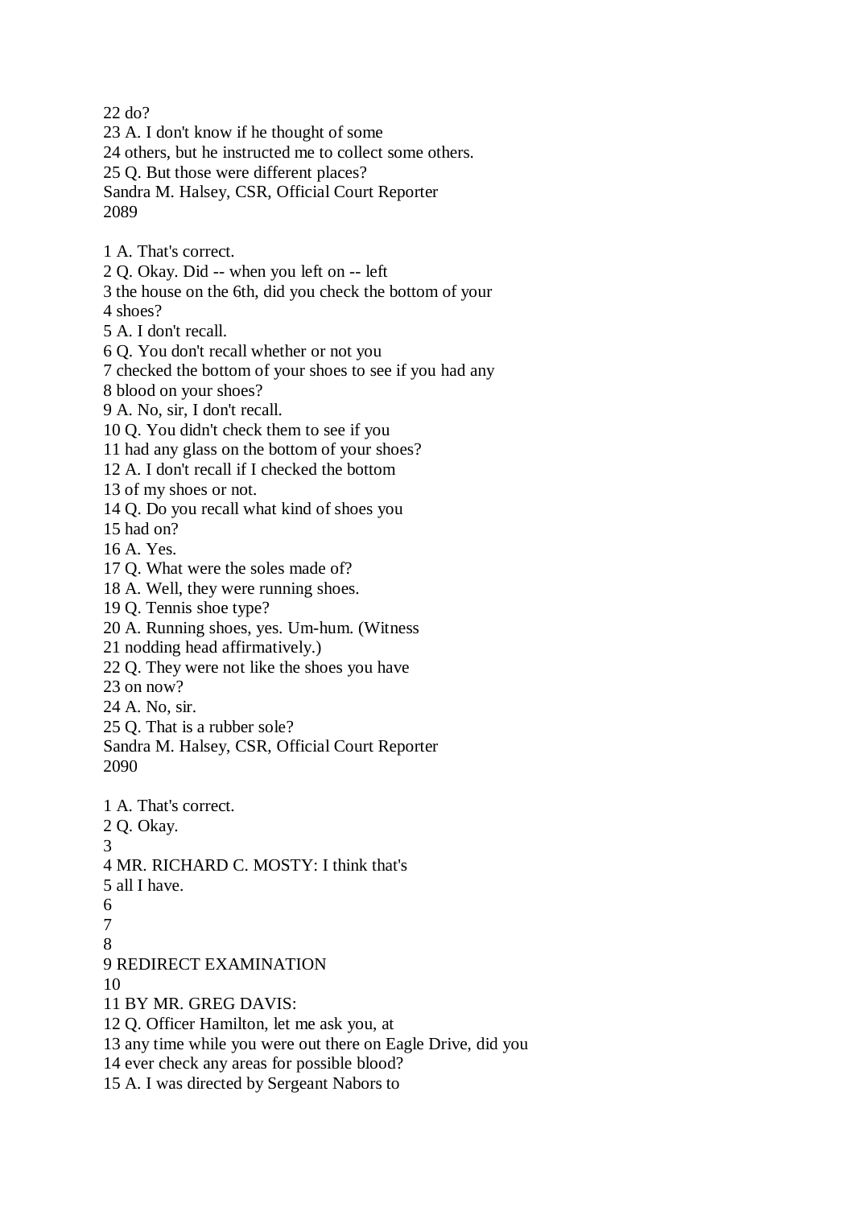22 do?
23 A. I don't know if he thought of some
24 others, but he instructed me to collect some others.
25 Q. But those were different places?
Sandra M. Halsey, CSR, Official Court Reporter
2089

1 A. That's correct.
2 Q. Okay. Did -- when you left on -- left
3 the house on the 6th, did you check the bottom of your
4 shoes?
5 A. I don't recall.
6 Q. You don't recall whether or not you
7 checked the bottom of your shoes to see if you had any
8 blood on your shoes?
9 A. No, sir, I don't recall.
10 Q. You didn't check them to see if you
11 had any glass on the bottom of your shoes?
12 A. I don't recall if I checked the bottom
13 of my shoes or not.
14 Q. Do you recall what kind of shoes you
15 had on?
16 A. Yes.
17 Q. What were the soles made of?
18 A. Well, they were running shoes.
19 Q. Tennis shoe type?
20 A. Running shoes, yes. Um-hum. (Witness
21 nodding head affirmatively.)
22 Q. They were not like the shoes you have
23 on now?
24 A. No, sir.
25 Q. That is a rubber sole?
Sandra M. Halsey, CSR, Official Court Reporter
2090

1 A. That's correct.
2 Q. Okay.
3
4 MR. RICHARD C. MOSTY: I think that's
5 all I have.
6
7
8
9 REDIRECT EXAMINATION
10
11 BY MR. GREG DAVIS:
12 Q. Officer Hamilton, let me ask you, at
13 any time while you were out there on Eagle Drive, did you
14 ever check any areas for possible blood?
15 A. I was directed by Sergeant Nabors to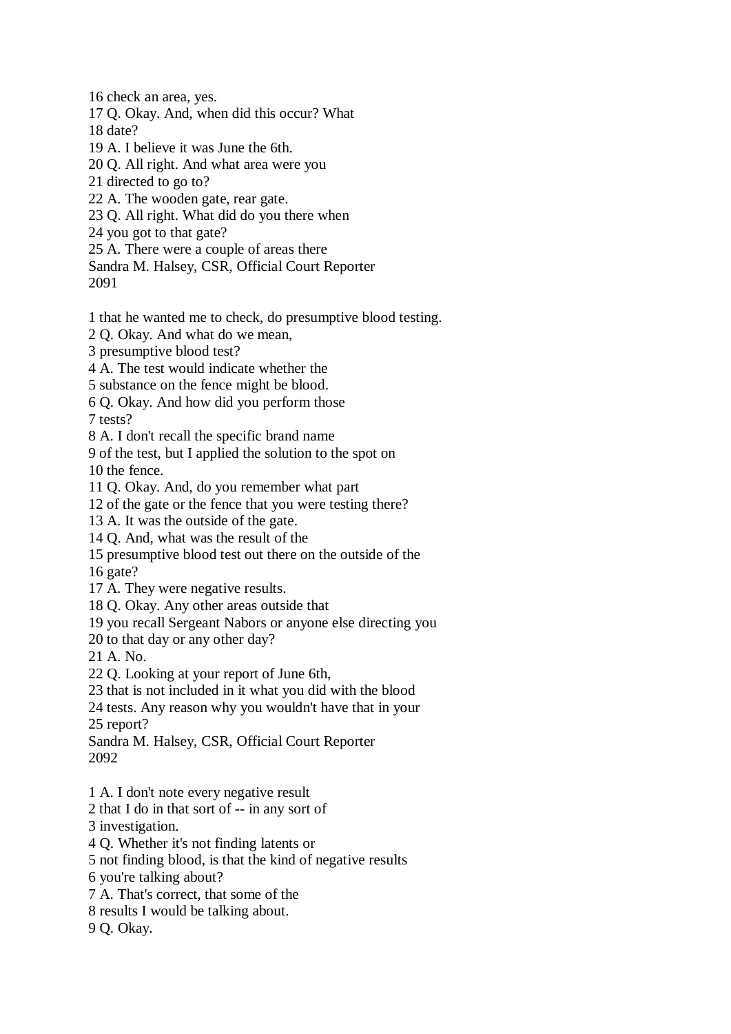16 check an area, yes.
17 Q. Okay. And, when did this occur? What
18 date?
19 A. I believe it was June the 6th.
20 Q. All right. And what area were you
21 directed to go to?
22 A. The wooden gate, rear gate.
23 Q. All right. What did do you there when
24 you got to that gate?
25 A. There were a couple of areas there
Sandra M. Halsey, CSR, Official Court Reporter
2091

1 that he wanted me to check, do presumptive blood testing.
2 Q. Okay. And what do we mean,
3 presumptive blood test?
4 A. The test would indicate whether the
5 substance on the fence might be blood.
6 Q. Okay. And how did you perform those
7 tests?
8 A. I don't recall the specific brand name
9 of the test, but I applied the solution to the spot on
10 the fence.
11 Q. Okay. And, do you remember what part
12 of the gate or the fence that you were testing there?
13 A. It was the outside of the gate.
14 Q. And, what was the result of the
15 presumptive blood test out there on the outside of the
16 gate?
17 A. They were negative results.
18 Q. Okay. Any other areas outside that
19 you recall Sergeant Nabors or anyone else directing you
20 to that day or any other day?
21 A. No.
22 Q. Looking at your report of June 6th,
23 that is not included in it what you did with the blood
24 tests. Any reason why you wouldn't have that in your
25 report?
Sandra M. Halsey, CSR, Official Court Reporter
2092

1 A. I don't note every negative result
2 that I do in that sort of -- in any sort of
3 investigation.
4 Q. Whether it's not finding latents or
5 not finding blood, is that the kind of negative results
6 you're talking about?
7 A. That's correct, that some of the
8 results I would be talking about.
9 Q. Okay.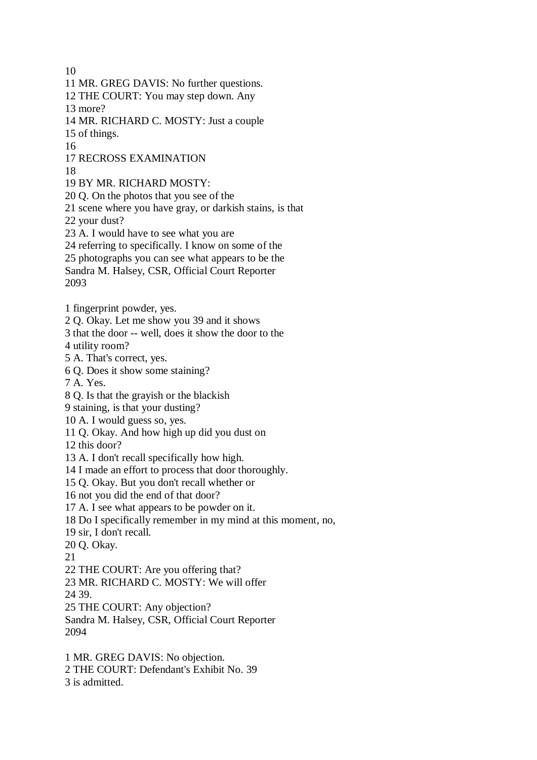10
11 MR. GREG DAVIS: No further questions.
12 THE COURT: You may step down. Any
13 more?
14 MR. RICHARD C. MOSTY: Just a couple
15 of things.
16
17 RECROSS EXAMINATION
18
19 BY MR. RICHARD MOSTY:
20 Q. On the photos that you see of the
21 scene where you have gray, or darkish stains, is that
22 your dust?
23 A. I would have to see what you are
24 referring to specifically. I know on some of the
25 photographs you can see what appears to be the
Sandra M. Halsey, CSR, Official Court Reporter
2093

1 fingerprint powder, yes.
2 Q. Okay. Let me show you 39 and it shows
3 that the door -- well, does it show the door to the
4 utility room?
5 A. That's correct, yes.
6 Q. Does it show some staining?
7 A. Yes.
8 Q. Is that the grayish or the blackish
9 staining, is that your dusting?
10 A. I would guess so, yes.
11 Q. Okay. And how high up did you dust on
12 this door?
13 A. I don't recall specifically how high.
14 I made an effort to process that door thoroughly.
15 Q. Okay. But you don't recall whether or
16 not you did the end of that door?
17 A. I see what appears to be powder on it.
18 Do I specifically remember in my mind at this moment, no,
19 sir, I don't recall.
20 Q. Okay.
21
22 THE COURT: Are you offering that?
23 MR. RICHARD C. MOSTY: We will offer
24 39.
25 THE COURT: Any objection?
Sandra M. Halsey, CSR, Official Court Reporter
2094

1 MR. GREG DAVIS: No objection.
2 THE COURT: Defendant's Exhibit No. 39
3 is admitted.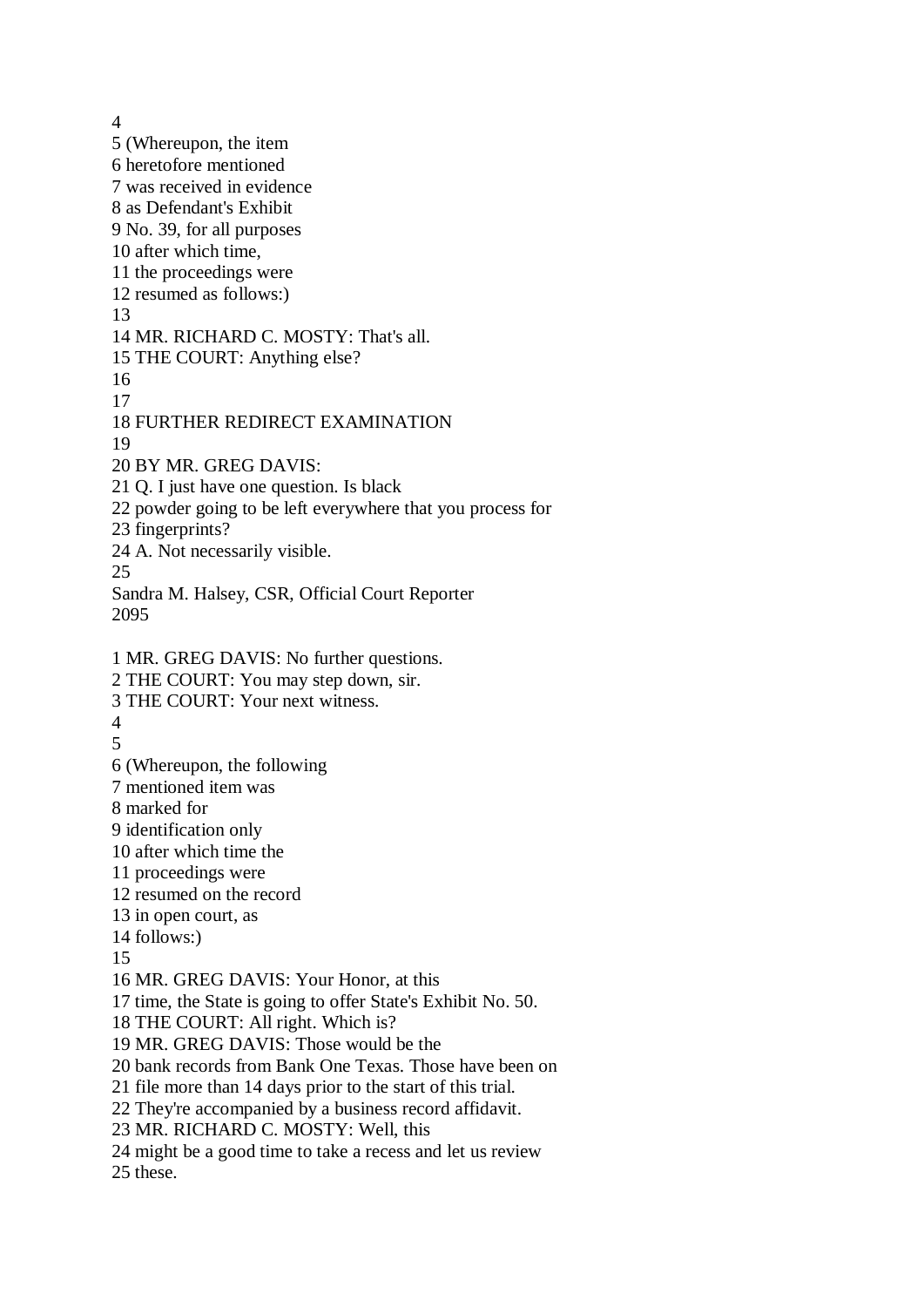4
5 (Whereupon, the item
6 heretofore mentioned
7 was received in evidence
8 as Defendant's Exhibit
9 No. 39, for all purposes
10 after which time,
11 the proceedings were
12 resumed as follows:)
13
14 MR. RICHARD C. MOSTY: That's all.
15 THE COURT: Anything else?
16
17
18 FURTHER REDIRECT EXAMINATION
19
20 BY MR. GREG DAVIS:
21 Q. I just have one question. Is black
22 powder going to be left everywhere that you process for
23 fingerprints?
24 A. Not necessarily visible.
25
Sandra M. Halsey, CSR, Official Court Reporter
2095

1 MR. GREG DAVIS: No further questions.
2 THE COURT: You may step down, sir.
3 THE COURT: Your next witness.
4
5
6 (Whereupon, the following
7 mentioned item was
8 marked for
9 identification only
10 after which time the
11 proceedings were
12 resumed on the record
13 in open court, as
14 follows:)
15
16 MR. GREG DAVIS: Your Honor, at this
17 time, the State is going to offer State's Exhibit No. 50.
18 THE COURT: All right. Which is?
19 MR. GREG DAVIS: Those would be the
20 bank records from Bank One Texas. Those have been on
21 file more than 14 days prior to the start of this trial.
22 They're accompanied by a business record affidavit.
23 MR. RICHARD C. MOSTY: Well, this
24 might be a good time to take a recess and let us review
25 these.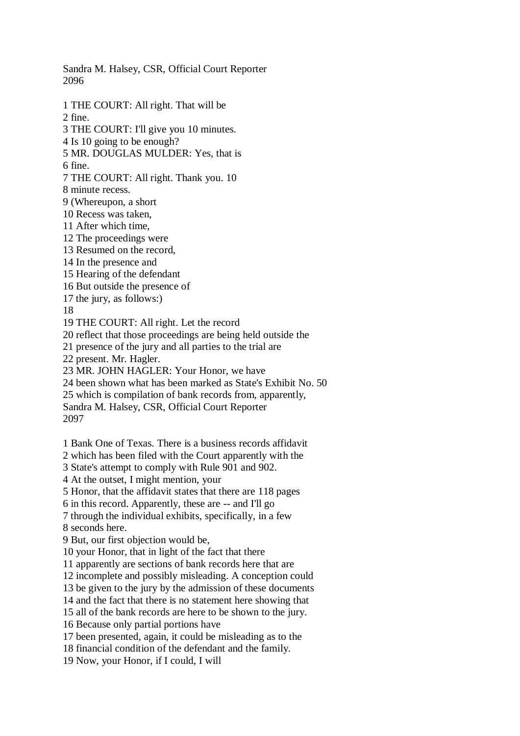1 THE COURT: All right. That will be
2 fine.
3 THE COURT: I'll give you 10 minutes.
4 Is 10 going to be enough?
5 MR. DOUGLAS MULDER: Yes, that is
6 fine.
7 THE COURT: All right. Thank you. 10
8 minute recess.
9 (Whereupon, a short
10 Recess was taken,
11 After which time,
12 The proceedings were
13 Resumed on the record,
14 In the presence and
15 Hearing of the defendant
16 But outside the presence of
17 the jury, as follows:)
18
19 THE COURT: All right. Let the record
20 reflect that those proceedings are being held outside the
21 presence of the jury and all parties to the trial are
22 present. Mr. Hagler.
23 MR. JOHN HAGLER: Your Honor, we have
24 been shown what has been marked as State's Exhibit No. 50
25 which is compilation of bank records from, apparently,

1 Bank One of Texas. There is a business records affidavit
2 which has been filed with the Court apparently with the
3 State's attempt to comply with Rule 901 and 902.
4 At the outset, I might mention, your
5 Honor, that the affidavit states that there are 118 pages
6 in this record. Apparently, these are -- and I'll go
7 through the individual exhibits, specifically, in a few
8 seconds here.
9 But, our first objection would be,
10 your Honor, that in light of the fact that there
11 apparently are sections of bank records here that are
12 incomplete and possibly misleading. A conception could
13 be given to the jury by the admission of these documents
14 and the fact that there is no statement here showing that
15 all of the bank records are here to be shown to the jury.
16 Because only partial portions have
17 been presented, again, it could be misleading as to the
18 financial condition of the defendant and the family.
19 Now, your Honor, if I could, I will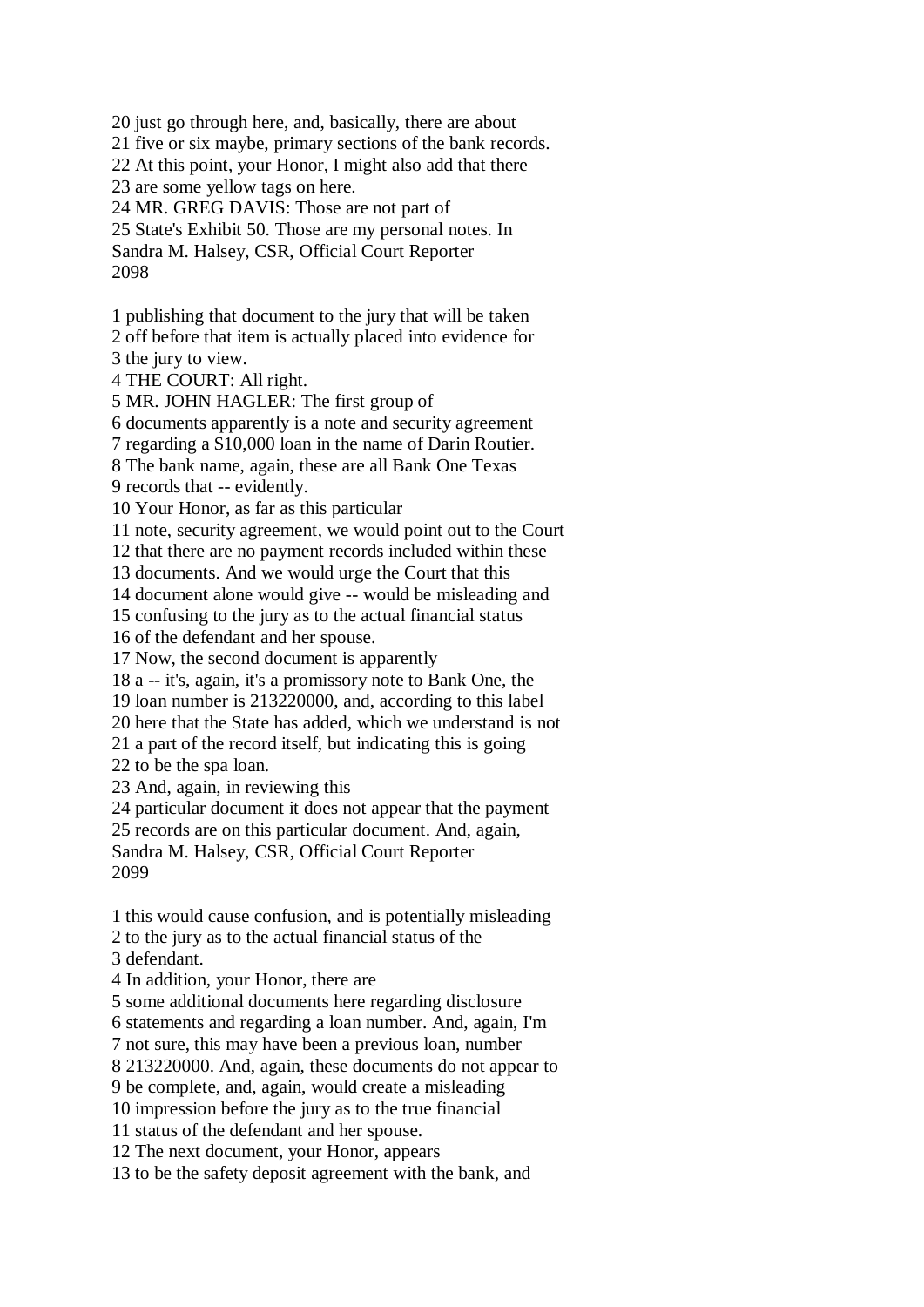20 just go through here, and, basically, there are about
21 five or six maybe, primary sections of the bank records.
22 At this point, your Honor, I might also add that there
23 are some yellow tags on here.
24 MR. GREG DAVIS: Those are not part of
25 State's Exhibit 50. Those are my personal notes. In
Sandra M. Halsey, CSR, Official Court Reporter
2098

1 publishing that document to the jury that will be taken
2 off before that item is actually placed into evidence for
3 the jury to view.
4 THE COURT: All right.
5 MR. JOHN HAGLER: The first group of
6 documents apparently is a note and security agreement
7 regarding a $10,000 loan in the name of Darin Routier.
8 The bank name, again, these are all Bank One Texas
9 records that -- evidently.
10 Your Honor, as far as this particular
11 note, security agreement, we would point out to the Court
12 that there are no payment records included within these
13 documents. And we would urge the Court that this
14 document alone would give -- would be misleading and
15 confusing to the jury as to the actual financial status
16 of the defendant and her spouse.
17 Now, the second document is apparently
18 a -- it's, again, it's a promissory note to Bank One, the
19 loan number is 213220000, and, according to this label
20 here that the State has added, which we understand is not
21 a part of the record itself, but indicating this is going
22 to be the spa loan.
23 And, again, in reviewing this
24 particular document it does not appear that the payment
25 records are on this particular document. And, again,
Sandra M. Halsey, CSR, Official Court Reporter
2099

1 this would cause confusion, and is potentially misleading
2 to the jury as to the actual financial status of the
3 defendant.
4 In addition, your Honor, there are
5 some additional documents here regarding disclosure
6 statements and regarding a loan number. And, again, I'm
7 not sure, this may have been a previous loan, number
8 213220000. And, again, these documents do not appear to
9 be complete, and, again, would create a misleading
10 impression before the jury as to the true financial
11 status of the defendant and her spouse.
12 The next document, your Honor, appears
13 to be the safety deposit agreement with the bank, and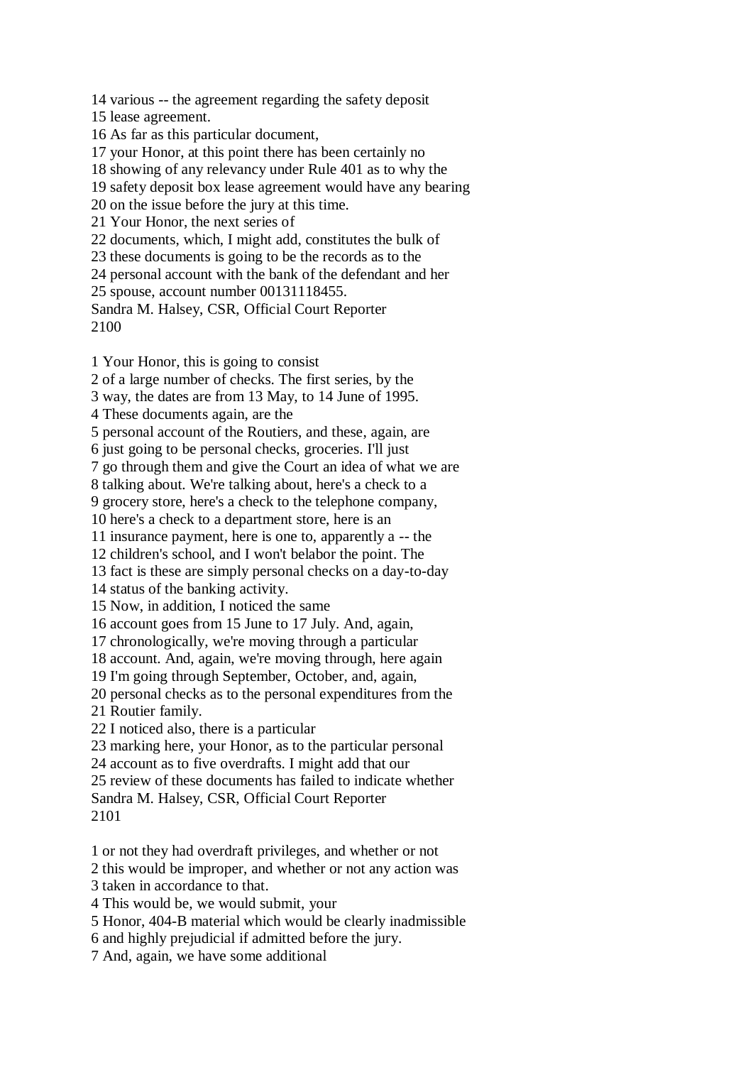14 various -- the agreement regarding the safety deposit
15 lease agreement.
16 As far as this particular document,
17 your Honor, at this point there has been certainly no
18 showing of any relevancy under Rule 401 as to why the
19 safety deposit box lease agreement would have any bearing
20 on the issue before the jury at this time.
21 Your Honor, the next series of
22 documents, which, I might add, constitutes the bulk of
23 these documents is going to be the records as to the
24 personal account with the bank of the defendant and her
25 spouse, account number 00131118455.
Sandra M. Halsey, CSR, Official Court Reporter
2100

1 Your Honor, this is going to consist
2 of a large number of checks. The first series, by the
3 way, the dates are from 13 May, to 14 June of 1995.
4 These documents again, are the
5 personal account of the Routiers, and these, again, are
6 just going to be personal checks, groceries. I'll just
7 go through them and give the Court an idea of what we are
8 talking about. We're talking about, here's a check to a
9 grocery store, here's a check to the telephone company,
10 here's a check to a department store, here is an
11 insurance payment, here is one to, apparently a -- the
12 children's school, and I won't belabor the point. The
13 fact is these are simply personal checks on a day-to-day
14 status of the banking activity.
15 Now, in addition, I noticed the same
16 account goes from 15 June to 17 July. And, again,
17 chronologically, we're moving through a particular
18 account. And, again, we're moving through, here again
19 I'm going through September, October, and, again,
20 personal checks as to the personal expenditures from the
21 Routier family.
22 I noticed also, there is a particular
23 marking here, your Honor, as to the particular personal
24 account as to five overdrafts. I might add that our
25 review of these documents has failed to indicate whether
Sandra M. Halsey, CSR, Official Court Reporter
2101

1 or not they had overdraft privileges, and whether or not
2 this would be improper, and whether or not any action was
3 taken in accordance to that.
4 This would be, we would submit, your
5 Honor, 404-B material which would be clearly inadmissible
6 and highly prejudicial if admitted before the jury.
7 And, again, we have some additional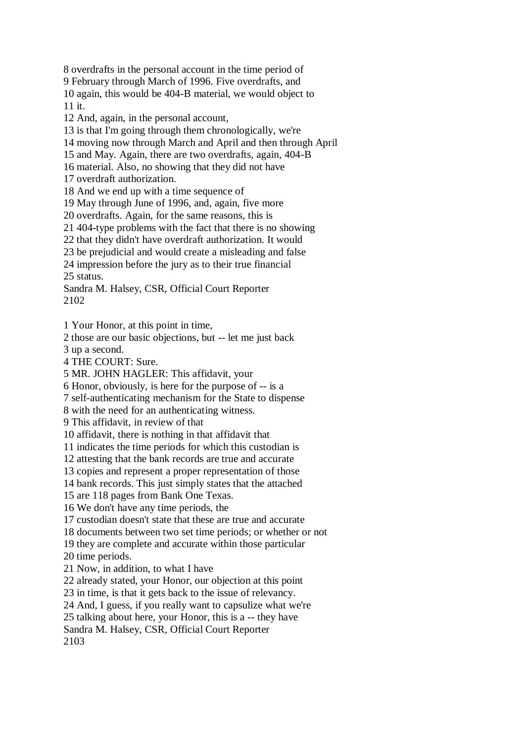8 overdrafts in the personal account in the time period of
9 February through March of 1996. Five overdrafts, and
10 again, this would be 404-B material, we would object to
11 it.
12 And, again, in the personal account,
13 is that I'm going through them chronologically, we're
14 moving now through March and April and then through April
15 and May. Again, there are two overdrafts, again, 404-B
16 material. Also, no showing that they did not have
17 overdraft authorization.
18 And we end up with a time sequence of
19 May through June of 1996, and, again, five more
20 overdrafts. Again, for the same reasons, this is
21 404-type problems with the fact that there is no showing
22 that they didn't have overdraft authorization. It would
23 be prejudicial and would create a misleading and false
24 impression before the jury as to their true financial
25 status.
Sandra M. Halsey, CSR, Official Court Reporter

1 Your Honor, at this point in time,
2 those are our basic objections, but -- let me just back
3 up a second.
4 THE COURT: Sure.
5 MR. JOHN HAGLER: This affidavit, your
6 Honor, obviously, is here for the purpose of -- is a
7 self-authenticating mechanism for the State to dispense
8 with the need for an authenticating witness.
9 This affidavit, in review of that
10 affidavit, there is nothing in that affidavit that
11 indicates the time periods for which this custodian is
12 attesting that the bank records are true and accurate
13 copies and represent a proper representation of those
14 bank records. This just simply states that the attached
15 are 118 pages from Bank One Texas.
16 We don't have any time periods, the
17 custodian doesn't state that these are true and accurate
18 documents between two set time periods; or whether or not
19 they are complete and accurate within those particular
20 time periods.
21 Now, in addition, to what I have
22 already stated, your Honor, our objection at this point
23 in time, is that it gets back to the issue of relevancy.
24 And, I guess, if you really want to capsulize what we're
25 talking about here, your Honor, this is a -- they have
Sandra M. Halsey, CSR, Official Court Reporter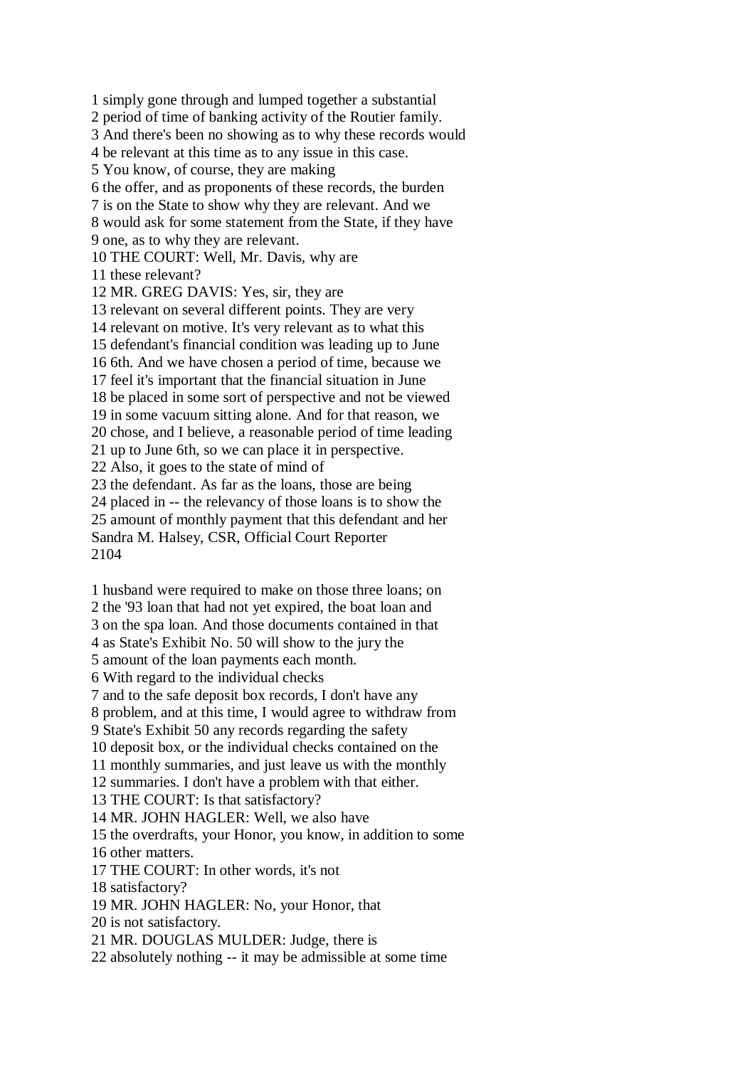1 simply gone through and lumped together a substantial
2 period of time of banking activity of the Routier family.
3 And there's been no showing as to why these records would
4 be relevant at this time as to any issue in this case.
5 You know, of course, they are making
6 the offer, and as proponents of these records, the burden
7 is on the State to show why they are relevant. And we
8 would ask for some statement from the State, if they have
9 one, as to why they are relevant.
10 THE COURT: Well, Mr. Davis, why are
11 these relevant?
12 MR. GREG DAVIS: Yes, sir, they are
13 relevant on several different points. They are very
14 relevant on motive. It's very relevant as to what this
15 defendant's financial condition was leading up to June
16 6th. And we have chosen a period of time, because we
17 feel it's important that the financial situation in June
18 be placed in some sort of perspective and not be viewed
19 in some vacuum sitting alone. And for that reason, we
20 chose, and I believe, a reasonable period of time leading
21 up to June 6th, so we can place it in perspective.
22 Also, it goes to the state of mind of
23 the defendant. As far as the loans, those are being
24 placed in -- the relevancy of those loans is to show the
25 amount of monthly payment that this defendant and her
Sandra M. Halsey, CSR, Official Court Reporter
2104

1 husband were required to make on those three loans; on
2 the '93 loan that had not yet expired, the boat loan and
3 on the spa loan. And those documents contained in that
4 as State's Exhibit No. 50 will show to the jury the
5 amount of the loan payments each month.
6 With regard to the individual checks
7 and to the safe deposit box records, I don't have any
8 problem, and at this time, I would agree to withdraw from
9 State's Exhibit 50 any records regarding the safety
10 deposit box, or the individual checks contained on the
11 monthly summaries, and just leave us with the monthly
12 summaries. I don't have a problem with that either.
13 THE COURT: Is that satisfactory?
14 MR. JOHN HAGLER: Well, we also have
15 the overdrafts, your Honor, you know, in addition to some
16 other matters.
17 THE COURT: In other words, it's not
18 satisfactory?
19 MR. JOHN HAGLER: No, your Honor, that
20 is not satisfactory.
21 MR. DOUGLAS MULDER: Judge, there is
22 absolutely nothing -- it may be admissible at some time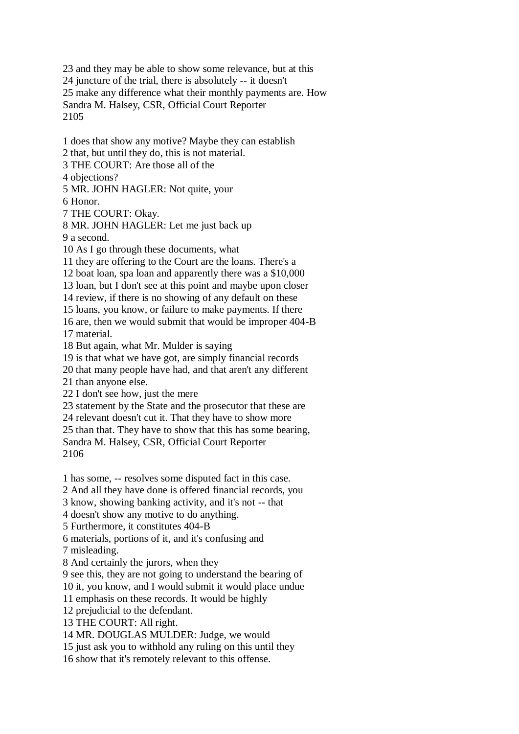23 and they may be able to show some relevance, but at this
24 juncture of the trial, there is absolutely -- it doesn't
25 make any difference what their monthly payments are. How

1 does that show any motive? Maybe they can establish
2 that, but until they do, this is not material.
3 THE COURT: Are those all of the
4 objections?
5 MR. JOHN HAGLER: Not quite, your
6 Honor.
7 THE COURT: Okay.
8 MR. JOHN HAGLER: Let me just back up
9 a second.
10 As I go through these documents, what
11 they are offering to the Court are the loans. There's a
12 boat loan, spa loan and apparently there was a $10,000
13 loan, but I don't see at this point and maybe upon closer
14 review, if there is no showing of any default on these
15 loans, you know, or failure to make payments. If there
16 are, then we would submit that would be improper 404-B
17 material.
18 But again, what Mr. Mulder is saying
19 is that what we have got, are simply financial records
20 that many people have had, and that aren't any different
21 than anyone else.
22 I don't see how, just the mere
23 statement by the State and the prosecutor that these are
24 relevant doesn't cut it. That they have to show more
25 than that. They have to show that this has some bearing,

1 has some, -- resolves some disputed fact in this case.
2 And all they have done is offered financial records, you
3 know, showing banking activity, and it's not -- that
4 doesn't show any motive to do anything.
5 Furthermore, it constitutes 404-B
6 materials, portions of it, and it's confusing and
7 misleading.
8 And certainly the jurors, when they
9 see this, they are not going to understand the bearing of
10 it, you know, and I would submit it would place undue
11 emphasis on these records. It would be highly
12 prejudicial to the defendant.
13 THE COURT: All right.
14 MR. DOUGLAS MULDER: Judge, we would
15 just ask you to withhold any ruling on this until they
16 show that it's remotely relevant to this offense.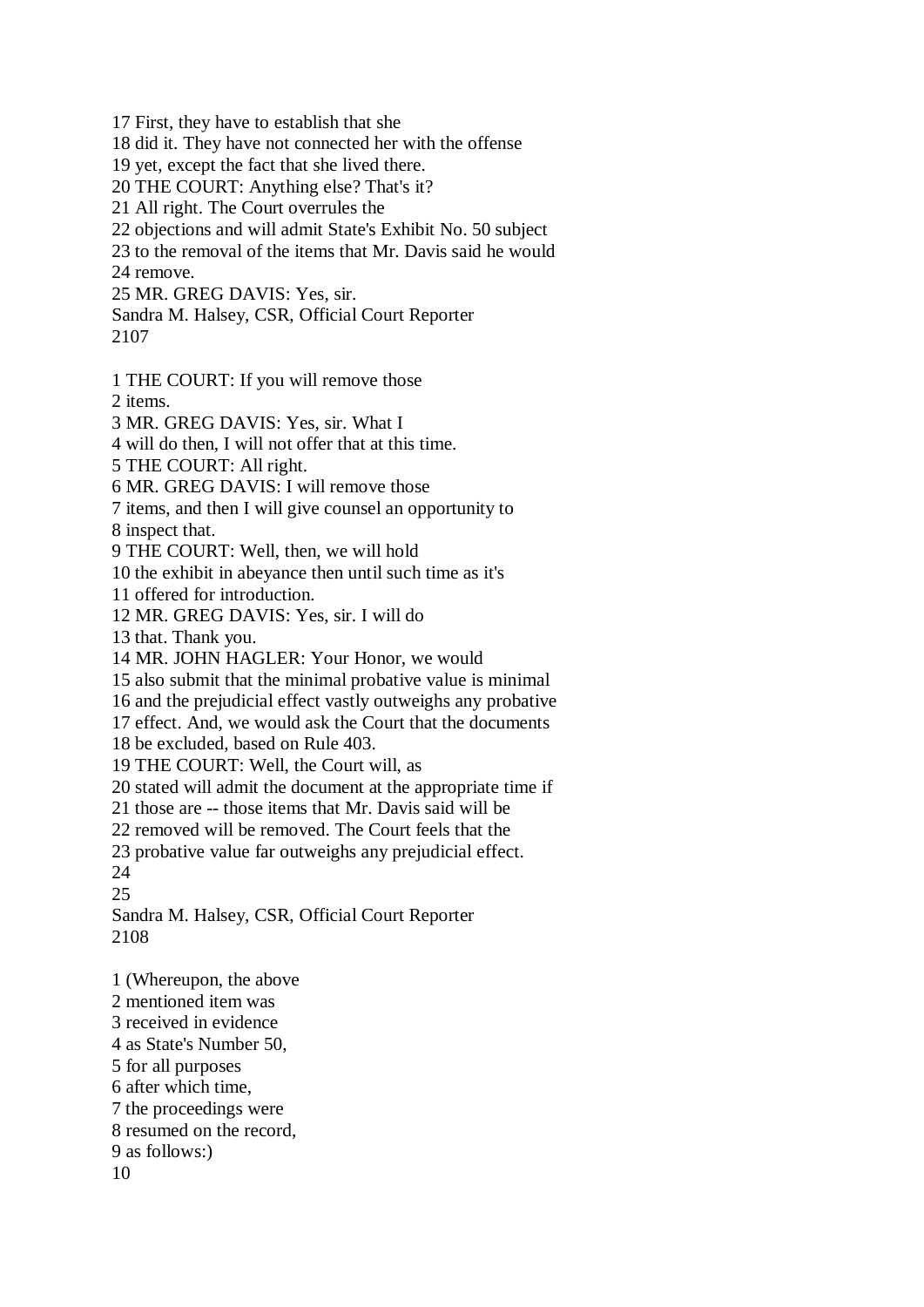17 First, they have to establish that she
18 did it. They have not connected her with the offense
19 yet, except the fact that she lived there.
20 THE COURT: Anything else? That's it?
21 All right. The Court overrules the
22 objections and will admit State's Exhibit No. 50 subject
23 to the removal of the items that Mr. Davis said he would
24 remove.
25 MR. GREG DAVIS: Yes, sir.

1 THE COURT: If you will remove those
2 items.
3 MR. GREG DAVIS: Yes, sir. What I
4 will do then, I will not offer that at this time.
5 THE COURT: All right.
6 MR. GREG DAVIS: I will remove those
7 items, and then I will give counsel an opportunity to
8 inspect that.
9 THE COURT: Well, then, we will hold
10 the exhibit in abeyance then until such time as it's
11 offered for introduction.
12 MR. GREG DAVIS: Yes, sir. I will do
13 that. Thank you.
14 MR. JOHN HAGLER: Your Honor, we would
15 also submit that the minimal probative value is minimal
16 and the prejudicial effect vastly outweighs any probative
17 effect. And, we would ask the Court that the documents
18 be excluded, based on Rule 403.
19 THE COURT: Well, the Court will, as
20 stated will admit the document at the appropriate time if
21 those are -- those items that Mr. Davis said will be
22 removed will be removed. The Court feels that the
23 probative value far outweighs any prejudicial effect.
24
25

1 (Whereupon, the above
2 mentioned item was
3 received in evidence
4 as State's Number 50,
5 for all purposes
6 after which time,
7 the proceedings were
8 resumed on the record,
9 as follows:)
10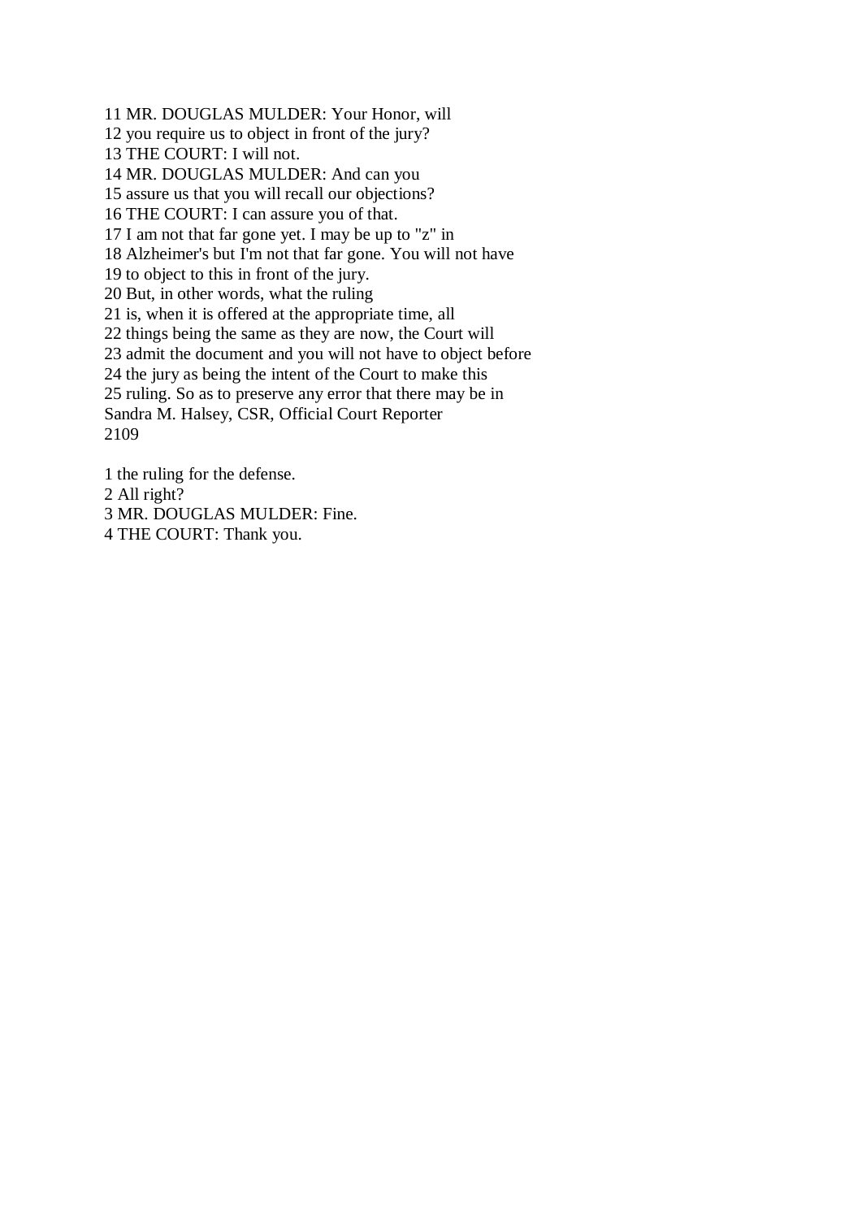11 MR. DOUGLAS MULDER: Your Honor, will
12 you require us to object in front of the jury?
13 THE COURT: I will not.
14 MR. DOUGLAS MULDER: And can you
15 assure us that you will recall our objections?
16 THE COURT: I can assure you of that.
17 I am not that far gone yet. I may be up to "z" in
18 Alzheimer's but I'm not that far gone. You will not have
19 to object to this in front of the jury.
20 But, in other words, what the ruling
21 is, when it is offered at the appropriate time, all
22 things being the same as they are now, the Court will
23 admit the document and you will not have to object before
24 the jury as being the intent of the Court to make this
25 ruling. So as to preserve any error that there may be in
Sandra M. Halsey, CSR, Official Court Reporter

1 the ruling for the defense.
2 All right?
3 MR. DOUGLAS MULDER: Fine.
4 THE COURT: Thank you.